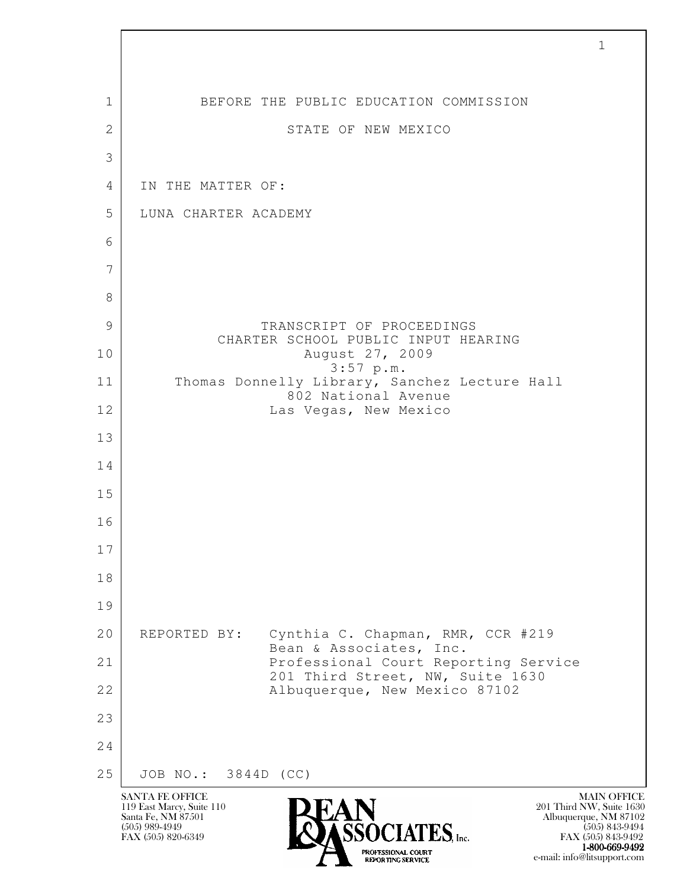BEFORE THE PUBLIC EDUCATION COMMISSION

STATE OF NEW MEXICO

IN THE MATTER OF:

LUNA CHARTER ACADEMY

TRANSCRIPT OF PROCEEDINGS
CHARTER SCHOOL PUBLIC INPUT HEARING
August 27, 2009
3:57 p.m.
Thomas Donnelly Library, Sanchez Lecture Hall
802 National Avenue
Las Vegas, New Mexico

REPORTED BY: Cynthia C. Chapman, RMR, CCR #219
Bean & Associates, Inc.
Professional Court Reporting Service
201 Third Street, NW, Suite 1630
Albuquerque, New Mexico 87102

JOB NO.: 3844D (CC)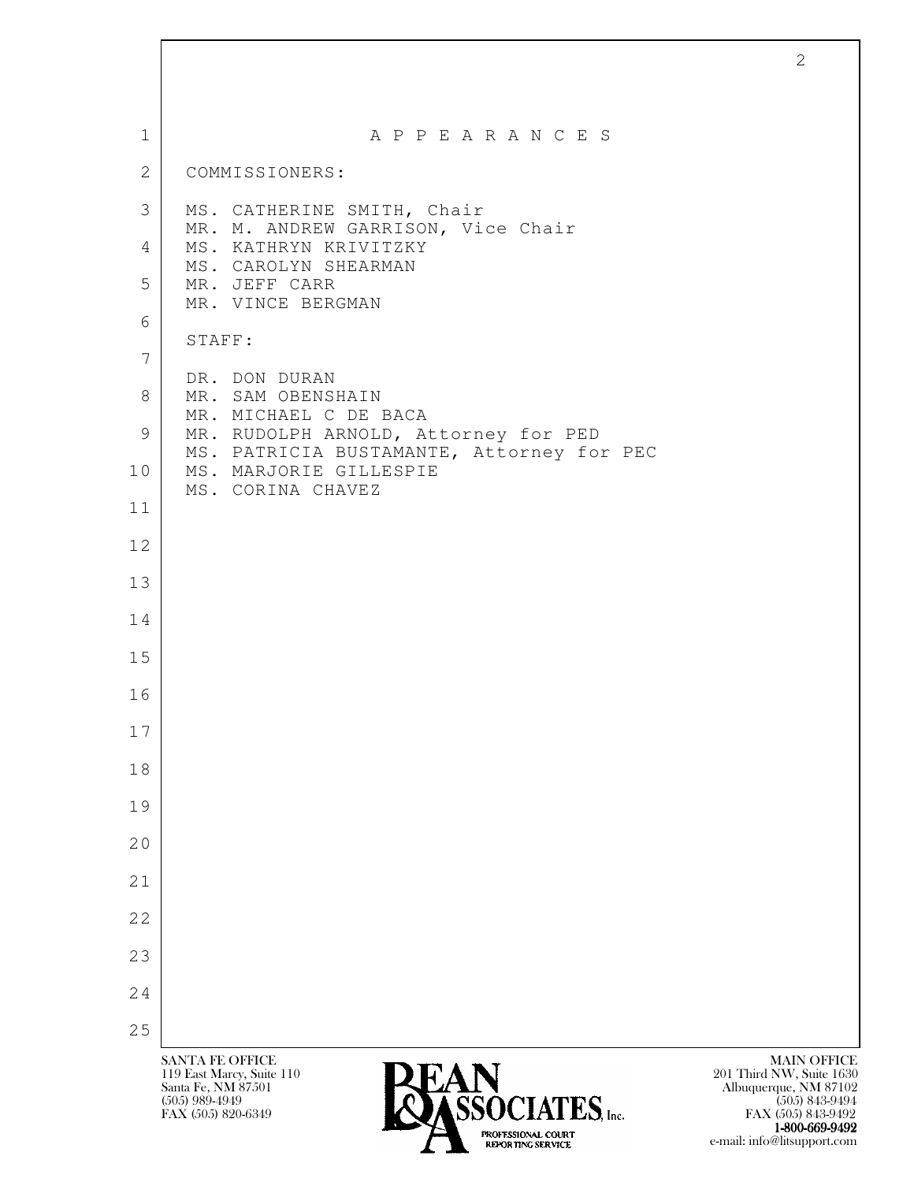# A P P E A R A N C E S

COMMISSIONERS:

MS. CATHERINE SMITH, Chair
MR. M. ANDREW GARRISON, Vice Chair
MS. KATHRYN KRIVITZKY
MS. CAROLYN SHEARMAN
MR. JEFF CARR
MR. VINCE BERGMAN

STAFF:

DR. DON DURAN
MR. SAM OBENSHAIN
MR. MICHAEL C DE BACA
MR. RUDOLPH ARNOLD, Attorney for PED
MS. PATRICIA BUSTAMANTE, Attorney for PEC
MS. MARJORIE GILLESPIE
MS. CORINA CHAVEZ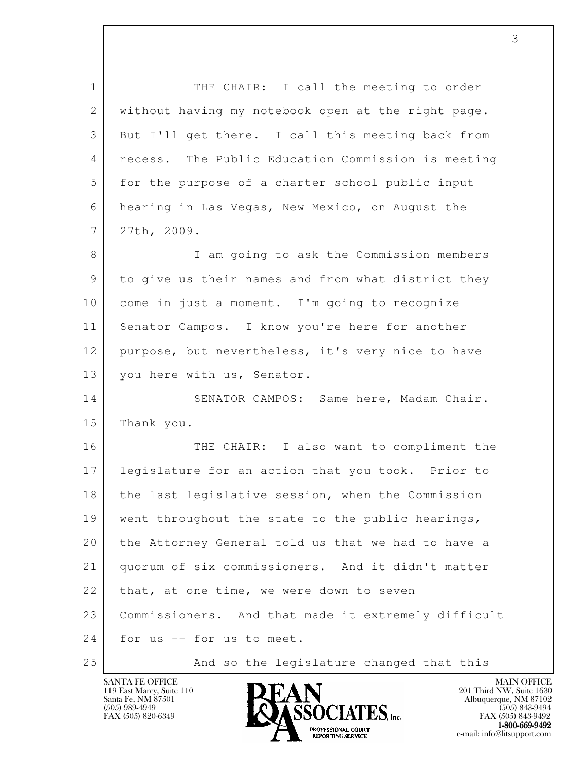THE CHAIR: I call the meeting to order without having my notebook open at the right page. But I'll get there. I call this meeting back from recess. The Public Education Commission is meeting for the purpose of a charter school public input hearing in Las Vegas, New Mexico, on August the 27th, 2009.

I am going to ask the Commission members to give us their names and from what district they come in just a moment. I'm going to recognize Senator Campos. I know you're here for another purpose, but nevertheless, it's very nice to have you here with us, Senator.

SENATOR CAMPOS: Same here, Madam Chair. Thank you.

THE CHAIR: I also want to compliment the legislature for an action that you took. Prior to the last legislative session, when the Commission went throughout the state to the public hearings, the Attorney General told us that we had to have a quorum of six commissioners. And it didn't matter that, at one time, we were down to seven Commissioners. And that made it extremely difficult for us -- for us to meet.

And so the legislature changed that this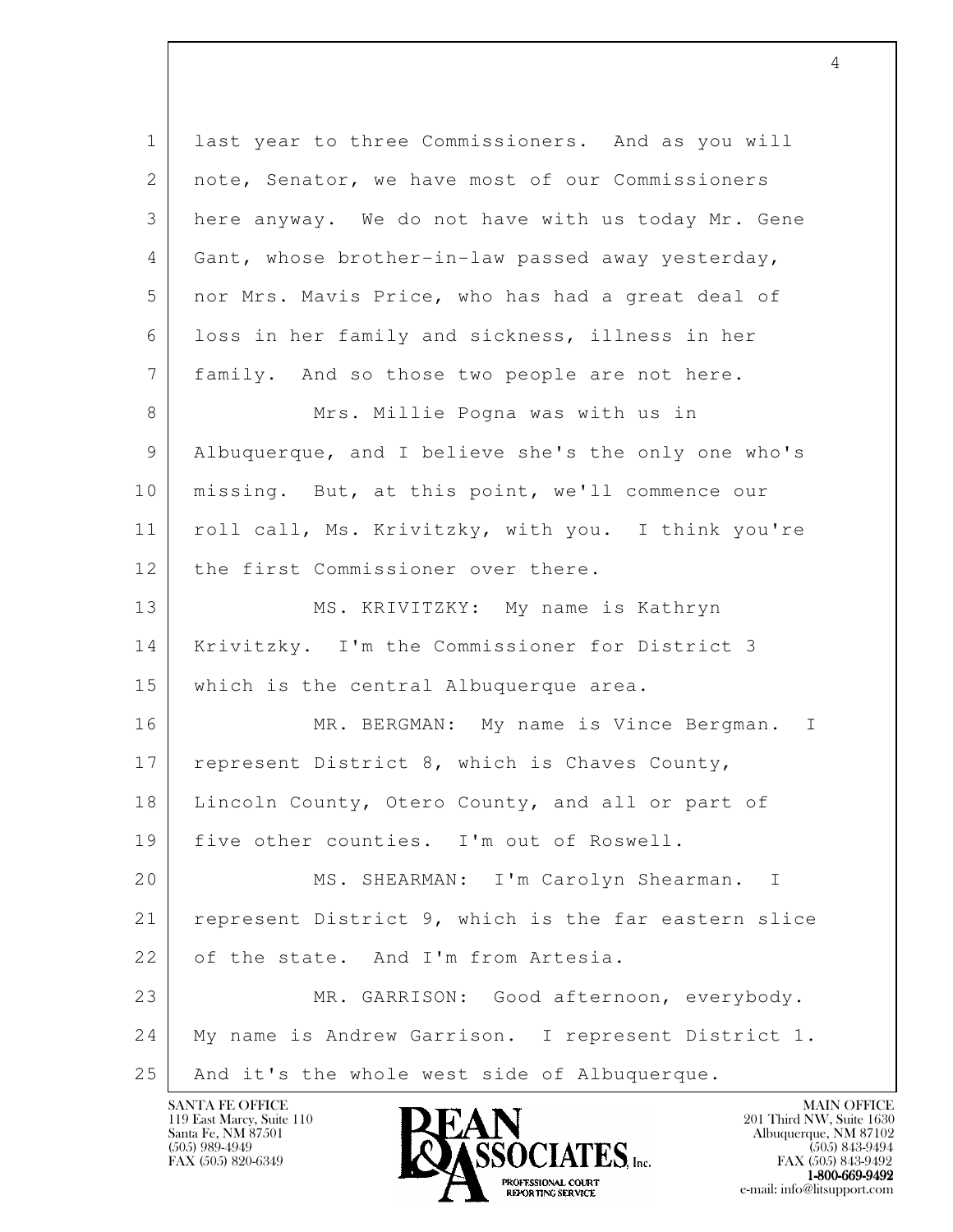1 last year to three Commissioners. And as you will
2 note, Senator, we have most of our Commissioners
3 here anyway. We do not have with us today Mr. Gene
4 Gant, whose brother-in-law passed away yesterday,
5 nor Mrs. Mavis Price, who has had a great deal of
6 loss in her family and sickness, illness in her
7 family. And so those two people are not here.
8 Mrs. Millie Pogna was with us in
9 Albuquerque, and I believe she's the only one who's
10 missing. But, at this point, we'll commence our
11 roll call, Ms. Krivitzky, with you. I think you're
12 the first Commissioner over there.
13 MS. KRIVITZKY: My name is Kathryn
14 Krivitzky. I'm the Commissioner for District 3
15 which is the central Albuquerque area.
16 MR. BERGMAN: My name is Vince Bergman. I
17 represent District 8, which is Chaves County,
18 Lincoln County, Otero County, and all or part of
19 five other counties. I'm out of Roswell.
20 MS. SHEARMAN: I'm Carolyn Shearman. I
21 represent District 9, which is the far eastern slice
22 of the state. And I'm from Artesia.
23 MR. GARRISON: Good afternoon, everybody.
24 My name is Andrew Garrison. I represent District 1.
25 And it's the whole west side of Albuquerque.

SANTA FE OFFICE
119 East Marcy, Suite 110
Santa Fe, NM 87501
(505) 989-4949
FAX (505) 820-6349

MAIN OFFICE
201 Third NW, Suite 1630
Albuquerque, NM 87102
(505) 843-9494
FAX (505) 843-9492
1-800-669-9492
e-mail: info@litsupport.com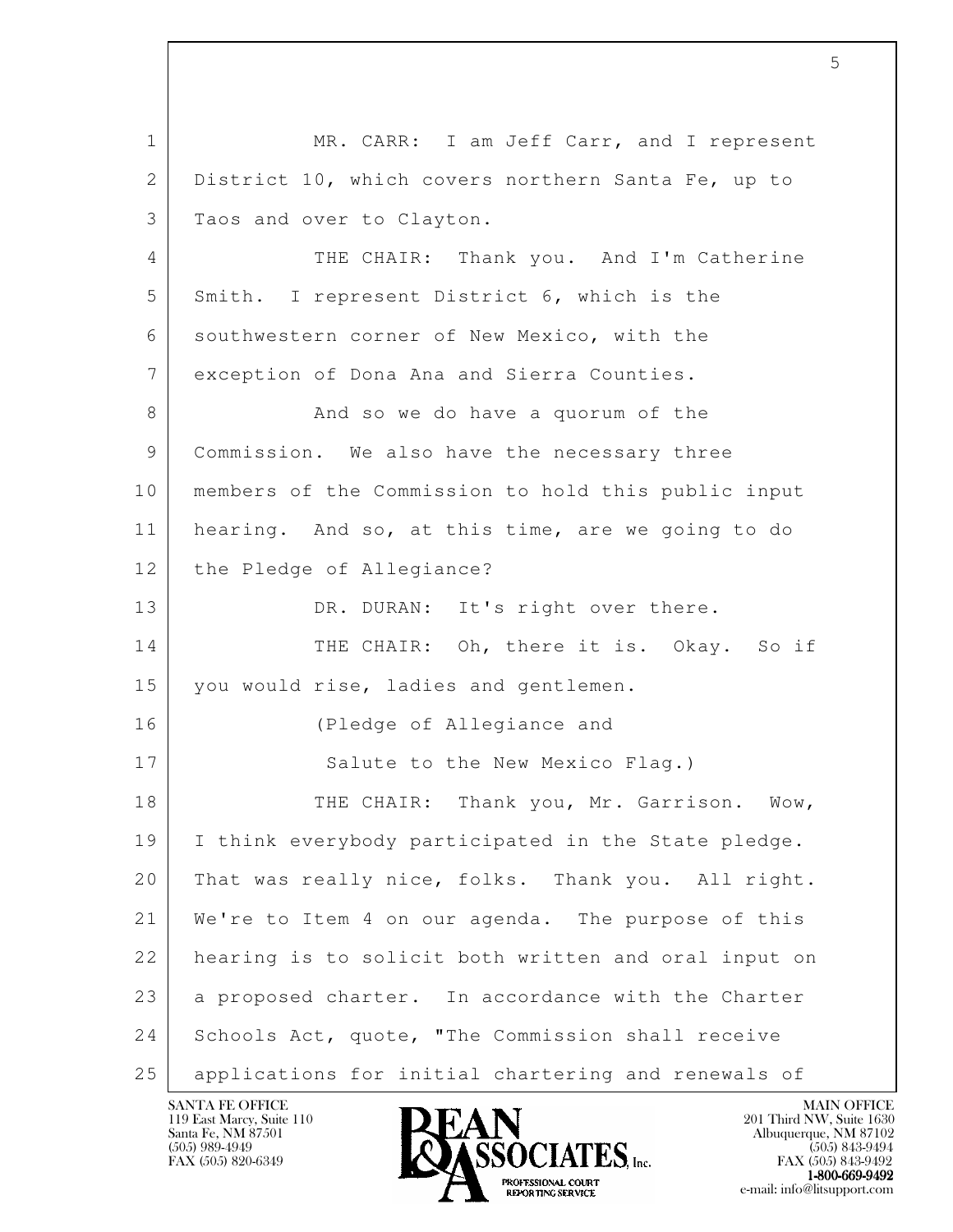MR. CARR: I am Jeff Carr, and I represent District 10, which covers northern Santa Fe, up to Taos and over to Clayton.

THE CHAIR: Thank you. And I'm Catherine Smith. I represent District 6, which is the southwestern corner of New Mexico, with the exception of Dona Ana and Sierra Counties.

And so we do have a quorum of the Commission. We also have the necessary three members of the Commission to hold this public input hearing. And so, at this time, are we going to do the Pledge of Allegiance?

DR. DURAN: It's right over there.

THE CHAIR: Oh, there it is. Okay. So if you would rise, ladies and gentlemen.

(Pledge of Allegiance and Salute to the New Mexico Flag.)

THE CHAIR: Thank you, Mr. Garrison. Wow, I think everybody participated in the State pledge. That was really nice, folks. Thank you. All right. We're to Item 4 on our agenda. The purpose of this hearing is to solicit both written and oral input on a proposed charter. In accordance with the Charter Schools Act, quote, "The Commission shall receive applications for initial chartering and renewals of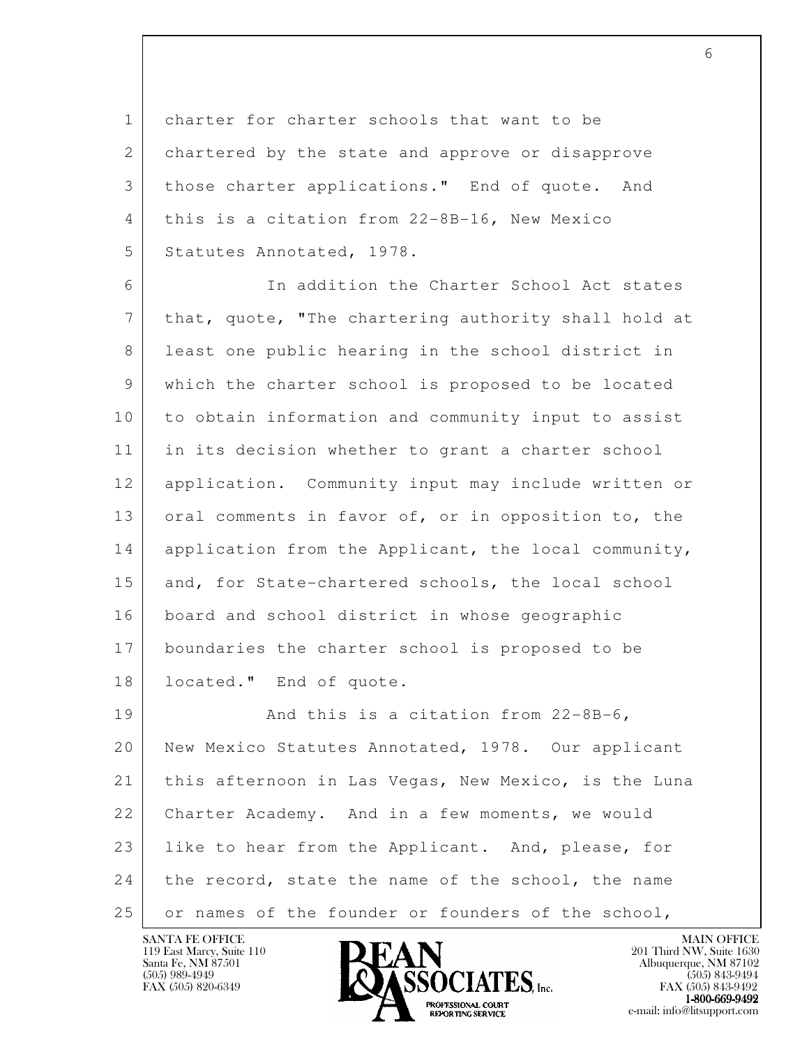charter for charter schools that want to be chartered by the state and approve or disapprove those charter applications." End of quote. And this is a citation from 22-8B-16, New Mexico Statutes Annotated, 1978.

In addition the Charter School Act states that, quote, "The chartering authority shall hold at least one public hearing in the school district in which the charter school is proposed to be located to obtain information and community input to assist in its decision whether to grant a charter school application. Community input may include written or oral comments in favor of, or in opposition to, the application from the Applicant, the local community, and, for State-chartered schools, the local school board and school district in whose geographic boundaries the charter school is proposed to be located." End of quote.

And this is a citation from 22-8B-6, New Mexico Statutes Annotated, 1978. Our applicant this afternoon in Las Vegas, New Mexico, is the Luna Charter Academy. And in a few moments, we would like to hear from the Applicant. And, please, for the record, state the name of the school, the name or names of the founder or founders of the school,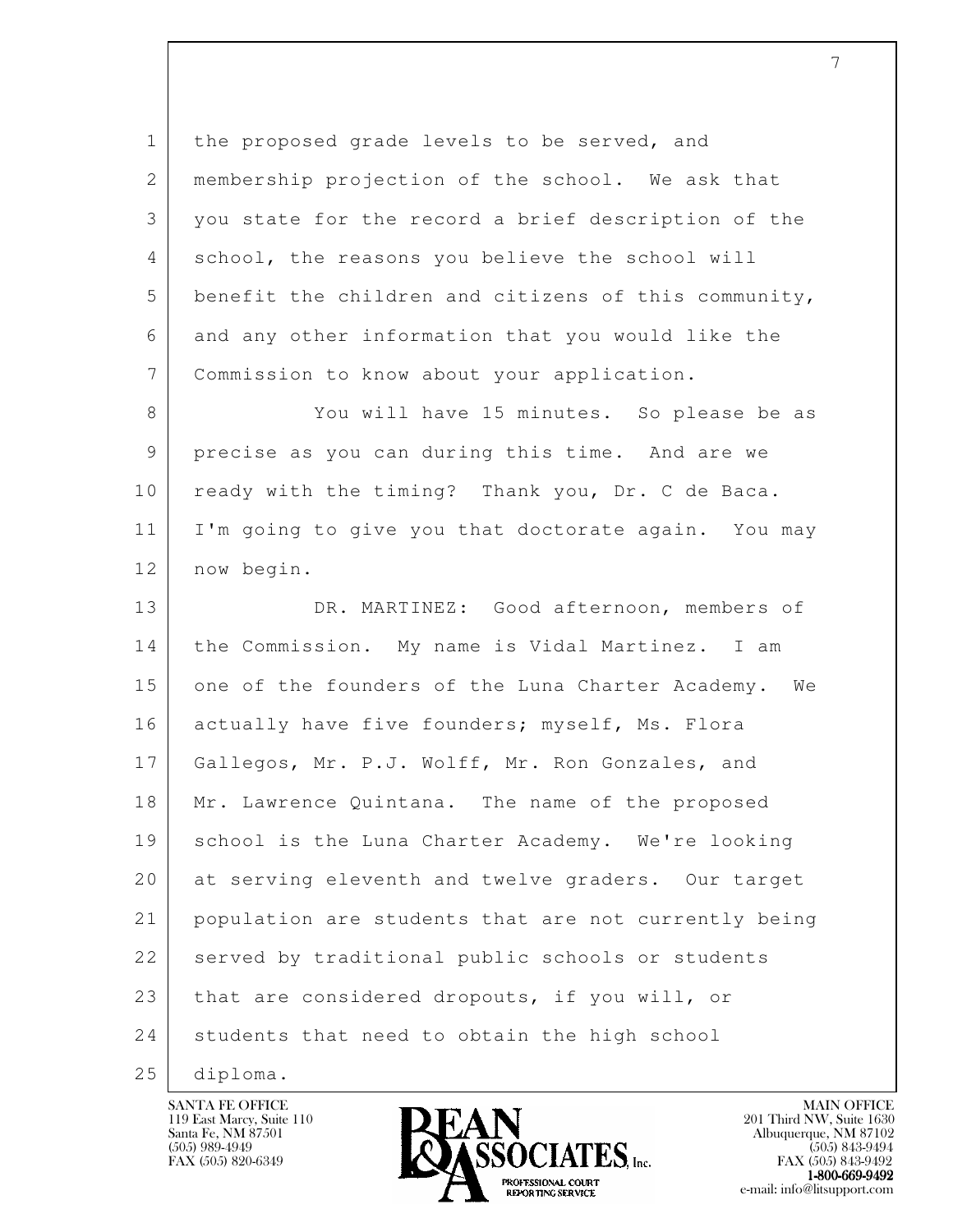the proposed grade levels to be served, and membership projection of the school. We ask that you state for the record a brief description of the school, the reasons you believe the school will benefit the children and citizens of this community, and any other information that you would like the Commission to know about your application.

You will have 15 minutes. So please be as precise as you can during this time. And are we ready with the timing? Thank you, Dr. C de Baca. I'm going to give you that doctorate again. You may now begin.

DR. MARTINEZ: Good afternoon, members of the Commission. My name is Vidal Martinez. I am one of the founders of the Luna Charter Academy. We actually have five founders; myself, Ms. Flora Gallegos, Mr. P.J. Wolff, Mr. Ron Gonzales, and Mr. Lawrence Quintana. The name of the proposed school is the Luna Charter Academy. We're looking at serving eleventh and twelve graders. Our target population are students that are not currently being served by traditional public schools or students that are considered dropouts, if you will, or students that need to obtain the high school diploma.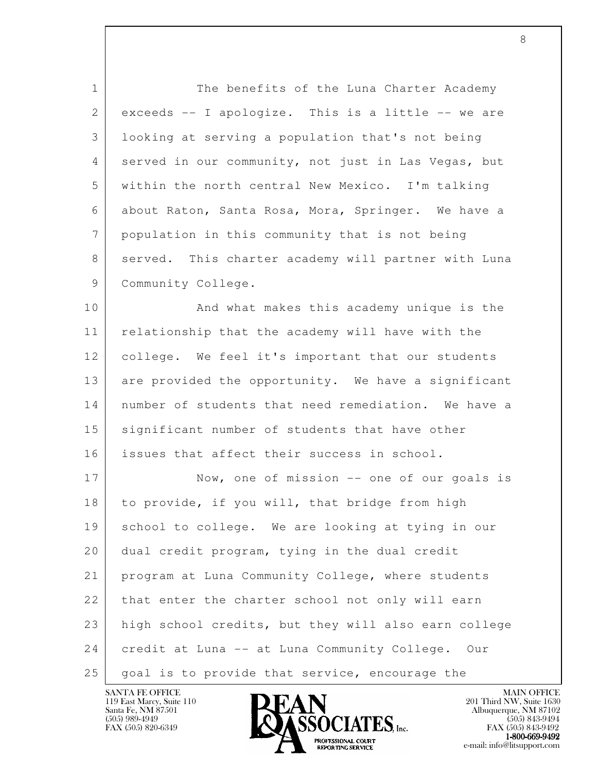The benefits of the Luna Charter Academy exceeds -- I apologize. This is a little -- we are looking at serving a population that's not being served in our community, not just in Las Vegas, but within the north central New Mexico. I'm talking about Raton, Santa Rosa, Mora, Springer. We have a population in this community that is not being served. This charter academy will partner with Luna Community College.

And what makes this academy unique is the relationship that the academy will have with the college. We feel it's important that our students are provided the opportunity. We have a significant number of students that need remediation. We have a significant number of students that have other issues that affect their success in school.

Now, one of mission -- one of our goals is to provide, if you will, that bridge from high school to college. We are looking at tying in our dual credit program, tying in the dual credit program at Luna Community College, where students that enter the charter school not only will earn high school credits, but they will also earn college credit at Luna -- at Luna Community College. Our goal is to provide that service, encourage the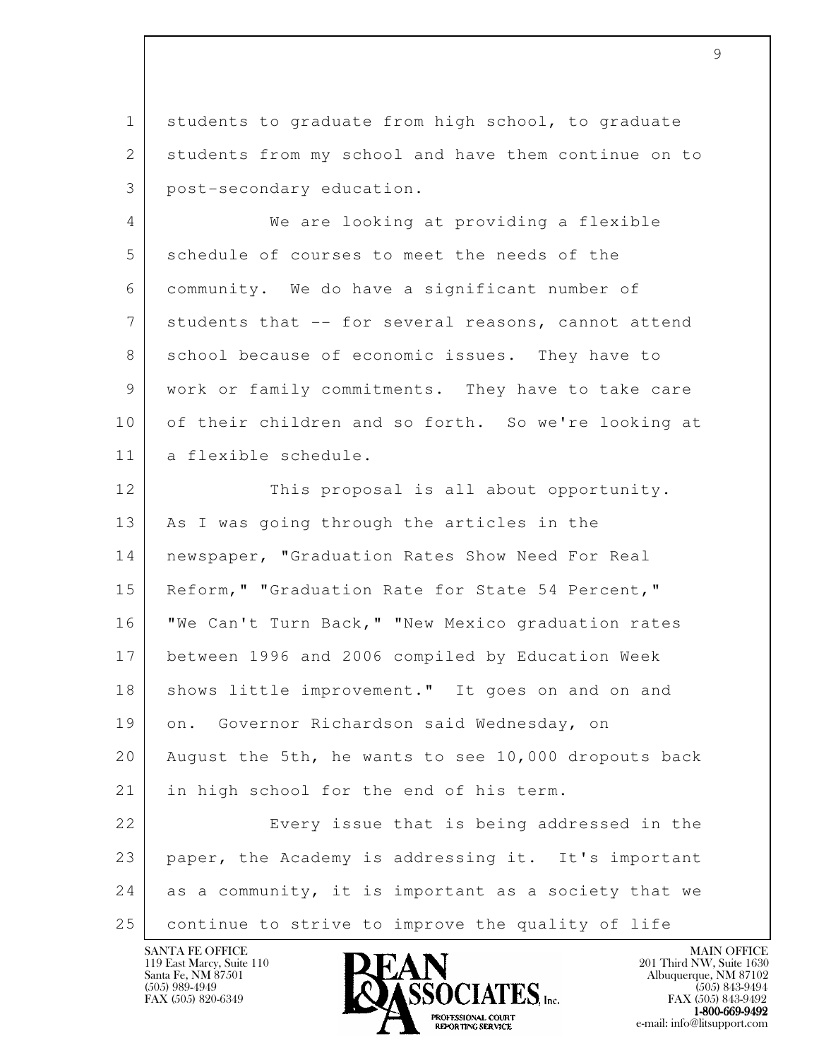students to graduate from high school, to graduate students from my school and have them continue on to post-secondary education.

We are looking at providing a flexible schedule of courses to meet the needs of the community. We do have a significant number of students that -- for several reasons, cannot attend school because of economic issues. They have to work or family commitments. They have to take care of their children and so forth. So we're looking at a flexible schedule.

This proposal is all about opportunity. As I was going through the articles in the newspaper, "Graduation Rates Show Need For Real Reform," "Graduation Rate for State 54 Percent," "We Can't Turn Back," "New Mexico graduation rates between 1996 and 2006 compiled by Education Week shows little improvement." It goes on and on and on. Governor Richardson said Wednesday, on August the 5th, he wants to see 10,000 dropouts back in high school for the end of his term.

Every issue that is being addressed in the paper, the Academy is addressing it. It's important as a community, it is important as a society that we continue to strive to improve the quality of life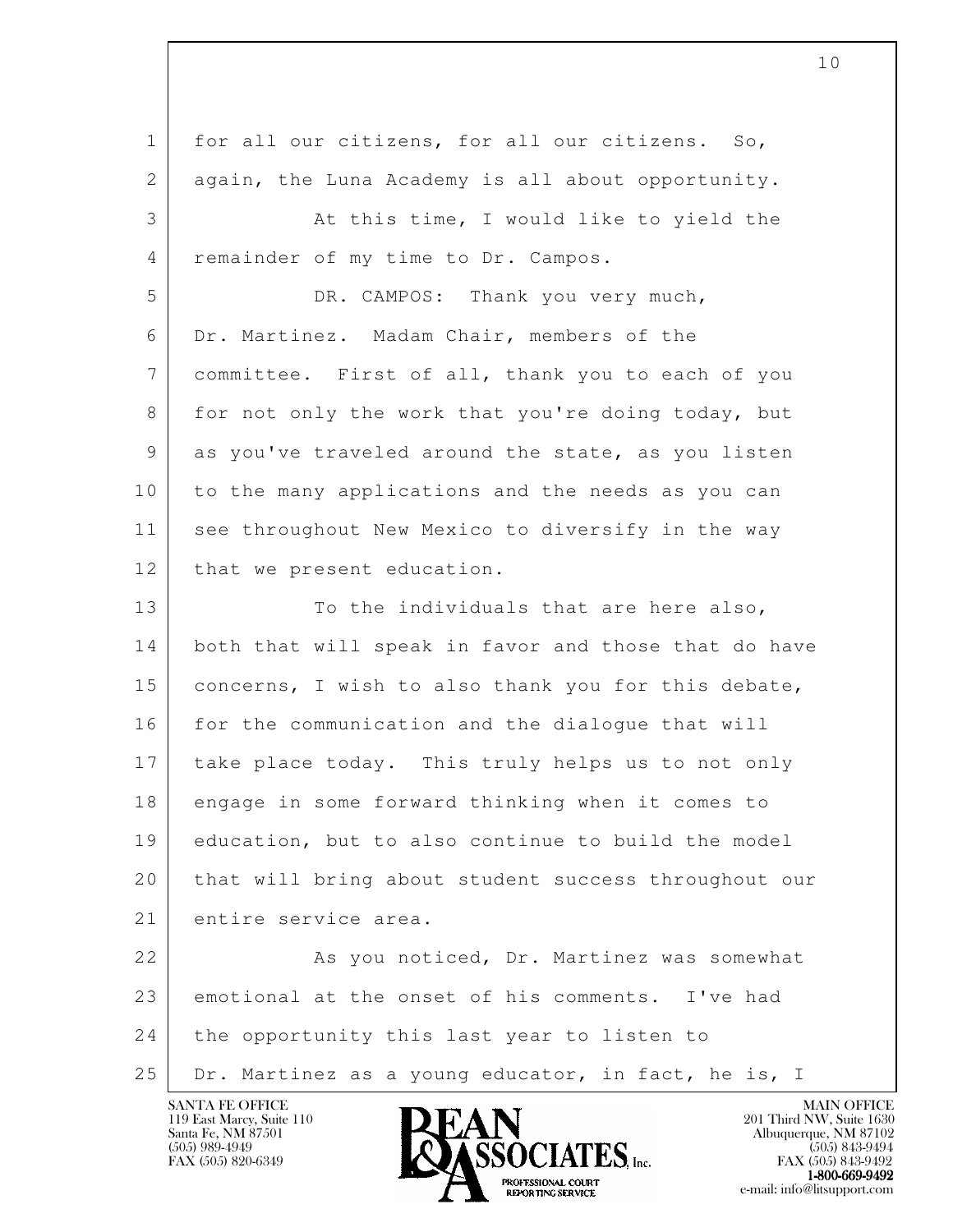for all our citizens, for all our citizens. So, again, the Luna Academy is all about opportunity.

At this time, I would like to yield the remainder of my time to Dr. Campos.

DR. CAMPOS: Thank you very much, Dr. Martinez. Madam Chair, members of the committee. First of all, thank you to each of you for not only the work that you're doing today, but as you've traveled around the state, as you listen to the many applications and the needs as you can see throughout New Mexico to diversify in the way that we present education.

To the individuals that are here also, both that will speak in favor and those that do have concerns, I wish to also thank you for this debate, for the communication and the dialogue that will take place today. This truly helps us to not only engage in some forward thinking when it comes to education, but to also continue to build the model that will bring about student success throughout our entire service area.

As you noticed, Dr. Martinez was somewhat emotional at the onset of his comments. I've had the opportunity this last year to listen to Dr. Martinez as a young educator, in fact, he is, I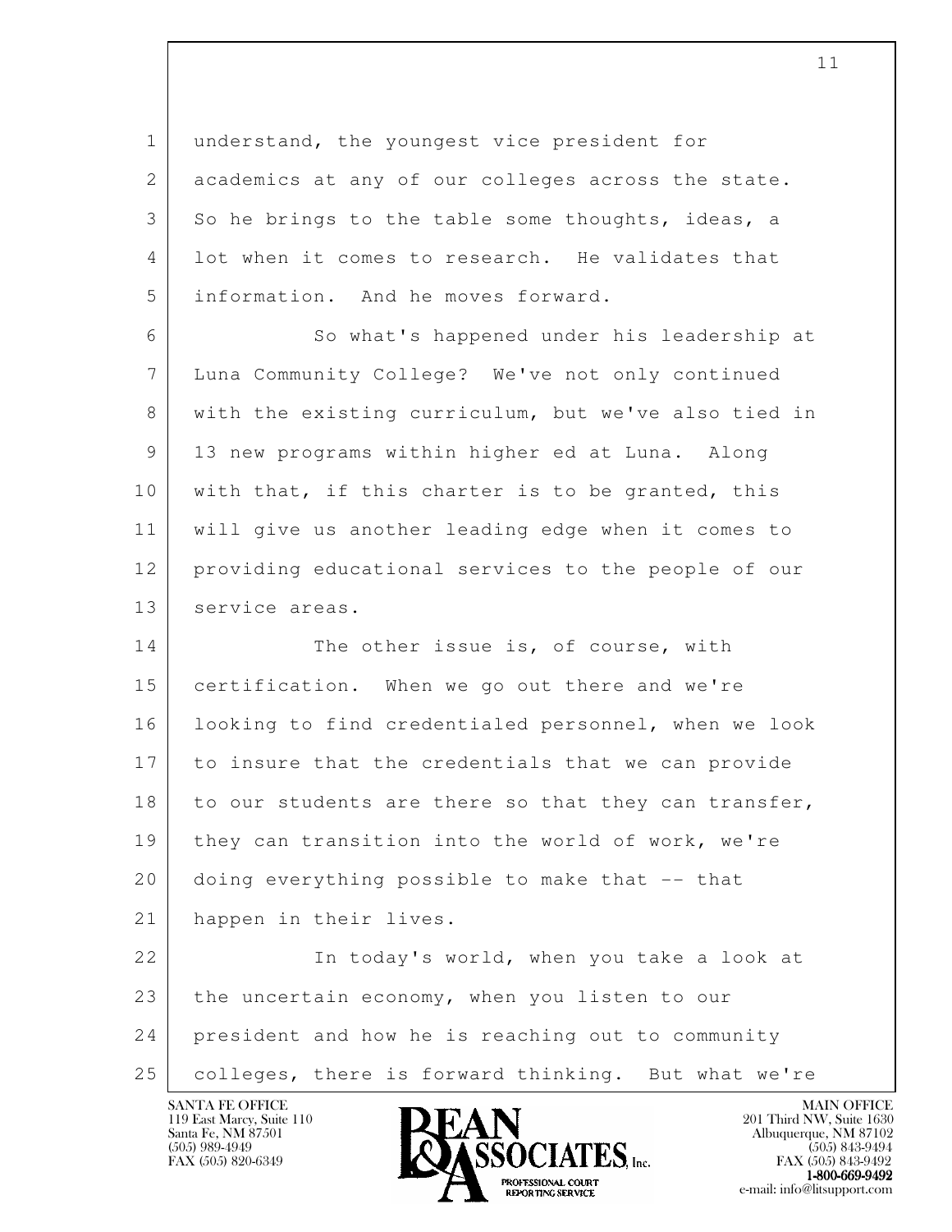understand, the youngest vice president for academics at any of our colleges across the state. So he brings to the table some thoughts, ideas, a lot when it comes to research. He validates that information. And he moves forward.

So what's happened under his leadership at Luna Community College? We've not only continued with the existing curriculum, but we've also tied in 13 new programs within higher ed at Luna. Along with that, if this charter is to be granted, this will give us another leading edge when it comes to providing educational services to the people of our service areas.

The other issue is, of course, with certification. When we go out there and we're looking to find credentialed personnel, when we look to insure that the credentials that we can provide to our students are there so that they can transfer, they can transition into the world of work, we're doing everything possible to make that -- that happen in their lives.

In today's world, when you take a look at the uncertain economy, when you listen to our president and how he is reaching out to community colleges, there is forward thinking. But what we're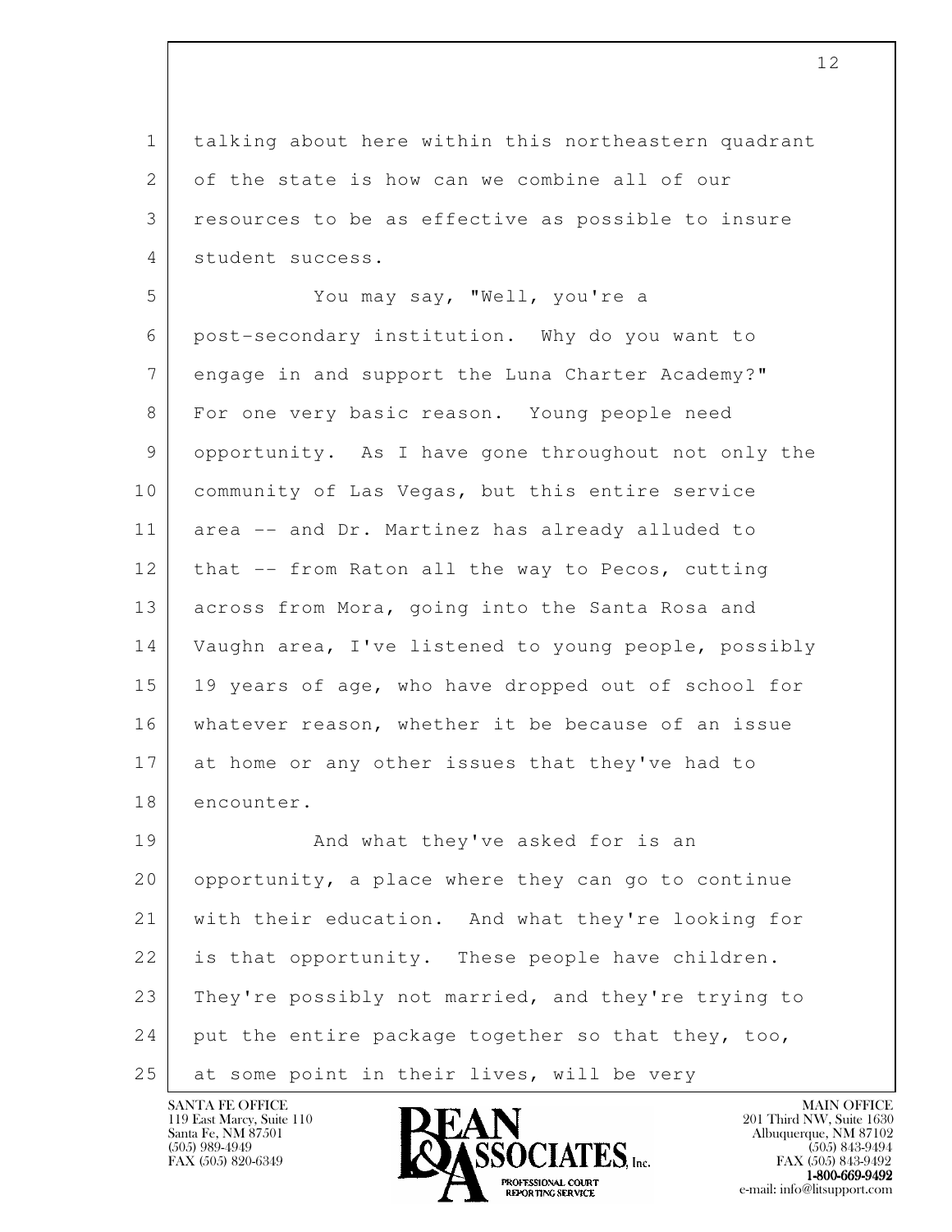talking about here within this northeastern quadrant of the state is how can we combine all of our resources to be as effective as possible to insure student success.

You may say, "Well, you're a post-secondary institution. Why do you want to engage in and support the Luna Charter Academy?" For one very basic reason. Young people need opportunity. As I have gone throughout not only the community of Las Vegas, but this entire service area -- and Dr. Martinez has already alluded to that -- from Raton all the way to Pecos, cutting across from Mora, going into the Santa Rosa and Vaughn area, I've listened to young people, possibly 19 years of age, who have dropped out of school for whatever reason, whether it be because of an issue at home or any other issues that they've had to encounter.

And what they've asked for is an opportunity, a place where they can go to continue with their education. And what they're looking for is that opportunity. These people have children. They're possibly not married, and they're trying to put the entire package together so that they, too, at some point in their lives, will be very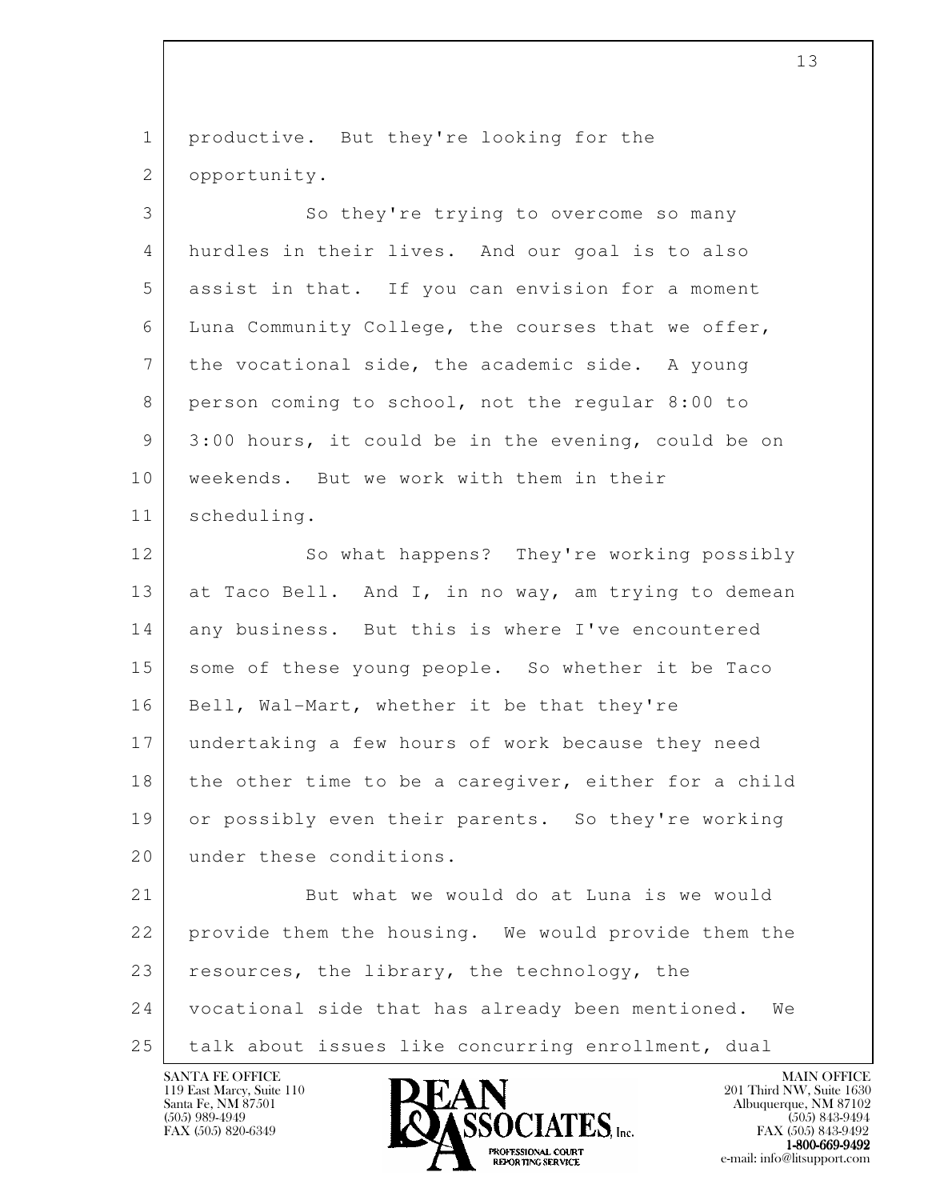productive. But they're looking for the opportunity.

So they're trying to overcome so many hurdles in their lives. And our goal is to also assist in that. If you can envision for a moment Luna Community College, the courses that we offer, the vocational side, the academic side. A young person coming to school, not the regular 8:00 to 3:00 hours, it could be in the evening, could be on weekends. But we work with them in their scheduling.

So what happens? They're working possibly at Taco Bell. And I, in no way, am trying to demean any business. But this is where I've encountered some of these young people. So whether it be Taco Bell, Wal-Mart, whether it be that they're undertaking a few hours of work because they need the other time to be a caregiver, either for a child or possibly even their parents. So they're working under these conditions.

But what we would do at Luna is we would provide them the housing. We would provide them the resources, the library, the technology, the vocational side that has already been mentioned. We talk about issues like concurring enrollment, dual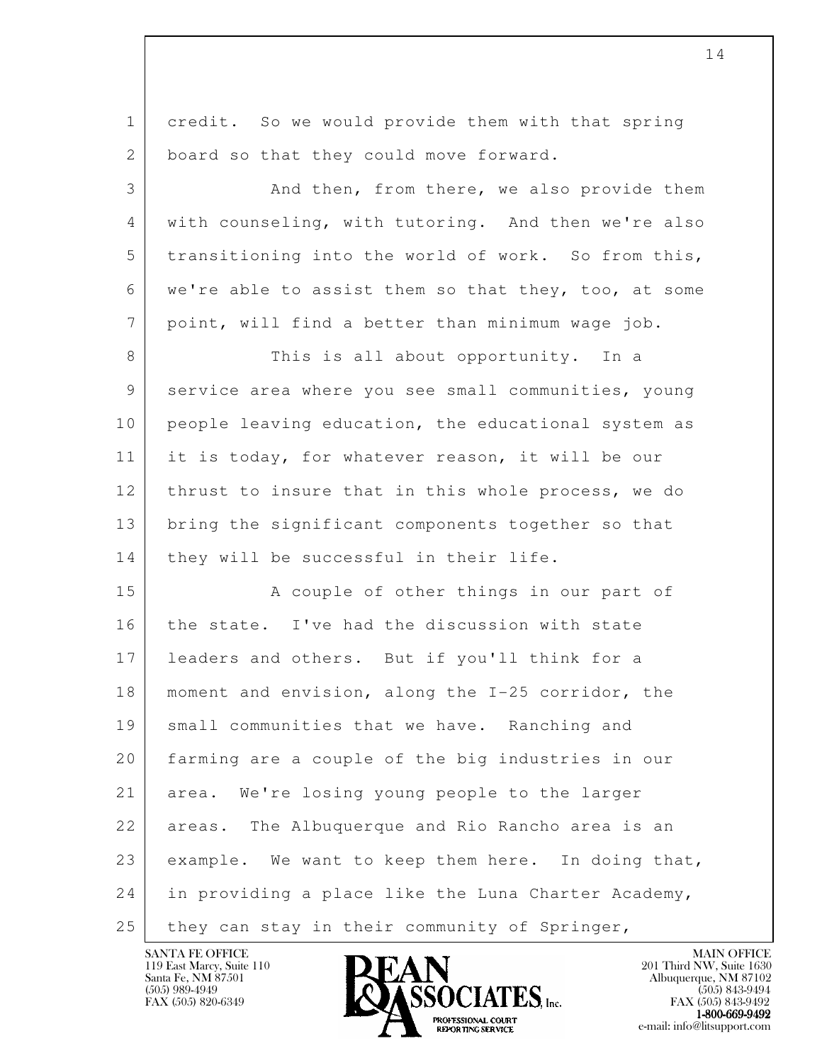credit. So we would provide them with that spring board so that they could move forward.

And then, from there, we also provide them with counseling, with tutoring. And then we're also transitioning into the world of work. So from this, we're able to assist them so that they, too, at some point, will find a better than minimum wage job.

This is all about opportunity. In a service area where you see small communities, young people leaving education, the educational system as it is today, for whatever reason, it will be our thrust to insure that in this whole process, we do bring the significant components together so that they will be successful in their life.

A couple of other things in our part of the state. I've had the discussion with state leaders and others. But if you'll think for a moment and envision, along the I-25 corridor, the small communities that we have. Ranching and farming are a couple of the big industries in our area. We're losing young people to the larger areas. The Albuquerque and Rio Rancho area is an example. We want to keep them here. In doing that, in providing a place like the Luna Charter Academy, they can stay in their community of Springer,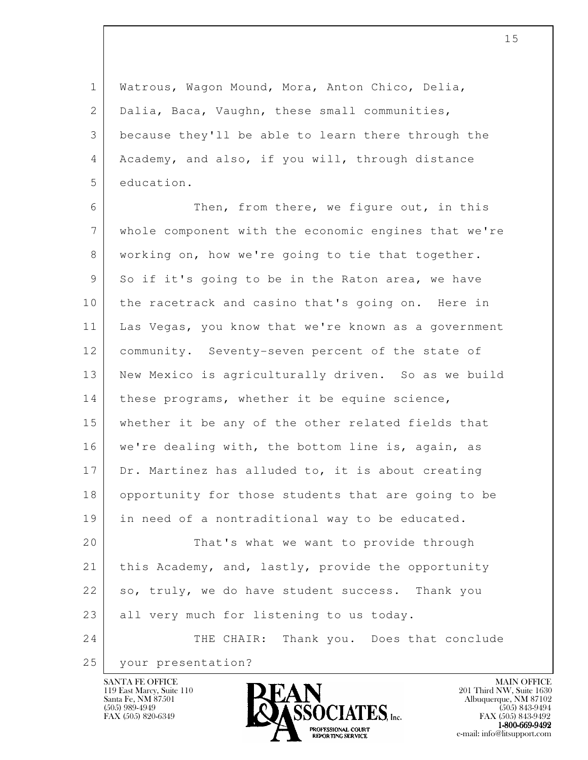Watrous, Wagon Mound, Mora, Anton Chico, Delia, Dalia, Baca, Vaughn, these small communities, because they'll be able to learn there through the Academy, and also, if you will, through distance education.

Then, from there, we figure out, in this whole component with the economic engines that we're working on, how we're going to tie that together. So if it's going to be in the Raton area, we have the racetrack and casino that's going on. Here in Las Vegas, you know that we're known as a government community. Seventy-seven percent of the state of New Mexico is agriculturally driven. So as we build these programs, whether it be equine science, whether it be any of the other related fields that we're dealing with, the bottom line is, again, as Dr. Martinez has alluded to, it is about creating opportunity for those students that are going to be in need of a nontraditional way to be educated.

That's what we want to provide through this Academy, and, lastly, provide the opportunity so, truly, we do have student success. Thank you all very much for listening to us today.

THE CHAIR: Thank you. Does that conclude your presentation?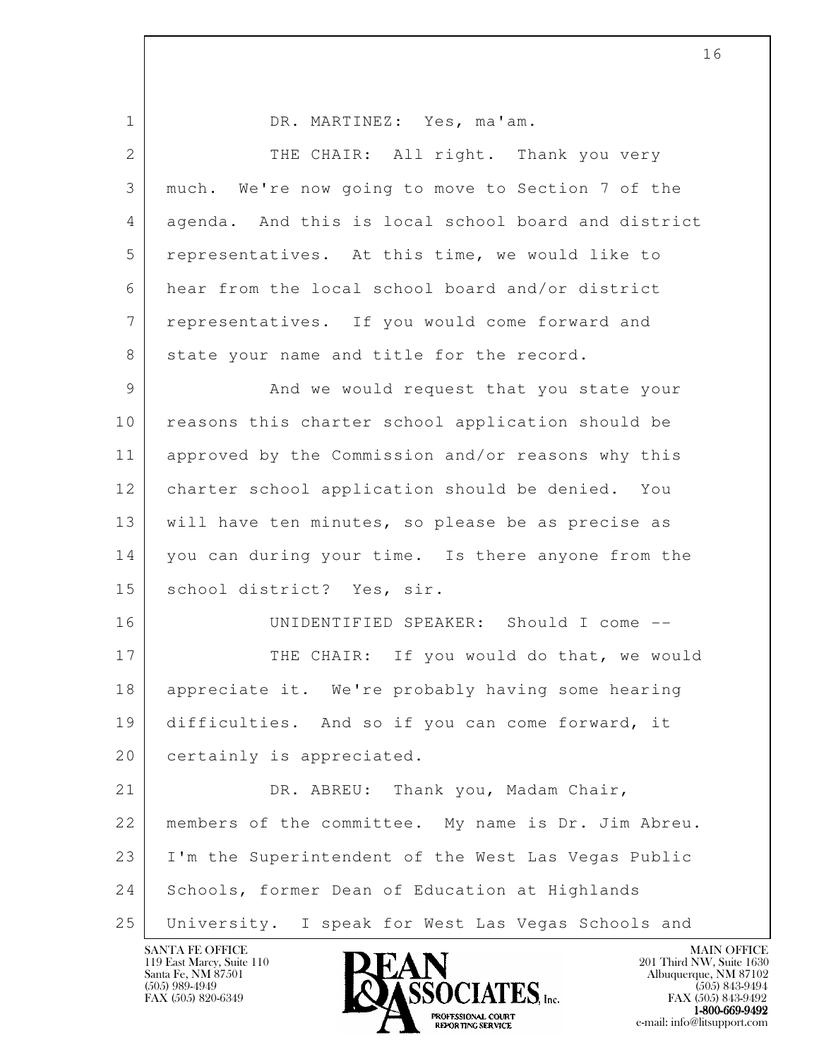DR. MARTINEZ: Yes, ma'am.

THE CHAIR: All right. Thank you very much. We're now going to move to Section 7 of the agenda. And this is local school board and district representatives. At this time, we would like to hear from the local school board and/or district representatives. If you would come forward and state your name and title for the record.

And we would request that you state your reasons this charter school application should be approved by the Commission and/or reasons why this charter school application should be denied. You will have ten minutes, so please be as precise as you can during your time. Is there anyone from the school district? Yes, sir.

UNIDENTIFIED SPEAKER: Should I come --

THE CHAIR: If you would do that, we would appreciate it. We're probably having some hearing difficulties. And so if you can come forward, it certainly is appreciated.

DR. ABREU: Thank you, Madam Chair, members of the committee. My name is Dr. Jim Abreu. I'm the Superintendent of the West Las Vegas Public Schools, former Dean of Education at Highlands University. I speak for West Las Vegas Schools and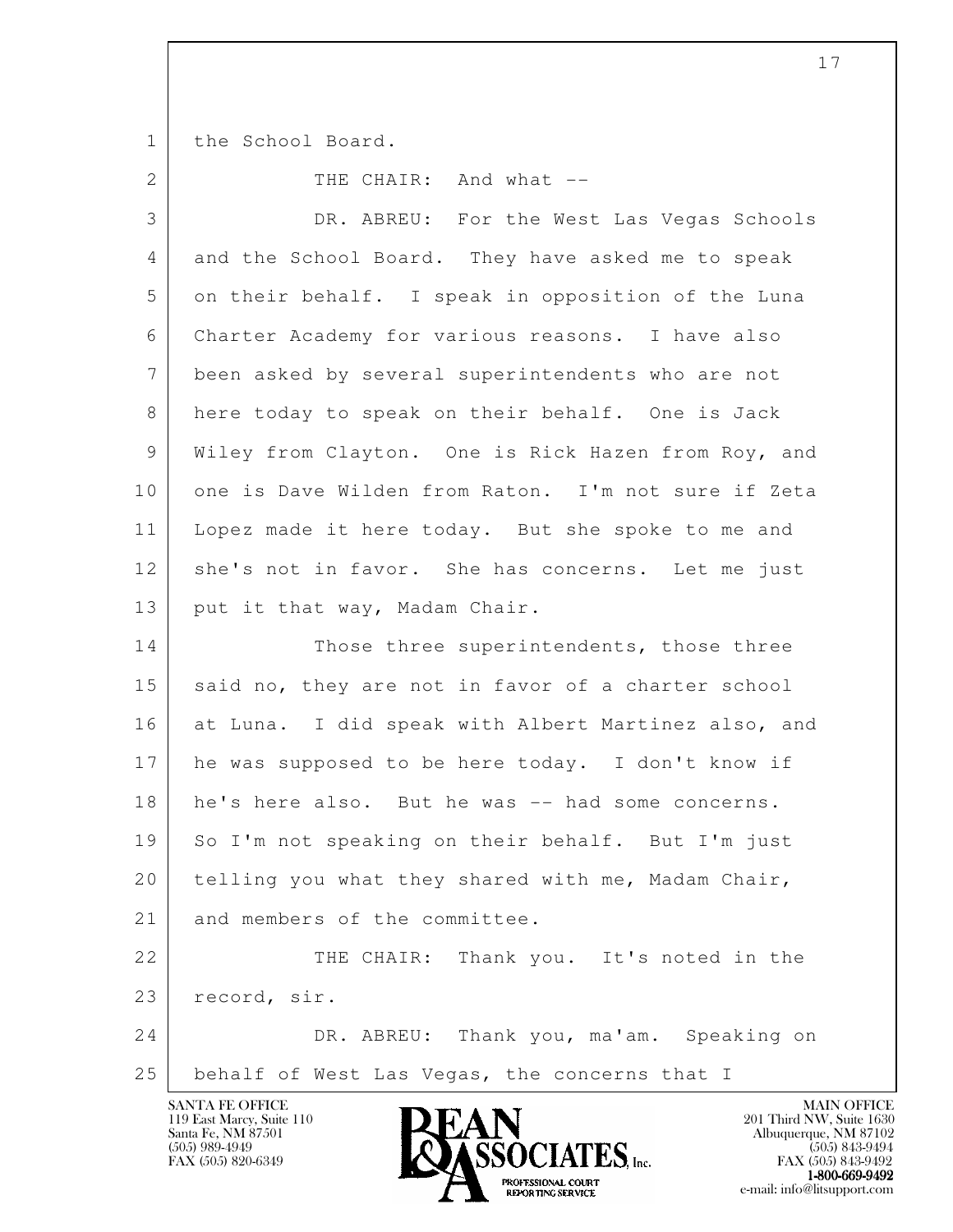the School Board.

THE CHAIR: And what --

DR. ABREU: For the West Las Vegas Schools and the School Board. They have asked me to speak on their behalf. I speak in opposition of the Luna Charter Academy for various reasons. I have also been asked by several superintendents who are not here today to speak on their behalf. One is Jack Wiley from Clayton. One is Rick Hazen from Roy, and one is Dave Wilden from Raton. I'm not sure if Zeta Lopez made it here today. But she spoke to me and she's not in favor. She has concerns. Let me just put it that way, Madam Chair.

Those three superintendents, those three said no, they are not in favor of a charter school at Luna. I did speak with Albert Martinez also, and he was supposed to be here today. I don't know if he's here also. But he was -- had some concerns. So I'm not speaking on their behalf. But I'm just telling you what they shared with me, Madam Chair, and members of the committee.

THE CHAIR: Thank you. It's noted in the record, sir.

DR. ABREU: Thank you, ma'am. Speaking on behalf of West Las Vegas, the concerns that I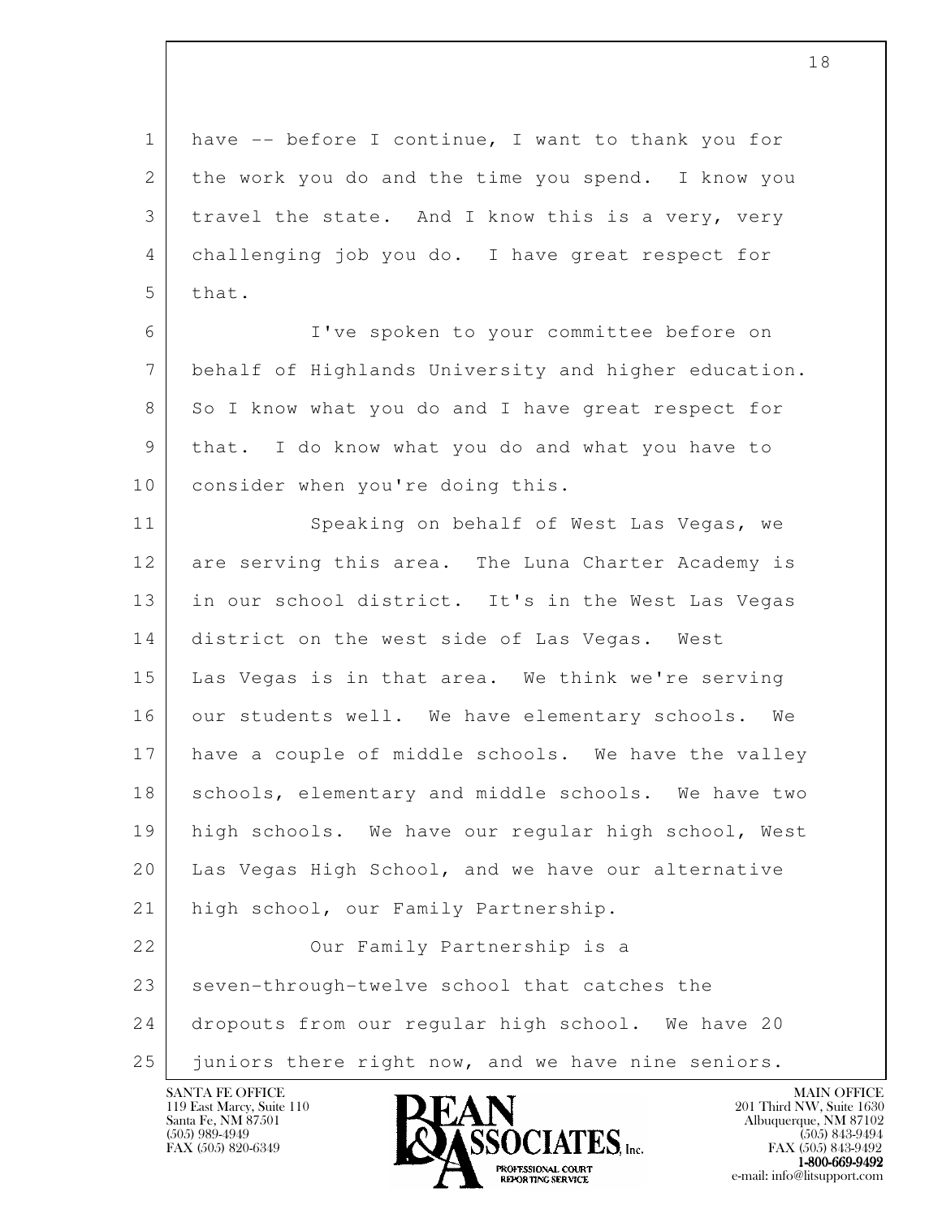have -- before I continue, I want to thank you for the work you do and the time you spend. I know you travel the state. And I know this is a very, very challenging job you do. I have great respect for that.

I've spoken to your committee before on behalf of Highlands University and higher education. So I know what you do and I have great respect for that. I do know what you do and what you have to consider when you're doing this.

Speaking on behalf of West Las Vegas, we are serving this area. The Luna Charter Academy is in our school district. It's in the West Las Vegas district on the west side of Las Vegas. West Las Vegas is in that area. We think we're serving our students well. We have elementary schools. We have a couple of middle schools. We have the valley schools, elementary and middle schools. We have two high schools. We have our regular high school, West Las Vegas High School, and we have our alternative high school, our Family Partnership.

Our Family Partnership is a seven-through-twelve school that catches the dropouts from our regular high school. We have 20 juniors there right now, and we have nine seniors.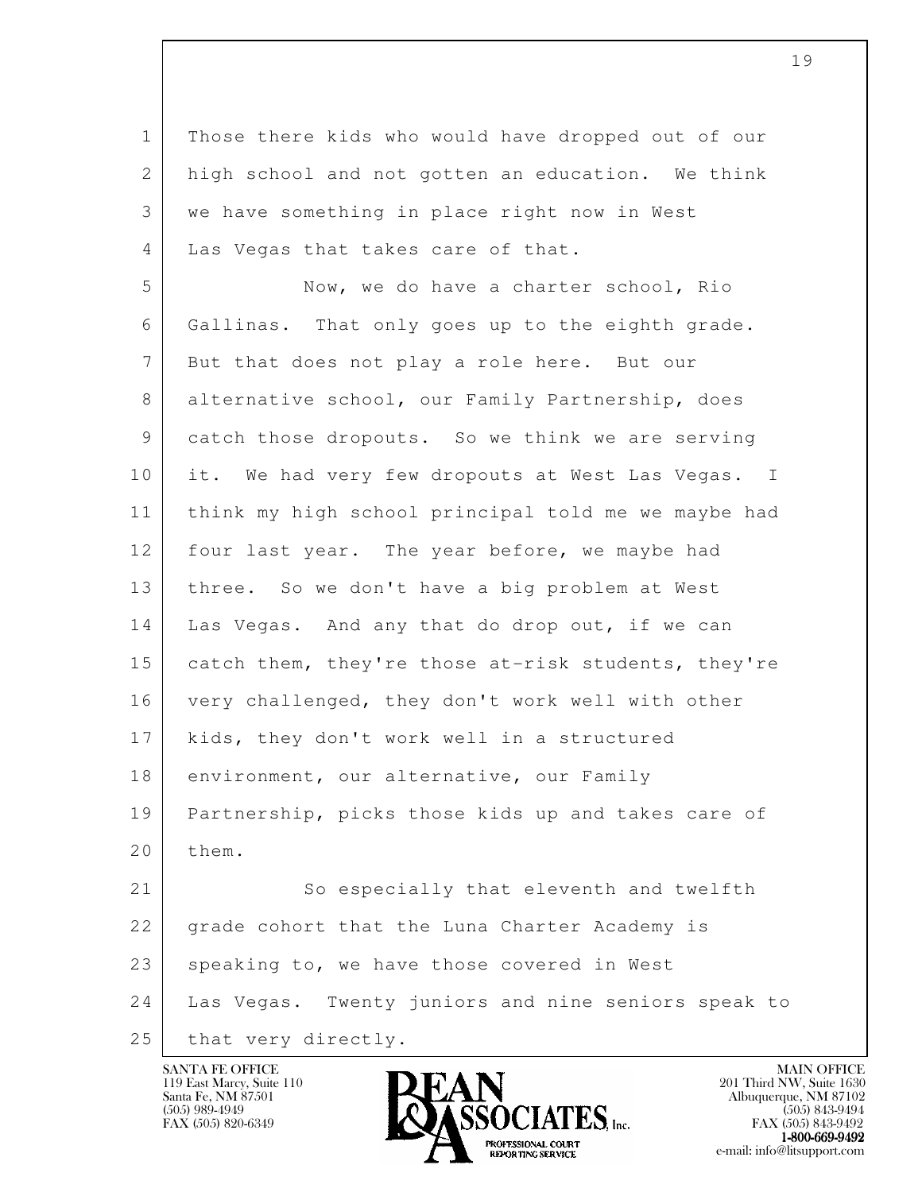Those there kids who would have dropped out of our high school and not gotten an education. We think we have something in place right now in West Las Vegas that takes care of that.

Now, we do have a charter school, Rio Gallinas. That only goes up to the eighth grade. But that does not play a role here. But our alternative school, our Family Partnership, does catch those dropouts. So we think we are serving it. We had very few dropouts at West Las Vegas. I think my high school principal told me we maybe had four last year. The year before, we maybe had three. So we don't have a big problem at West Las Vegas. And any that do drop out, if we can catch them, they're those at-risk students, they're very challenged, they don't work well with other kids, they don't work well in a structured environment, our alternative, our Family Partnership, picks those kids up and takes care of them.

So especially that eleventh and twelfth grade cohort that the Luna Charter Academy is speaking to, we have those covered in West Las Vegas. Twenty juniors and nine seniors speak to that very directly.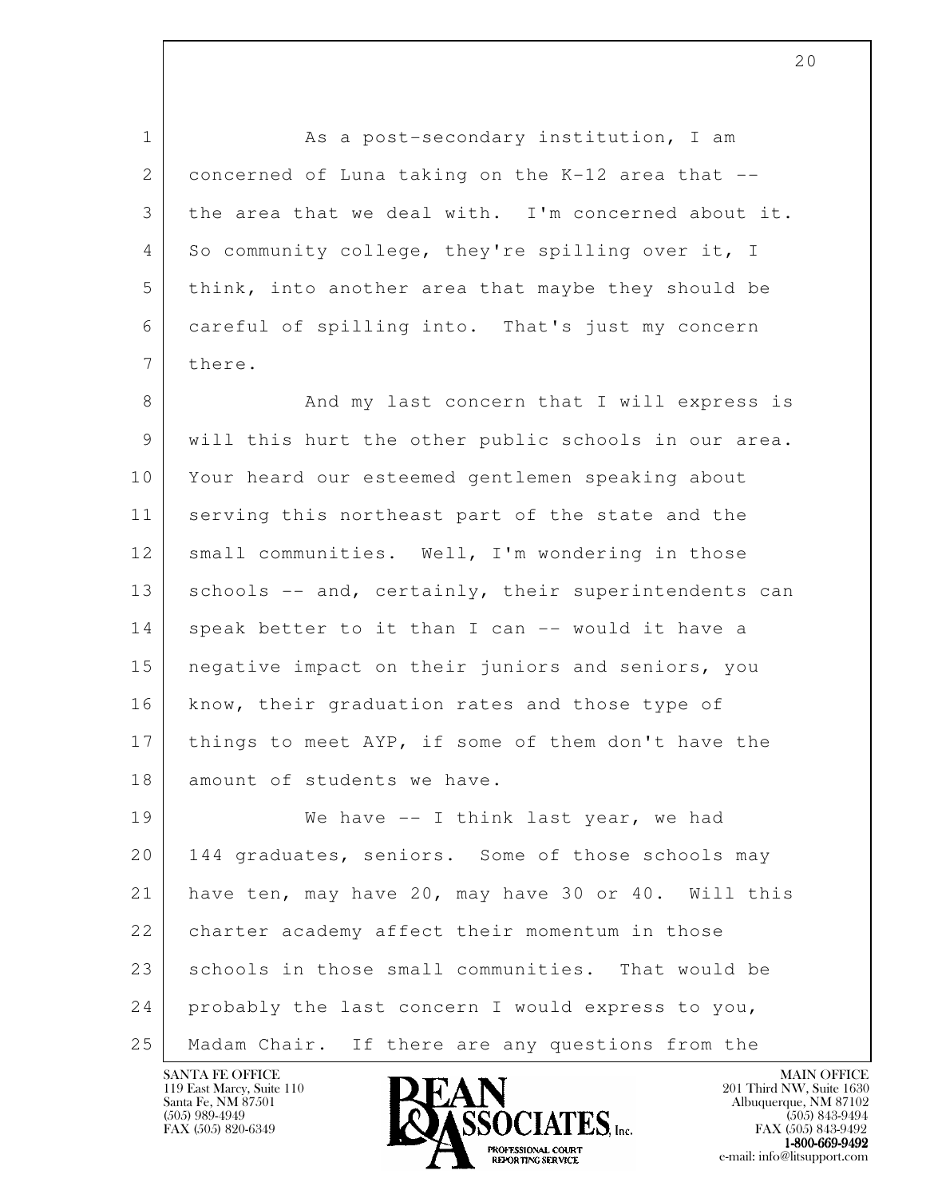As a post-secondary institution, I am concerned of Luna taking on the K-12 area that -- the area that we deal with. I'm concerned about it. So community college, they're spilling over it, I think, into another area that maybe they should be careful of spilling into. That's just my concern there.

And my last concern that I will express is will this hurt the other public schools in our area. Your heard our esteemed gentlemen speaking about serving this northeast part of the state and the small communities. Well, I'm wondering in those schools -- and, certainly, their superintendents can speak better to it than I can -- would it have a negative impact on their juniors and seniors, you know, their graduation rates and those type of things to meet AYP, if some of them don't have the amount of students we have.

We have -- I think last year, we had 144 graduates, seniors. Some of those schools may have ten, may have 20, may have 30 or 40. Will this charter academy affect their momentum in those schools in those small communities. That would be probably the last concern I would express to you, Madam Chair. If there are any questions from the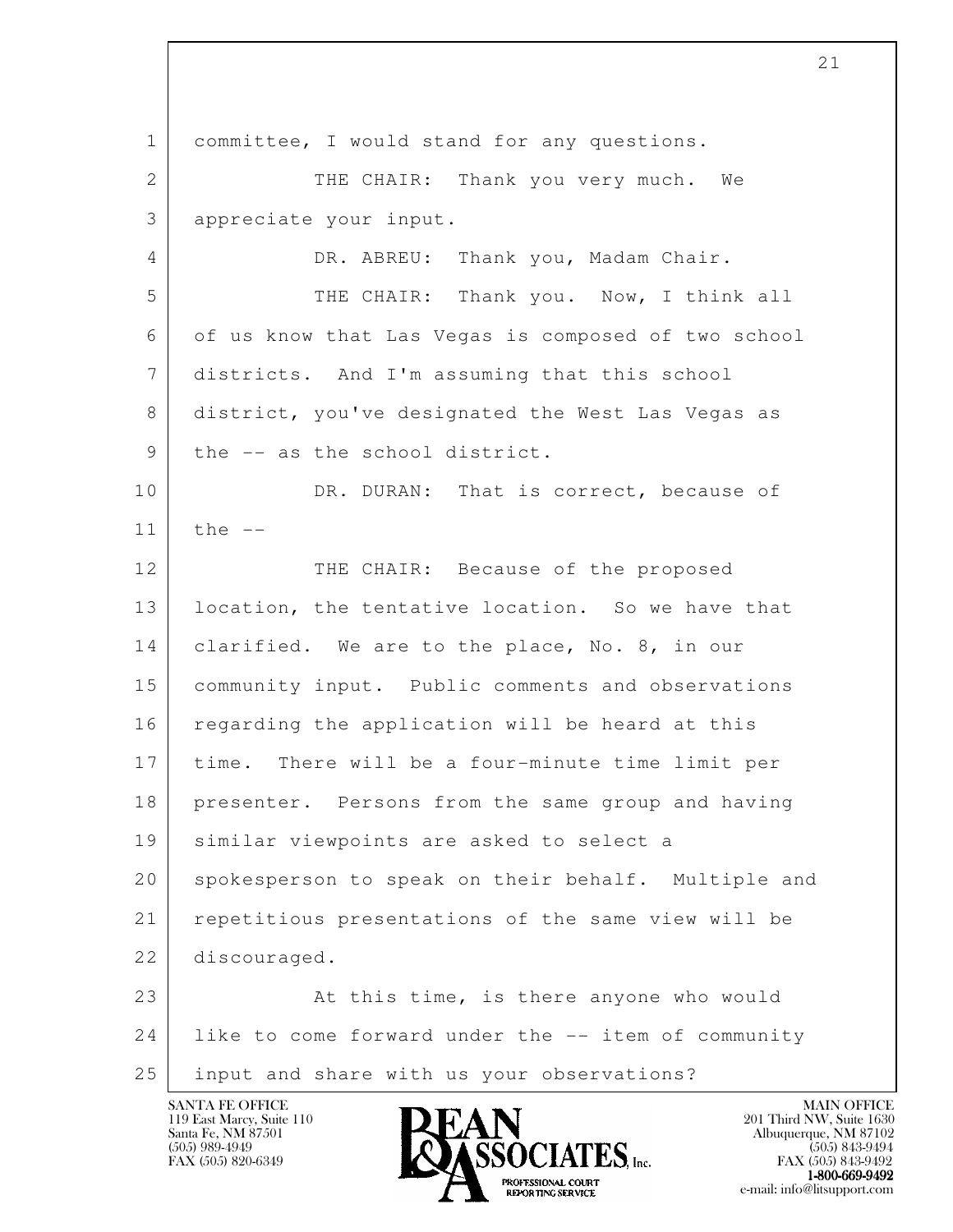committee, I would stand for any questions.

THE CHAIR: Thank you very much. We appreciate your input.

DR. ABREU: Thank you, Madam Chair.

THE CHAIR: Thank you. Now, I think all of us know that Las Vegas is composed of two school districts. And I'm assuming that this school district, you've designated the West Las Vegas as the -- as the school district.

DR. DURAN: That is correct, because of the --

THE CHAIR: Because of the proposed location, the tentative location. So we have that clarified. We are to the place, No. 8, in our community input. Public comments and observations regarding the application will be heard at this time. There will be a four-minute time limit per presenter. Persons from the same group and having similar viewpoints are asked to select a spokesperson to speak on their behalf. Multiple and repetitious presentations of the same view will be discouraged.

At this time, is there anyone who would like to come forward under the -- item of community input and share with us your observations?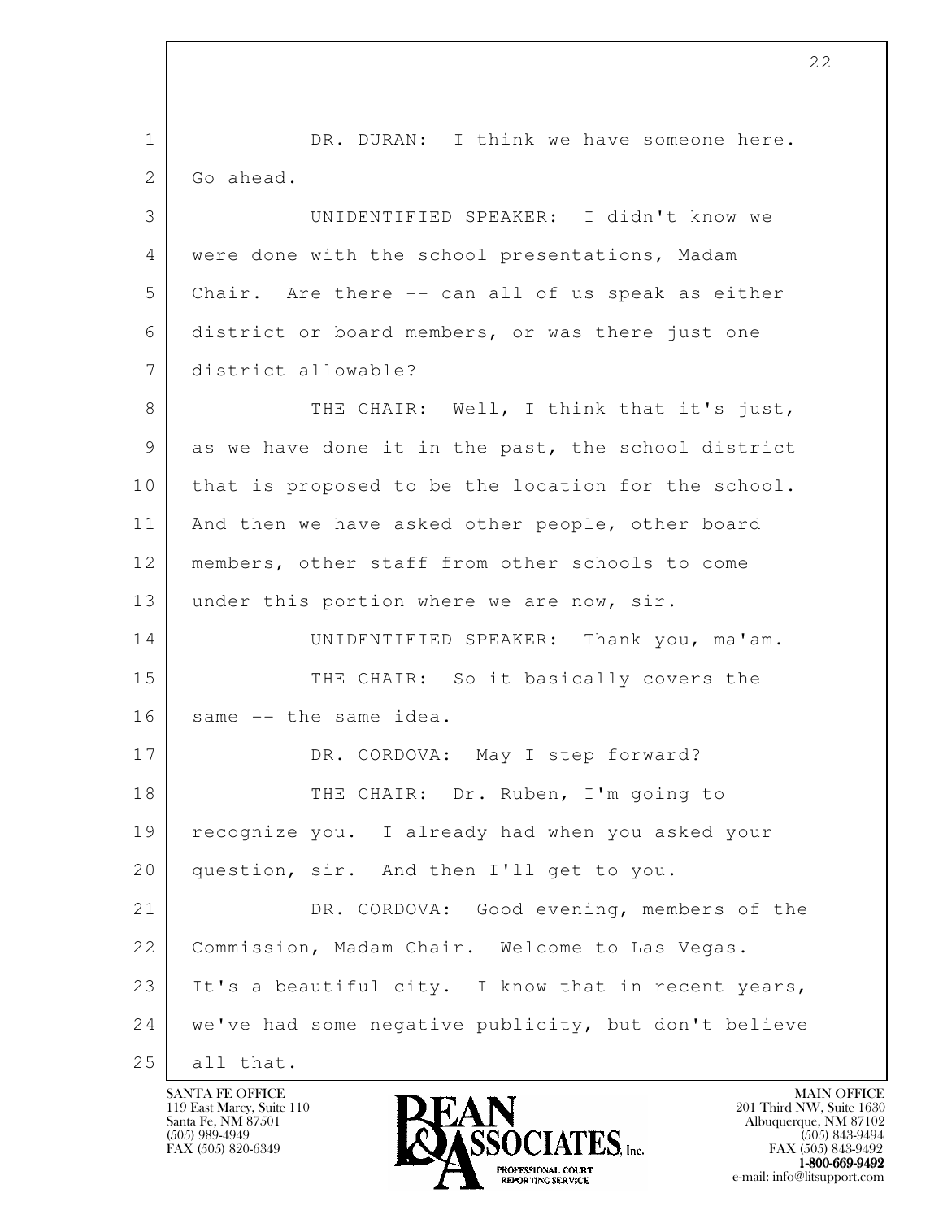DR. DURAN: I think we have someone here. Go ahead.

UNIDENTIFIED SPEAKER: I didn't know we were done with the school presentations, Madam Chair. Are there -- can all of us speak as either district or board members, or was there just one district allowable?

THE CHAIR: Well, I think that it's just, as we have done it in the past, the school district that is proposed to be the location for the school. And then we have asked other people, other board members, other staff from other schools to come under this portion where we are now, sir.

UNIDENTIFIED SPEAKER: Thank you, ma'am.

THE CHAIR: So it basically covers the same -- the same idea.

DR. CORDOVA: May I step forward?

THE CHAIR: Dr. Ruben, I'm going to recognize you. I already had when you asked your question, sir. And then I'll get to you.

DR. CORDOVA: Good evening, members of the Commission, Madam Chair. Welcome to Las Vegas. It's a beautiful city. I know that in recent years, we've had some negative publicity, but don't believe all that.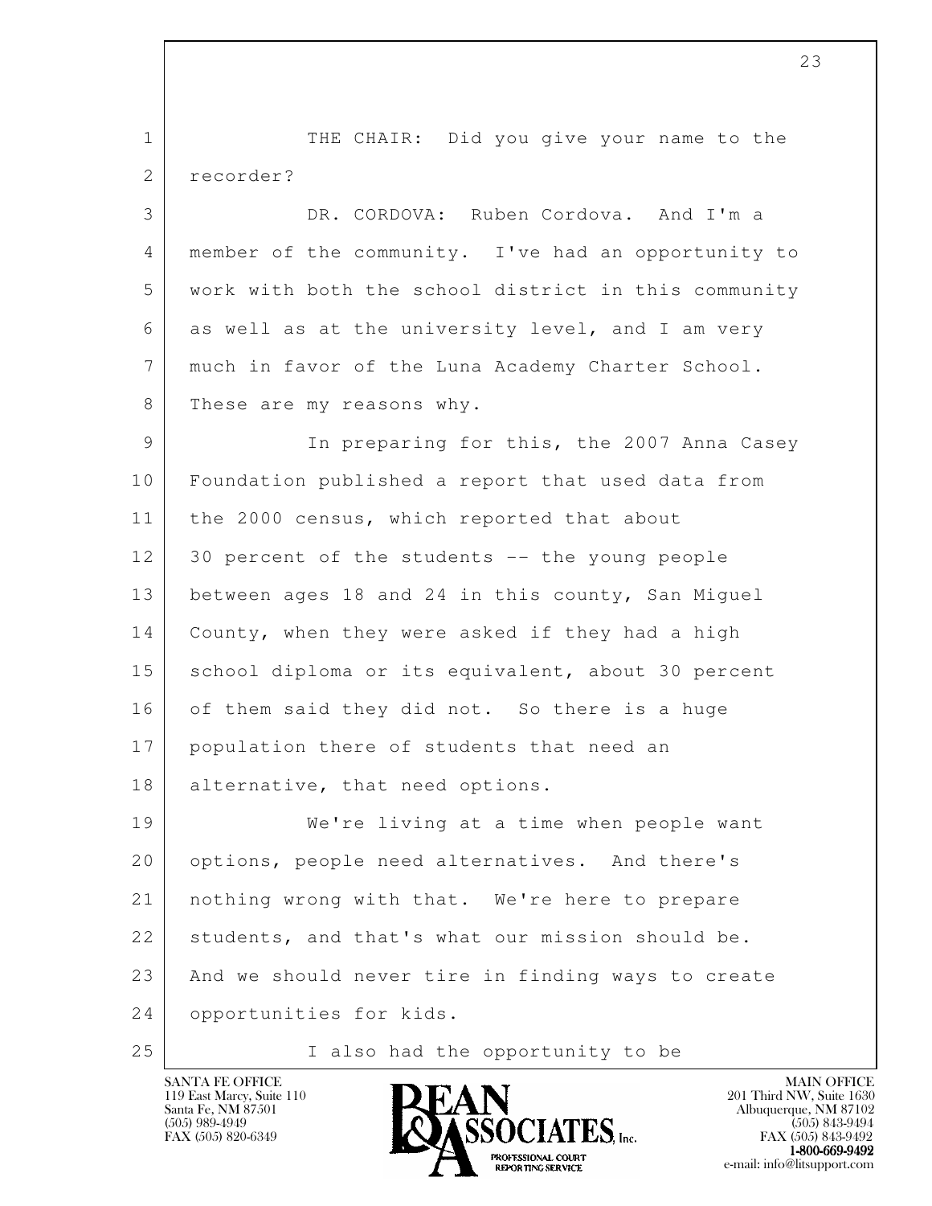THE CHAIR: Did you give your name to the recorder?

DR. CORDOVA: Ruben Cordova. And I'm a member of the community. I've had an opportunity to work with both the school district in this community as well as at the university level, and I am very much in favor of the Luna Academy Charter School. These are my reasons why.

In preparing for this, the 2007 Anna Casey Foundation published a report that used data from the 2000 census, which reported that about 30 percent of the students -- the young people between ages 18 and 24 in this county, San Miguel County, when they were asked if they had a high school diploma or its equivalent, about 30 percent of them said they did not. So there is a huge population there of students that need an alternative, that need options.

We're living at a time when people want options, people need alternatives. And there's nothing wrong with that. We're here to prepare students, and that's what our mission should be. And we should never tire in finding ways to create opportunities for kids.

I also had the opportunity to be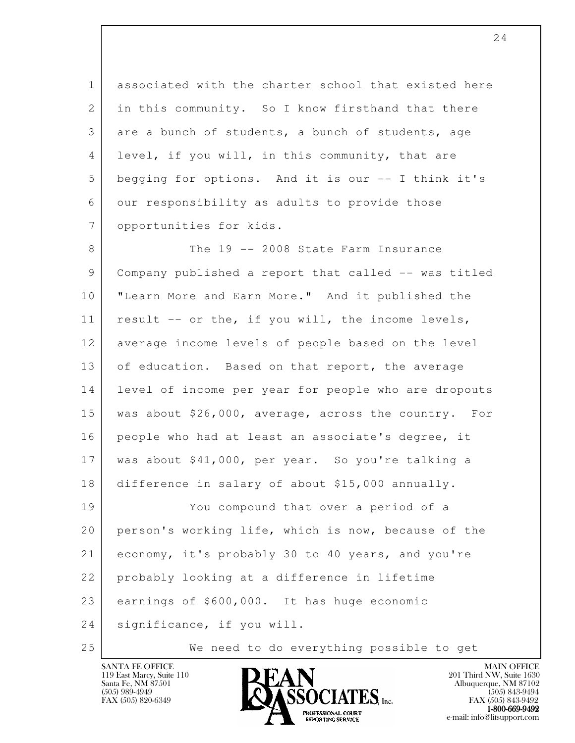associated with the charter school that existed here in this community. So I know firsthand that there are a bunch of students, a bunch of students, age level, if you will, in this community, that are begging for options. And it is our -- I think it's our responsibility as adults to provide those opportunities for kids.

The 19 -- 2008 State Farm Insurance Company published a report that called -- was titled "Learn More and Earn More." And it published the result -- or the, if you will, the income levels, average income levels of people based on the level of education. Based on that report, the average level of income per year for people who are dropouts was about $26,000, average, across the country. For people who had at least an associate's degree, it was about $41,000, per year. So you're talking a difference in salary of about $15,000 annually.

You compound that over a period of a person's working life, which is now, because of the economy, it's probably 30 to 40 years, and you're probably looking at a difference in lifetime earnings of $600,000. It has huge economic significance, if you will.

We need to do everything possible to get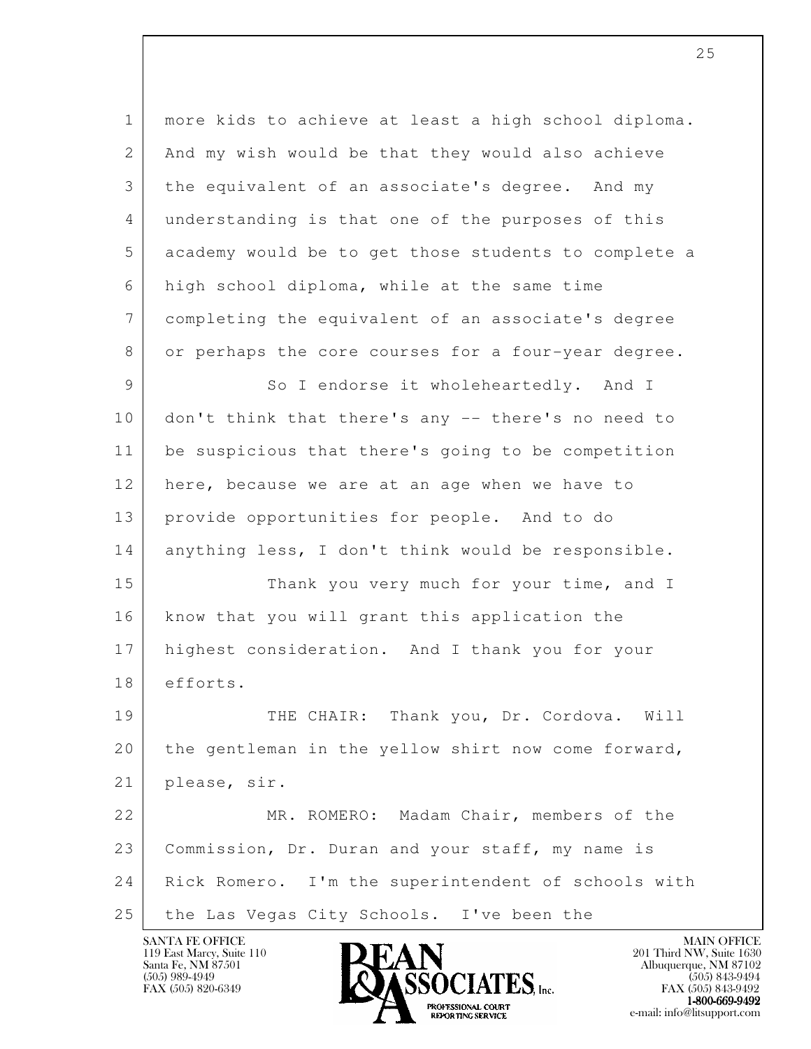more kids to achieve at least a high school diploma. And my wish would be that they would also achieve the equivalent of an associate's degree. And my understanding is that one of the purposes of this academy would be to get those students to complete a high school diploma, while at the same time completing the equivalent of an associate's degree or perhaps the core courses for a four-year degree.

So I endorse it wholeheartedly. And I don't think that there's any -- there's no need to be suspicious that there's going to be competition here, because we are at an age when we have to provide opportunities for people. And to do anything less, I don't think would be responsible.

Thank you very much for your time, and I know that you will grant this application the highest consideration. And I thank you for your efforts.

THE CHAIR: Thank you, Dr. Cordova. Will the gentleman in the yellow shirt now come forward, please, sir.

MR. ROMERO: Madam Chair, members of the Commission, Dr. Duran and your staff, my name is Rick Romero. I'm the superintendent of schools with the Las Vegas City Schools. I've been the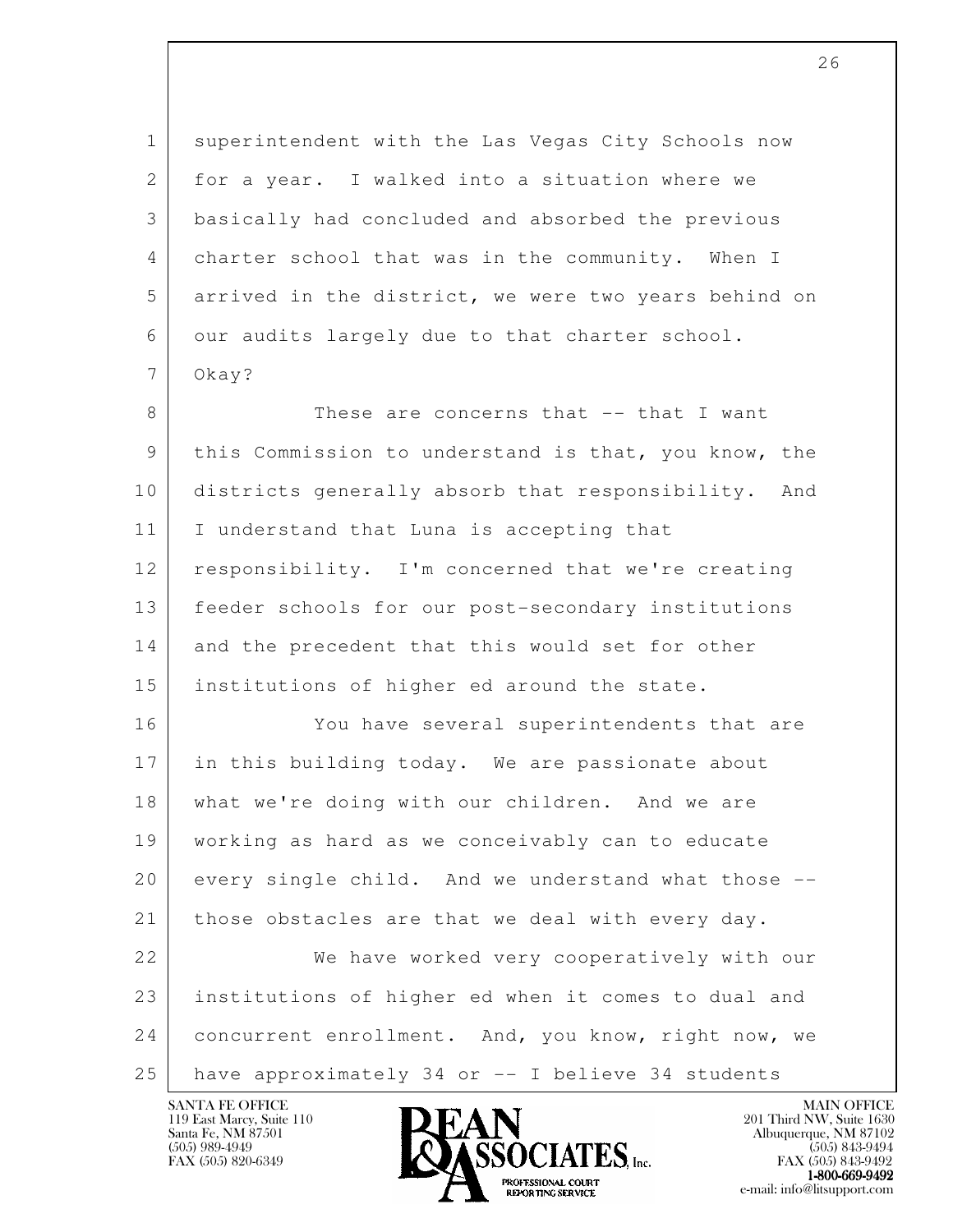superintendent with the Las Vegas City Schools now for a year. I walked into a situation where we basically had concluded and absorbed the previous charter school that was in the community. When I arrived in the district, we were two years behind on our audits largely due to that charter school. Okay?

These are concerns that -- that I want this Commission to understand is that, you know, the districts generally absorb that responsibility. And I understand that Luna is accepting that responsibility. I'm concerned that we're creating feeder schools for our post-secondary institutions and the precedent that this would set for other institutions of higher ed around the state.

You have several superintendents that are in this building today. We are passionate about what we're doing with our children. And we are working as hard as we conceivably can to educate every single child. And we understand what those -- those obstacles are that we deal with every day.

We have worked very cooperatively with our institutions of higher ed when it comes to dual and concurrent enrollment. And, you know, right now, we have approximately 34 or -- I believe 34 students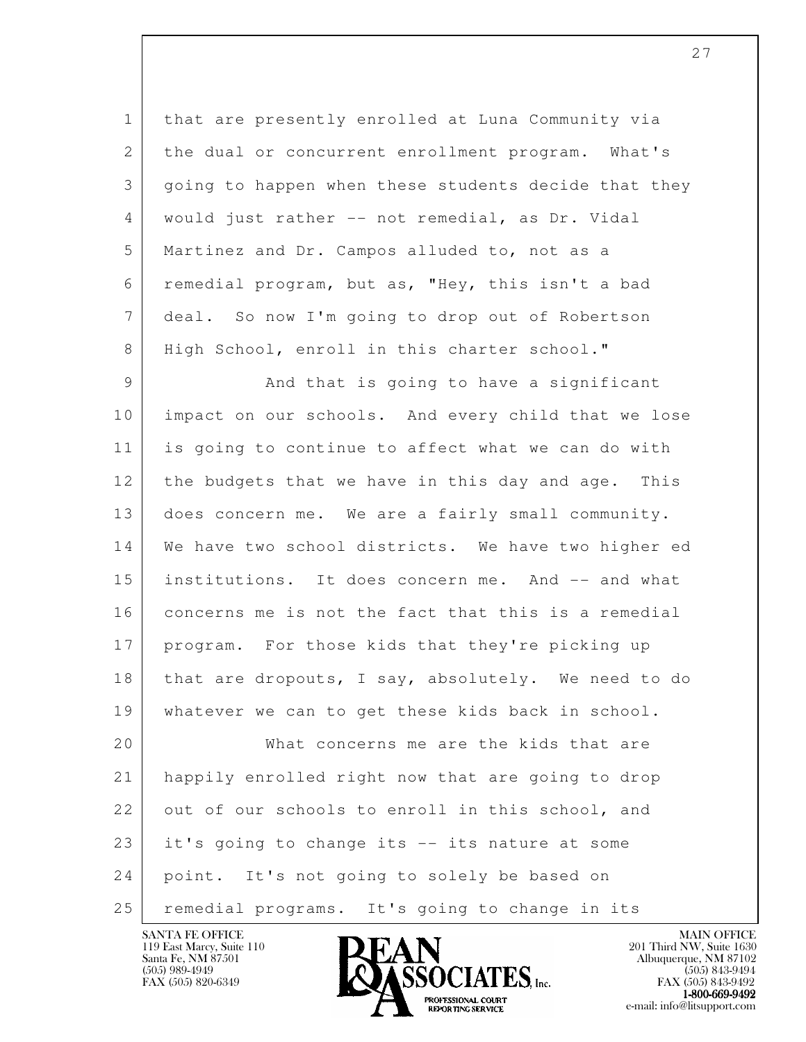that are presently enrolled at Luna Community via the dual or concurrent enrollment program. What's going to happen when these students decide that they would just rather -- not remedial, as Dr. Vidal Martinez and Dr. Campos alluded to, not as a remedial program, but as, "Hey, this isn't a bad deal. So now I'm going to drop out of Robertson High School, enroll in this charter school."

And that is going to have a significant impact on our schools. And every child that we lose is going to continue to affect what we can do with the budgets that we have in this day and age. This does concern me. We are a fairly small community. We have two school districts. We have two higher ed institutions. It does concern me. And -- and what concerns me is not the fact that this is a remedial program. For those kids that they're picking up that are dropouts, I say, absolutely. We need to do whatever we can to get these kids back in school.

What concerns me are the kids that are happily enrolled right now that are going to drop out of our schools to enroll in this school, and it's going to change its -- its nature at some point. It's not going to solely be based on remedial programs. It's going to change in its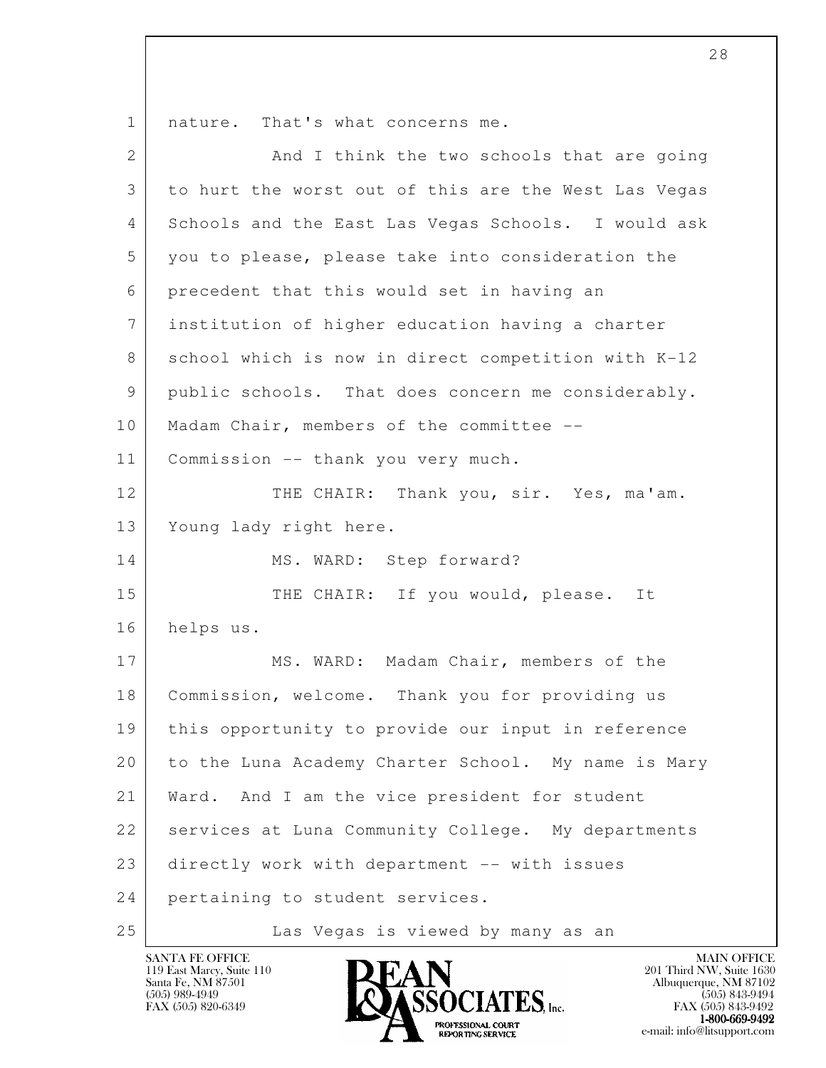nature. That's what concerns me.

And I think the two schools that are going to hurt the worst out of this are the West Las Vegas Schools and the East Las Vegas Schools. I would ask you to please, please take into consideration the precedent that this would set in having an institution of higher education having a charter school which is now in direct competition with K-12 public schools. That does concern me considerably. Madam Chair, members of the committee -- Commission -- thank you very much.

THE CHAIR: Thank you, sir. Yes, ma'am. Young lady right here.

MS. WARD: Step forward?

THE CHAIR: If you would, please. It helps us.

MS. WARD: Madam Chair, members of the Commission, welcome. Thank you for providing us this opportunity to provide our input in reference to the Luna Academy Charter School. My name is Mary Ward. And I am the vice president for student services at Luna Community College. My departments directly work with department -- with issues pertaining to student services.

Las Vegas is viewed by many as an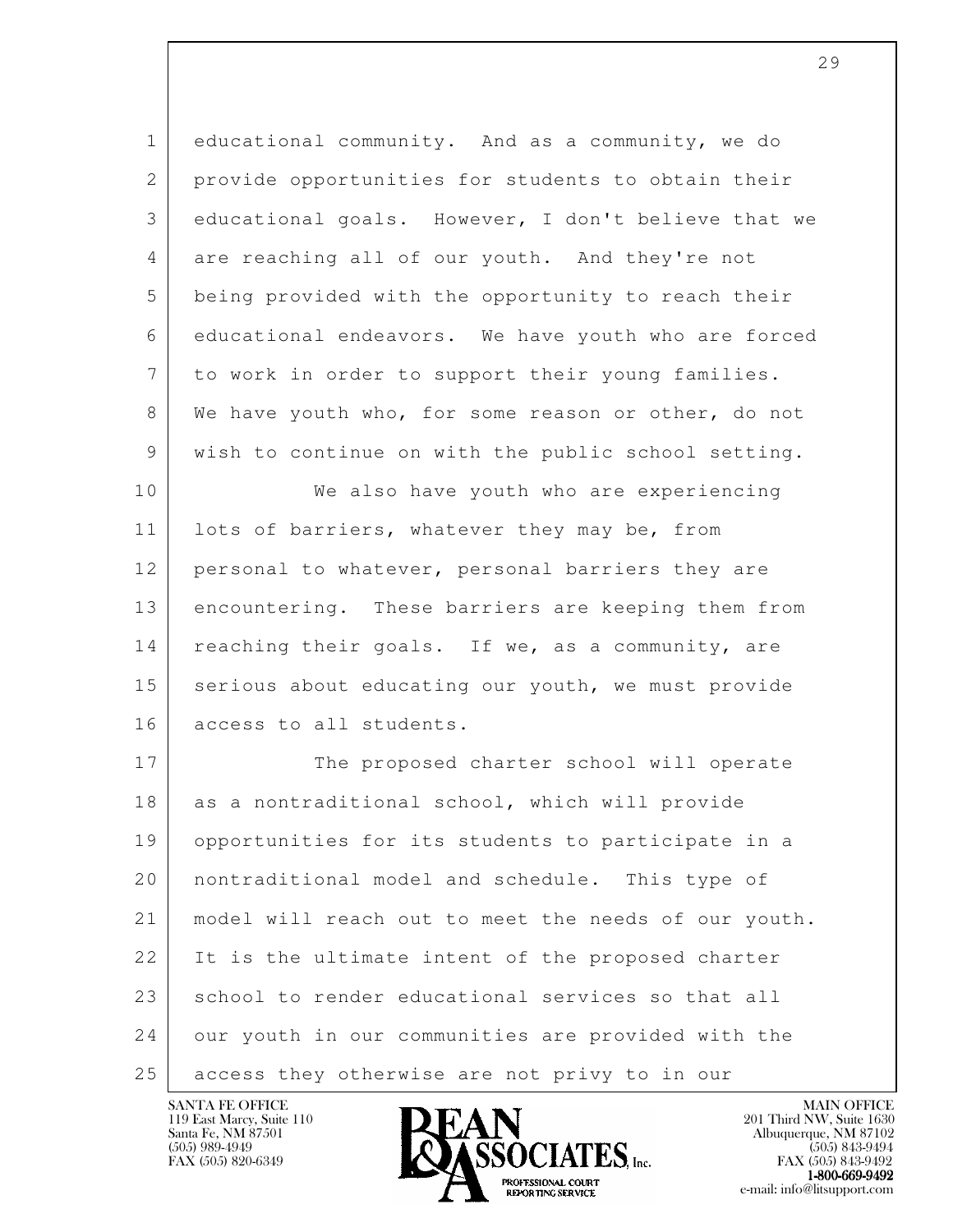educational community. And as a community, we do provide opportunities for students to obtain their educational goals. However, I don't believe that we are reaching all of our youth. And they're not being provided with the opportunity to reach their educational endeavors. We have youth who are forced to work in order to support their young families. We have youth who, for some reason or other, do not wish to continue on with the public school setting.

We also have youth who are experiencing lots of barriers, whatever they may be, from personal to whatever, personal barriers they are encountering. These barriers are keeping them from reaching their goals. If we, as a community, are serious about educating our youth, we must provide access to all students.

The proposed charter school will operate as a nontraditional school, which will provide opportunities for its students to participate in a nontraditional model and schedule. This type of model will reach out to meet the needs of our youth. It is the ultimate intent of the proposed charter school to render educational services so that all our youth in our communities are provided with the access they otherwise are not privy to in our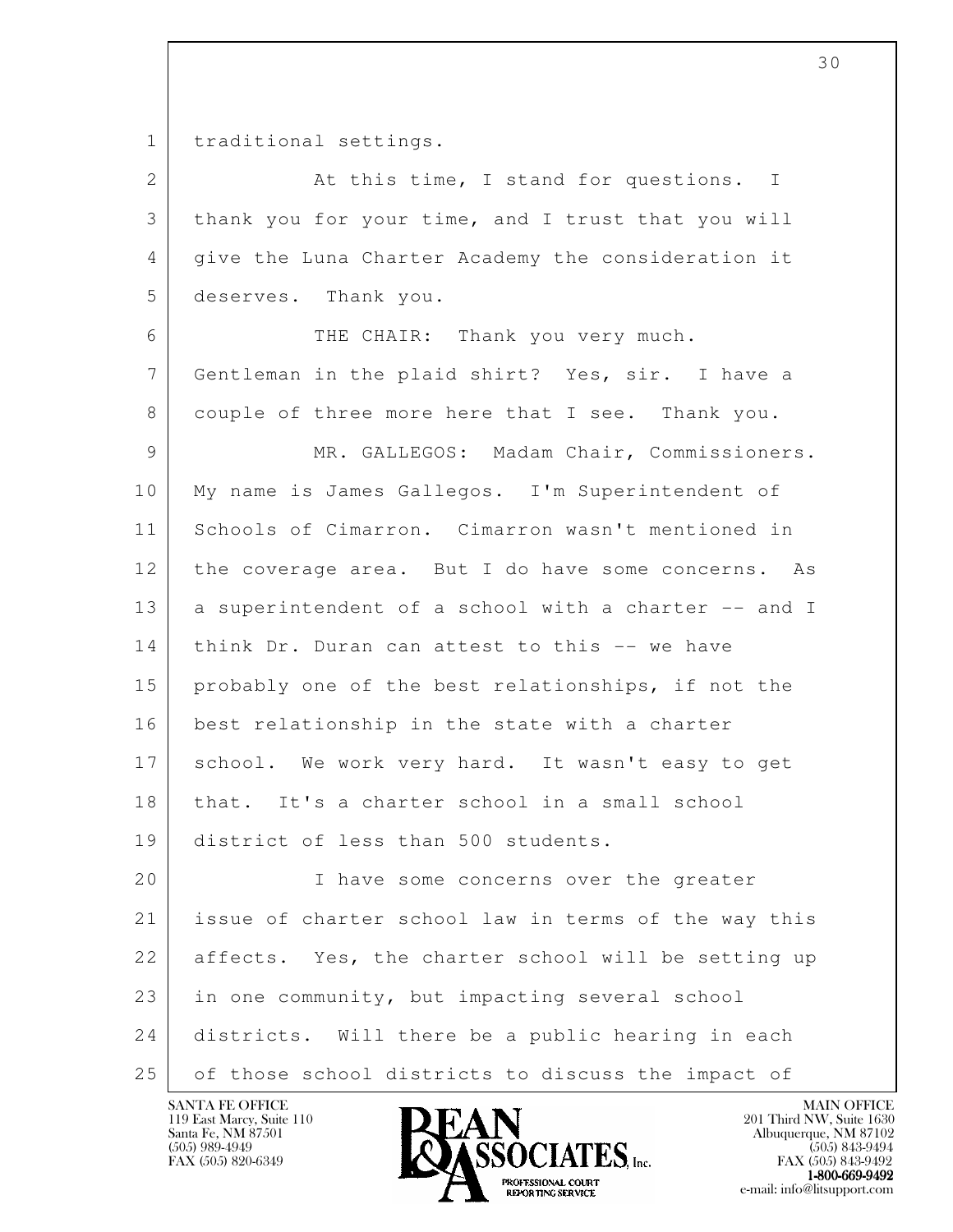traditional settings.

At this time, I stand for questions. I thank you for your time, and I trust that you will give the Luna Charter Academy the consideration it deserves. Thank you.

THE CHAIR: Thank you very much. Gentleman in the plaid shirt? Yes, sir. I have a couple of three more here that I see. Thank you.

MR. GALLEGOS: Madam Chair, Commissioners. My name is James Gallegos. I'm Superintendent of Schools of Cimarron. Cimarron wasn't mentioned in the coverage area. But I do have some concerns. As a superintendent of a school with a charter -- and I think Dr. Duran can attest to this -- we have probably one of the best relationships, if not the best relationship in the state with a charter school. We work very hard. It wasn't easy to get that. It's a charter school in a small school district of less than 500 students.

I have some concerns over the greater issue of charter school law in terms of the way this affects. Yes, the charter school will be setting up in one community, but impacting several school districts. Will there be a public hearing in each of those school districts to discuss the impact of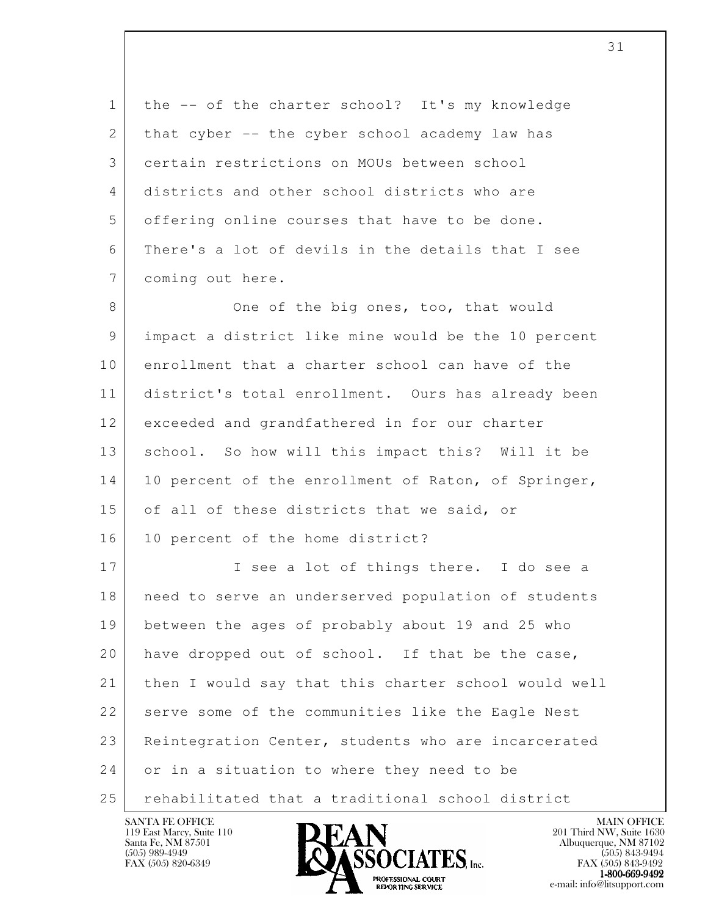the -- of the charter school? It's my knowledge that cyber -- the cyber school academy law has certain restrictions on MOUs between school districts and other school districts who are offering online courses that have to be done. There's a lot of devils in the details that I see coming out here.

One of the big ones, too, that would impact a district like mine would be the 10 percent enrollment that a charter school can have of the district's total enrollment. Ours has already been exceeded and grandfathered in for our charter school. So how will this impact this? Will it be 10 percent of the enrollment of Raton, of Springer, of all of these districts that we said, or 10 percent of the home district?

I see a lot of things there. I do see a need to serve an underserved population of students between the ages of probably about 19 and 25 who have dropped out of school. If that be the case, then I would say that this charter school would well serve some of the communities like the Eagle Nest Reintegration Center, students who are incarcerated or in a situation to where they need to be rehabilitated that a traditional school district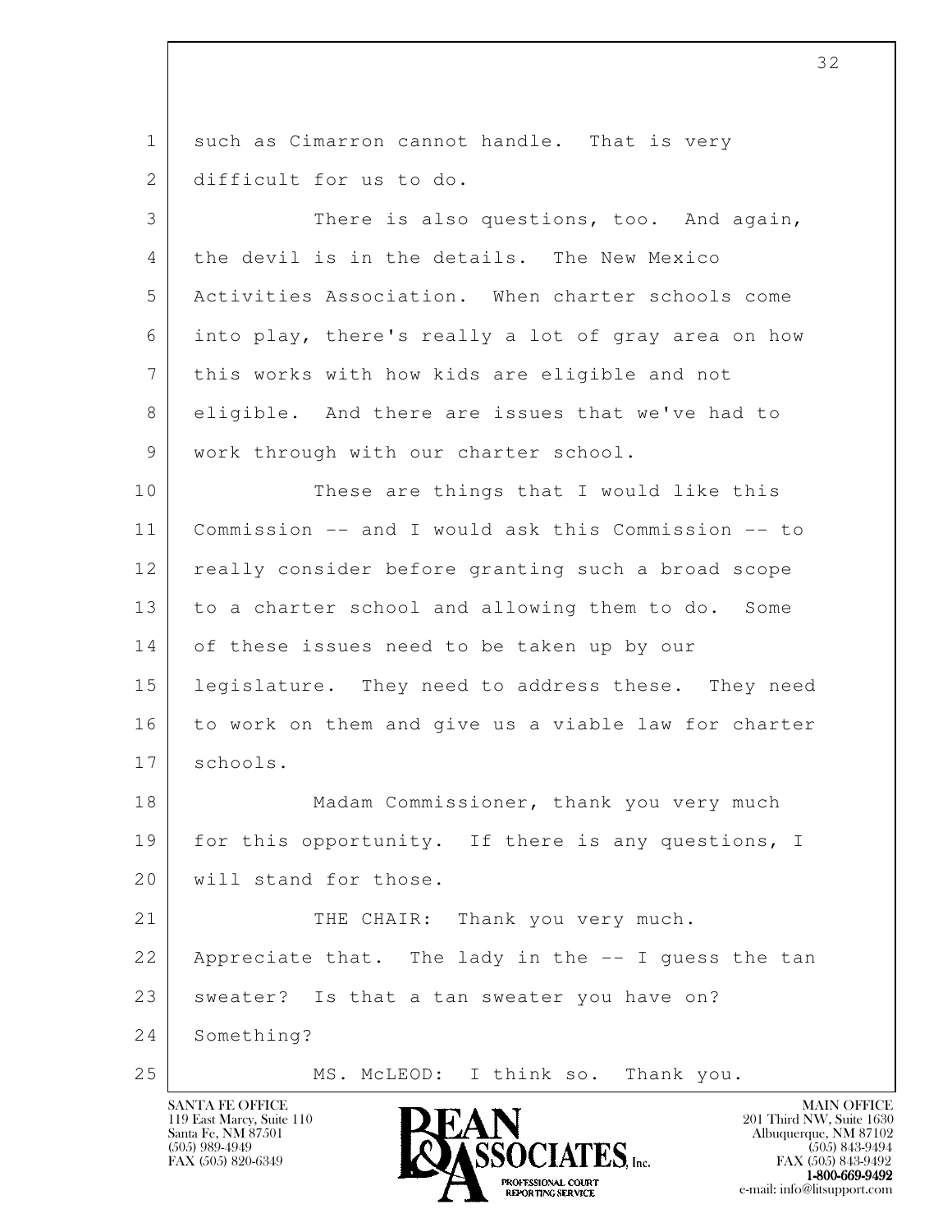such as Cimarron cannot handle. That is very difficult for us to do.

There is also questions, too. And again, the devil is in the details. The New Mexico Activities Association. When charter schools come into play, there's really a lot of gray area on how this works with how kids are eligible and not eligible. And there are issues that we've had to work through with our charter school.

These are things that I would like this Commission -- and I would ask this Commission -- to really consider before granting such a broad scope to a charter school and allowing them to do. Some of these issues need to be taken up by our legislature. They need to address these. They need to work on them and give us a viable law for charter schools.

Madam Commissioner, thank you very much for this opportunity. If there is any questions, I will stand for those.

THE CHAIR: Thank you very much. Appreciate that. The lady in the -- I guess the tan sweater? Is that a tan sweater you have on? Something?

MS. McLEOD: I think so. Thank you.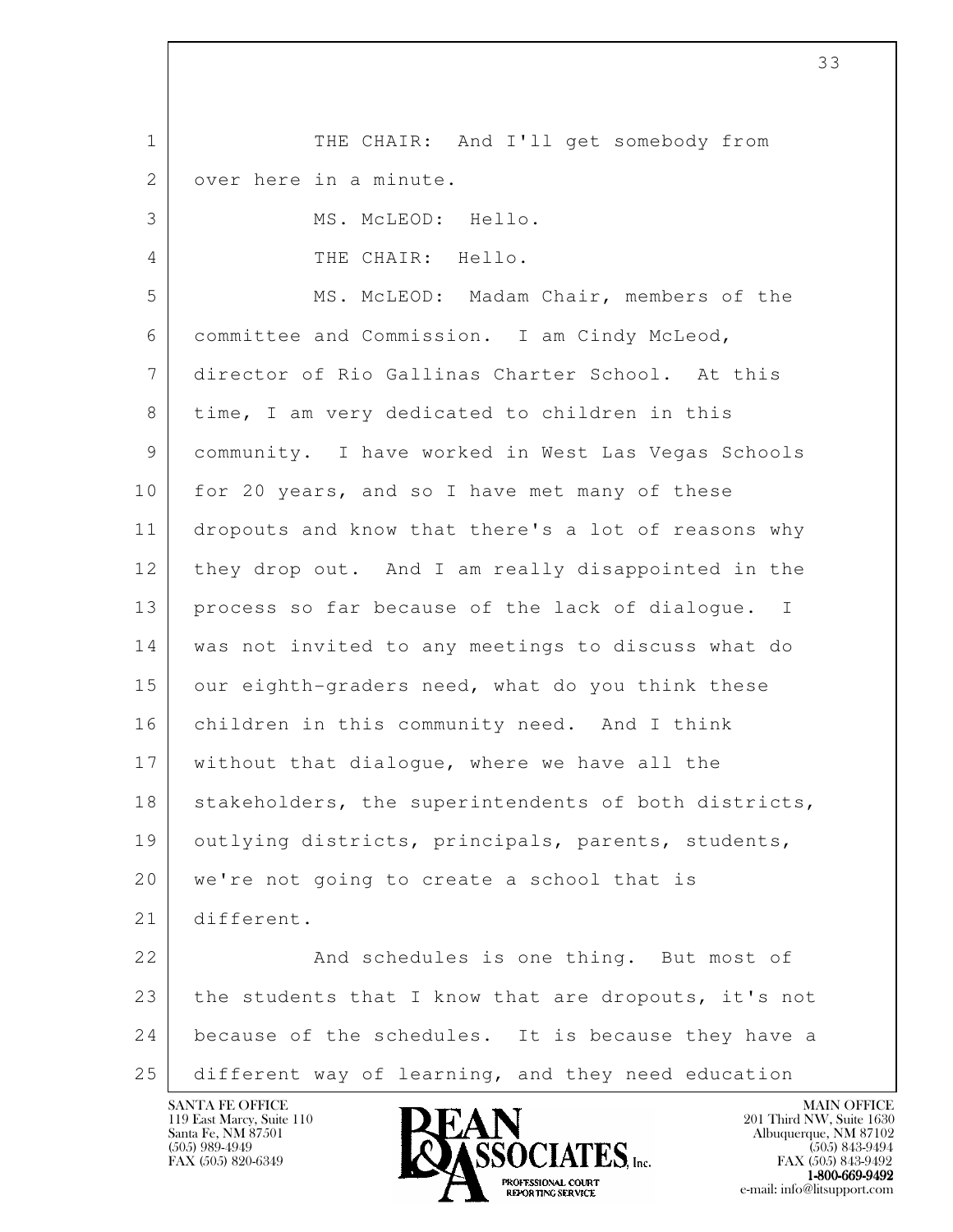THE CHAIR: And I'll get somebody from over here in a minute.

MS. McLEOD: Hello.

THE CHAIR: Hello.

MS. McLEOD: Madam Chair, members of the committee and Commission. I am Cindy McLeod, director of Rio Gallinas Charter School. At this time, I am very dedicated to children in this community. I have worked in West Las Vegas Schools for 20 years, and so I have met many of these dropouts and know that there's a lot of reasons why they drop out. And I am really disappointed in the process so far because of the lack of dialogue. I was not invited to any meetings to discuss what do our eighth-graders need, what do you think these children in this community need. And I think without that dialogue, where we have all the stakeholders, the superintendents of both districts, outlying districts, principals, parents, students, we're not going to create a school that is different.

And schedules is one thing. But most of the students that I know that are dropouts, it's not because of the schedules. It is because they have a different way of learning, and they need education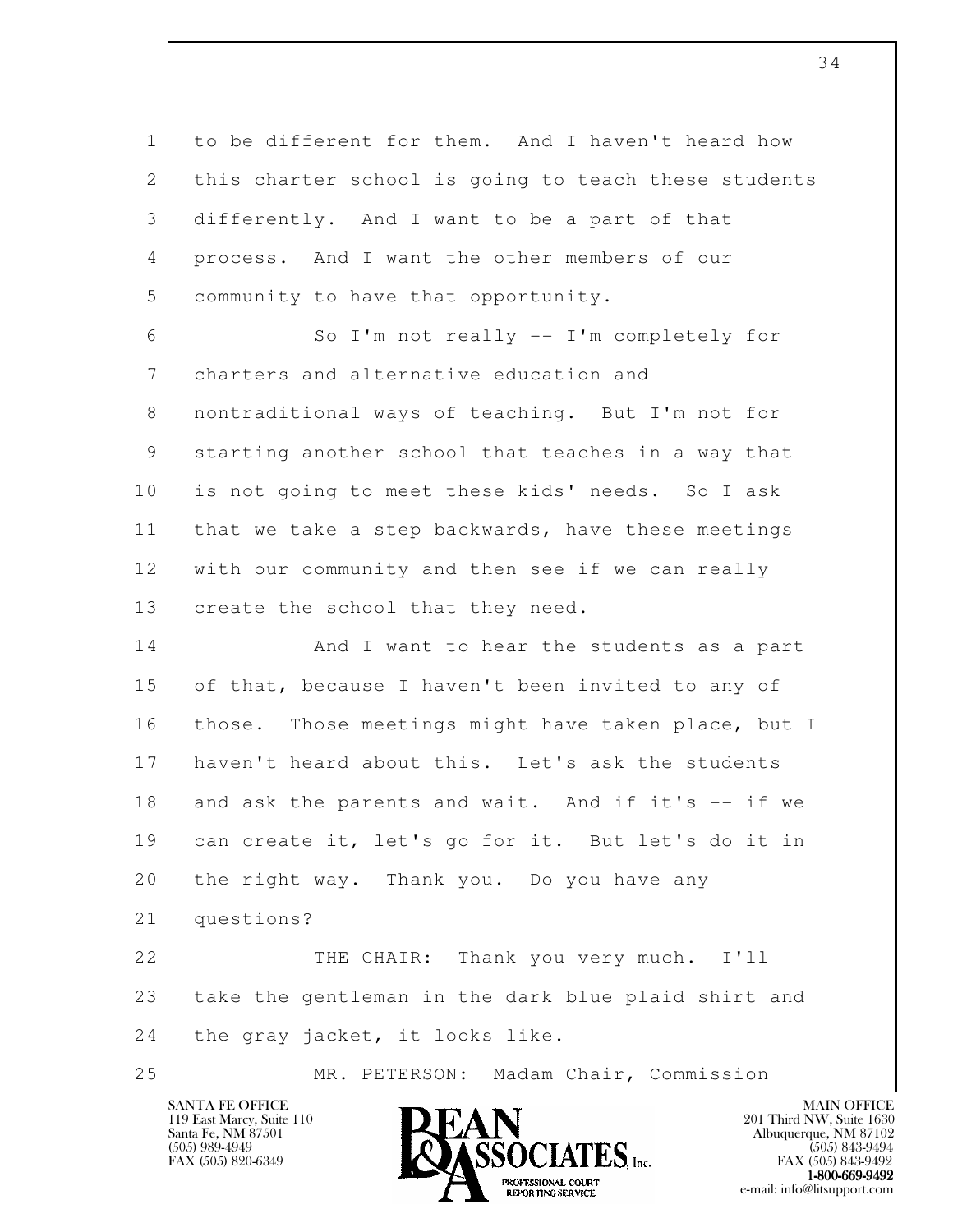to be different for them. And I haven't heard how this charter school is going to teach these students differently. And I want to be a part of that process. And I want the other members of our community to have that opportunity.

So I'm not really -- I'm completely for charters and alternative education and nontraditional ways of teaching. But I'm not for starting another school that teaches in a way that is not going to meet these kids' needs. So I ask that we take a step backwards, have these meetings with our community and then see if we can really create the school that they need.

And I want to hear the students as a part of that, because I haven't been invited to any of those. Those meetings might have taken place, but I haven't heard about this. Let's ask the students and ask the parents and wait. And if it's -- if we can create it, let's go for it. But let's do it in the right way. Thank you. Do you have any questions?

THE CHAIR: Thank you very much. I'll take the gentleman in the dark blue plaid shirt and the gray jacket, it looks like.

MR. PETERSON: Madam Chair, Commission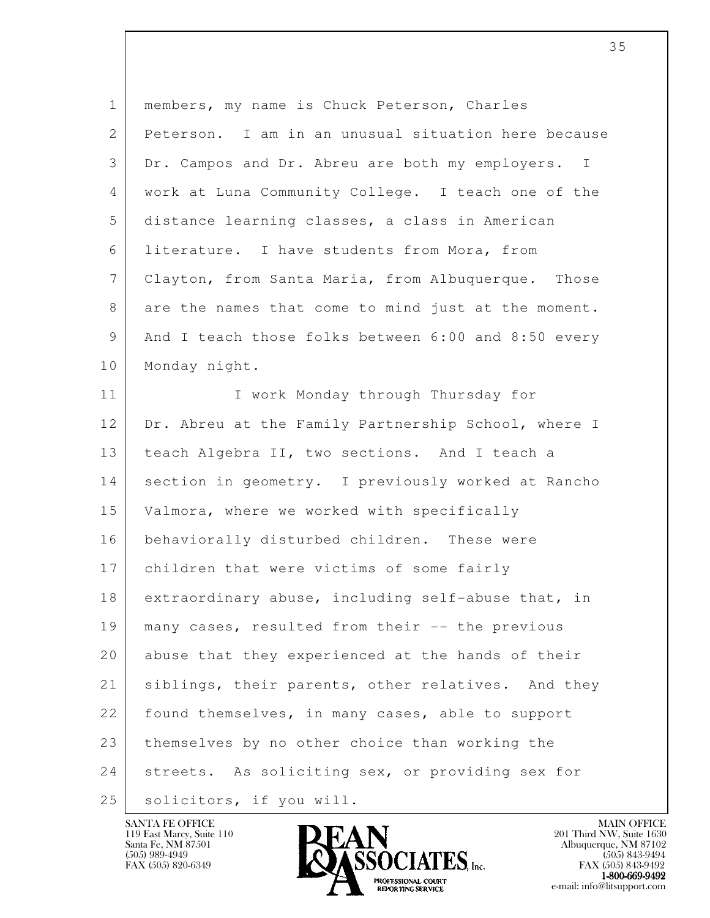members, my name is Chuck Peterson, Charles Peterson. I am in an unusual situation here because Dr. Campos and Dr. Abreu are both my employers. I work at Luna Community College. I teach one of the distance learning classes, a class in American literature. I have students from Mora, from Clayton, from Santa Maria, from Albuquerque. Those are the names that come to mind just at the moment. And I teach those folks between 6:00 and 8:50 every Monday night.

I work Monday through Thursday for Dr. Abreu at the Family Partnership School, where I teach Algebra II, two sections. And I teach a section in geometry. I previously worked at Rancho Valmora, where we worked with specifically behaviorally disturbed children. These were children that were victims of some fairly extraordinary abuse, including self-abuse that, in many cases, resulted from their -- the previous abuse that they experienced at the hands of their siblings, their parents, other relatives. And they found themselves, in many cases, able to support themselves by no other choice than working the streets. As soliciting sex, or providing sex for solicitors, if you will.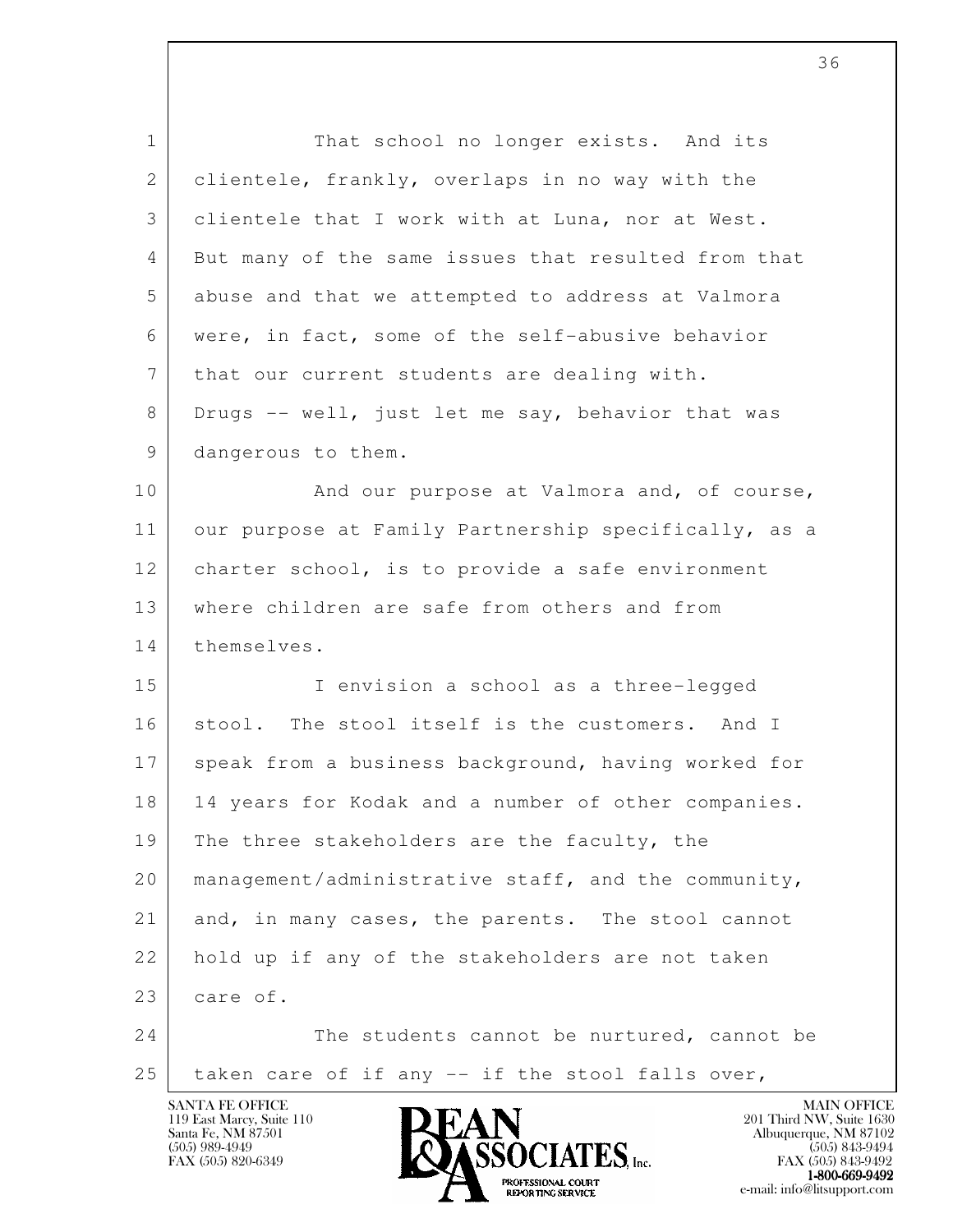That school no longer exists. And its clientele, frankly, overlaps in no way with the clientele that I work with at Luna, nor at West. But many of the same issues that resulted from that abuse and that we attempted to address at Valmora were, in fact, some of the self-abusive behavior that our current students are dealing with. Drugs -- well, just let me say, behavior that was dangerous to them.

And our purpose at Valmora and, of course, our purpose at Family Partnership specifically, as a charter school, is to provide a safe environment where children are safe from others and from themselves.

I envision a school as a three-legged stool. The stool itself is the customers. And I speak from a business background, having worked for 14 years for Kodak and a number of other companies. The three stakeholders are the faculty, the management/administrative staff, and the community, and, in many cases, the parents. The stool cannot hold up if any of the stakeholders are not taken care of.

The students cannot be nurtured, cannot be taken care of if any -- if the stool falls over,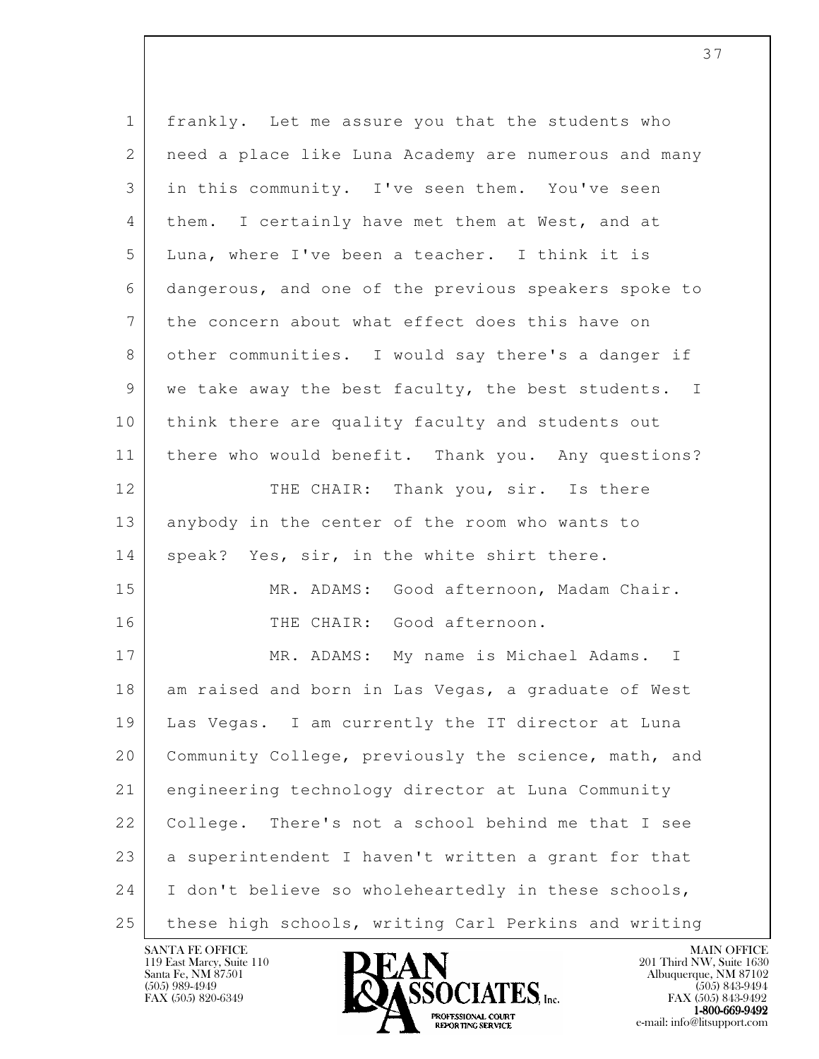1 frankly. Let me assure you that the students who
2 need a place like Luna Academy are numerous and many
3 in this community. I've seen them. You've seen
4 them. I certainly have met them at West, and at
5 Luna, where I've been a teacher. I think it is
6 dangerous, and one of the previous speakers spoke to
7 the concern about what effect does this have on
8 other communities. I would say there's a danger if
9 we take away the best faculty, the best students. I
10 think there are quality faculty and students out
11 there who would benefit. Thank you. Any questions?
12 THE CHAIR: Thank you, sir. Is there
13 anybody in the center of the room who wants to
14 speak? Yes, sir, in the white shirt there.
15 MR. ADAMS: Good afternoon, Madam Chair.
16 THE CHAIR: Good afternoon.
17 MR. ADAMS: My name is Michael Adams. I
18 am raised and born in Las Vegas, a graduate of West
19 Las Vegas. I am currently the IT director at Luna
20 Community College, previously the science, math, and
21 engineering technology director at Luna Community
22 College. There's not a school behind me that I see
23 a superintendent I haven't written a grant for that
24 I don't believe so wholeheartedly in these schools,
25 these high schools, writing Carl Perkins and writing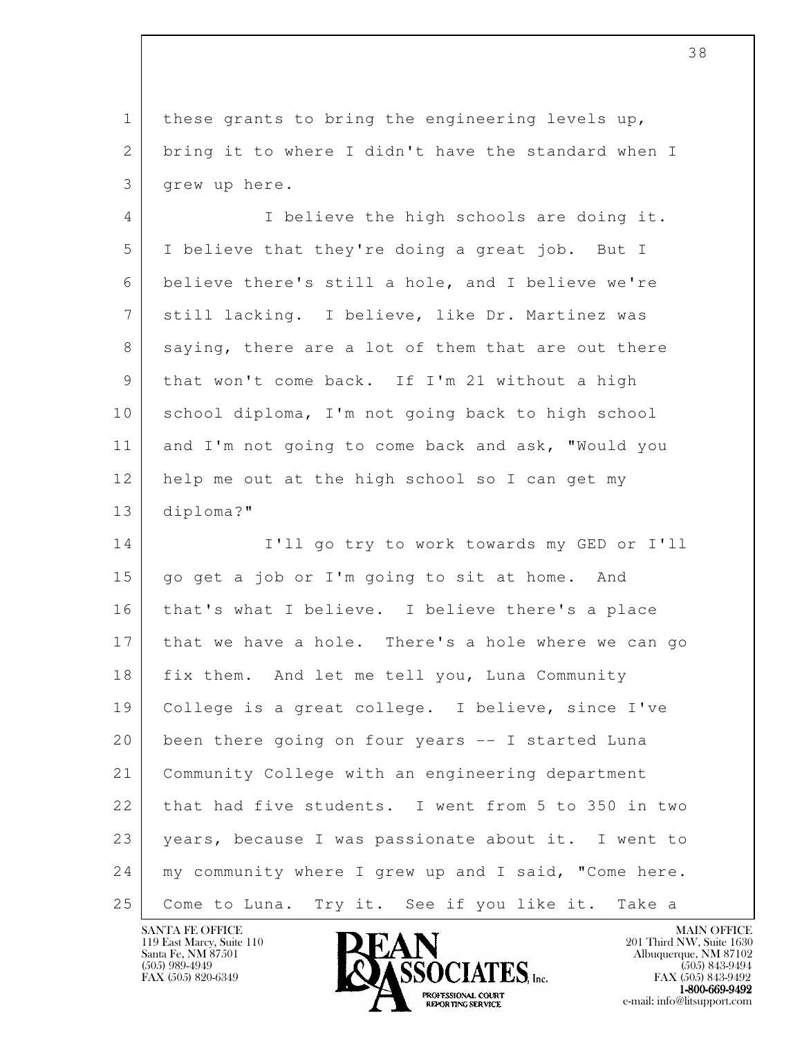these grants to bring the engineering levels up, bring it to where I didn't have the standard when I grew up here.

I believe the high schools are doing it. I believe that they're doing a great job. But I believe there's still a hole, and I believe we're still lacking. I believe, like Dr. Martinez was saying, there are a lot of them that are out there that won't come back. If I'm 21 without a high school diploma, I'm not going back to high school and I'm not going to come back and ask, "Would you help me out at the high school so I can get my diploma?"

I'll go try to work towards my GED or I'll go get a job or I'm going to sit at home. And that's what I believe. I believe there's a place that we have a hole. There's a hole where we can go fix them. And let me tell you, Luna Community College is a great college. I believe, since I've been there going on four years -- I started Luna Community College with an engineering department that had five students. I went from 5 to 350 in two years, because I was passionate about it. I went to my community where I grew up and I said, "Come here. Come to Luna. Try it. See if you like it. Take a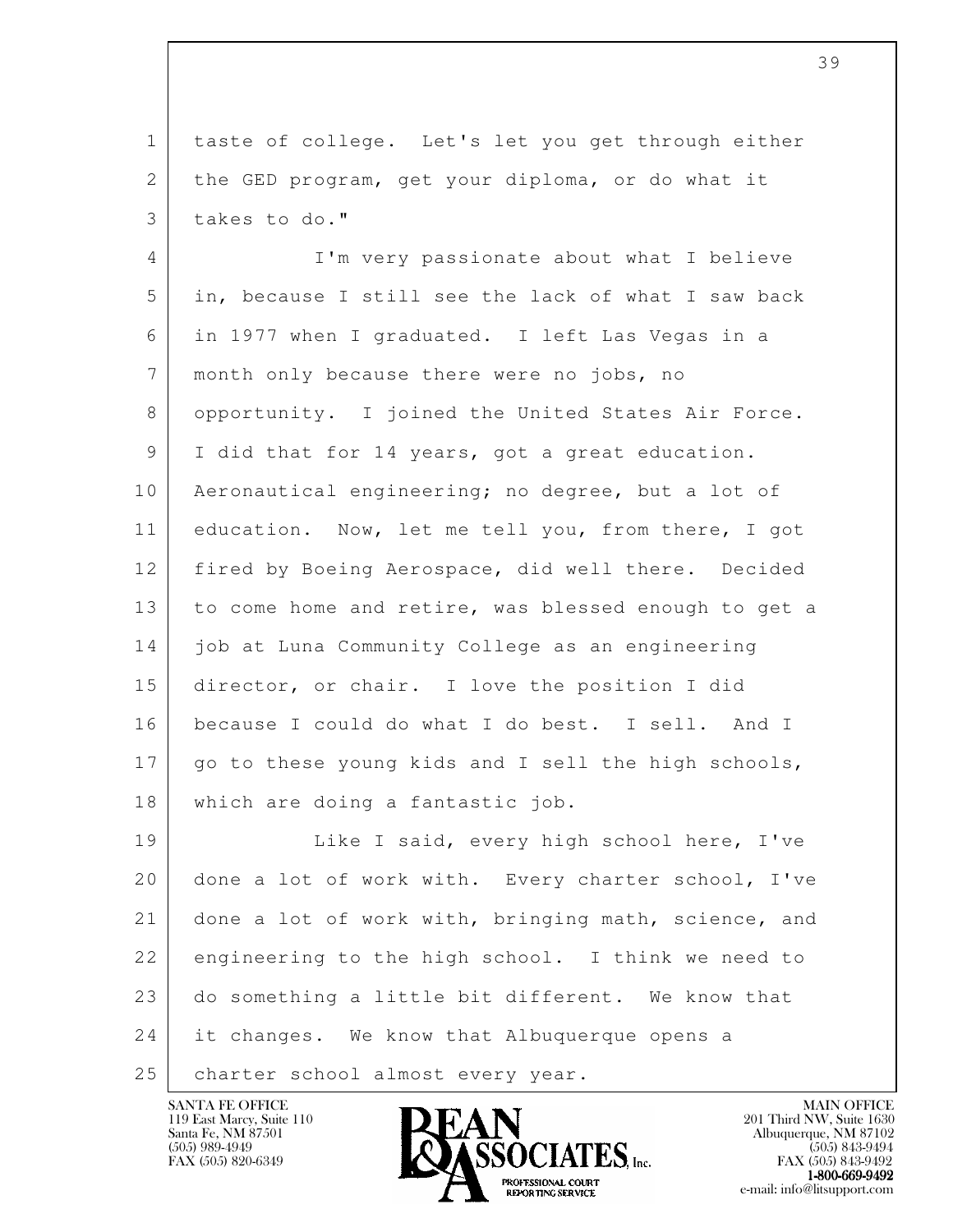taste of college. Let's let you get through either the GED program, get your diploma, or do what it takes to do."

I'm very passionate about what I believe in, because I still see the lack of what I saw back in 1977 when I graduated. I left Las Vegas in a month only because there were no jobs, no opportunity. I joined the United States Air Force. I did that for 14 years, got a great education. Aeronautical engineering; no degree, but a lot of education. Now, let me tell you, from there, I got fired by Boeing Aerospace, did well there. Decided to come home and retire, was blessed enough to get a job at Luna Community College as an engineering director, or chair. I love the position I did because I could do what I do best. I sell. And I go to these young kids and I sell the high schools, which are doing a fantastic job.

Like I said, every high school here, I've done a lot of work with. Every charter school, I've done a lot of work with, bringing math, science, and engineering to the high school. I think we need to do something a little bit different. We know that it changes. We know that Albuquerque opens a charter school almost every year.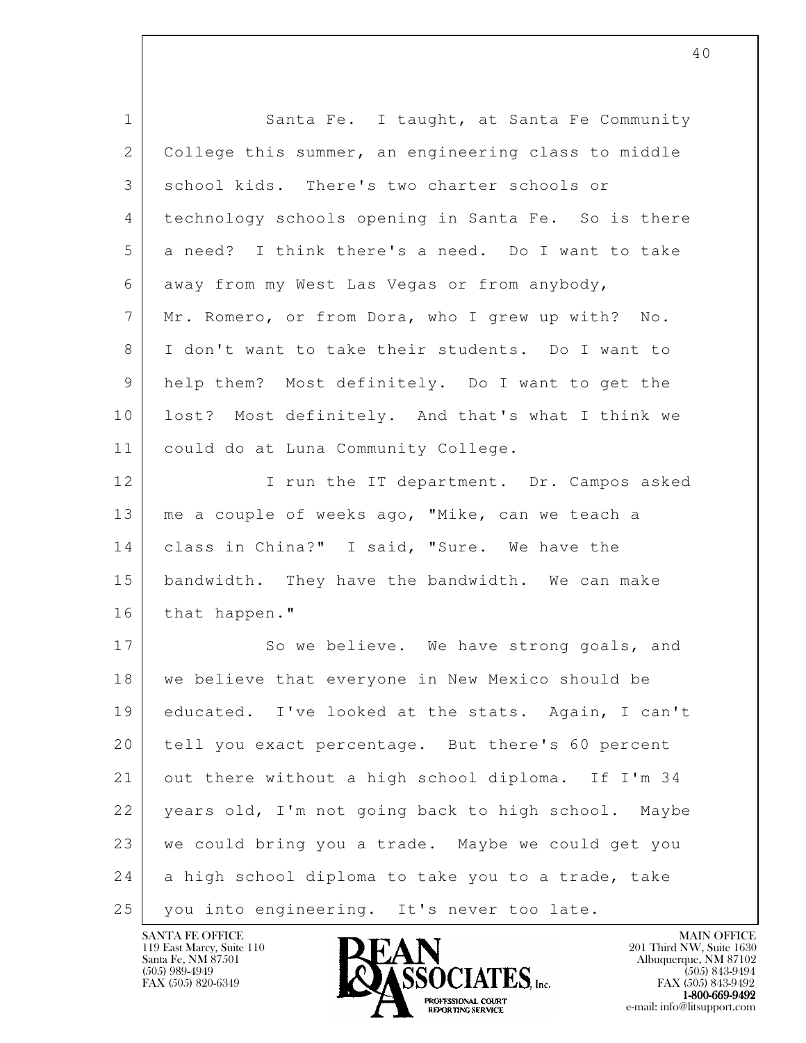Santa Fe. I taught, at Santa Fe Community College this summer, an engineering class to middle school kids. There's two charter schools or technology schools opening in Santa Fe. So is there a need? I think there's a need. Do I want to take away from my West Las Vegas or from anybody, Mr. Romero, or from Dora, who I grew up with? No. I don't want to take their students. Do I want to help them? Most definitely. Do I want to get the lost? Most definitely. And that's what I think we could do at Luna Community College.

I run the IT department. Dr. Campos asked me a couple of weeks ago, "Mike, can we teach a class in China?" I said, "Sure. We have the bandwidth. They have the bandwidth. We can make that happen."

So we believe. We have strong goals, and we believe that everyone in New Mexico should be educated. I've looked at the stats. Again, I can't tell you exact percentage. But there's 60 percent out there without a high school diploma. If I'm 34 years old, I'm not going back to high school. Maybe we could bring you a trade. Maybe we could get you a high school diploma to take you to a trade, take you into engineering. It's never too late.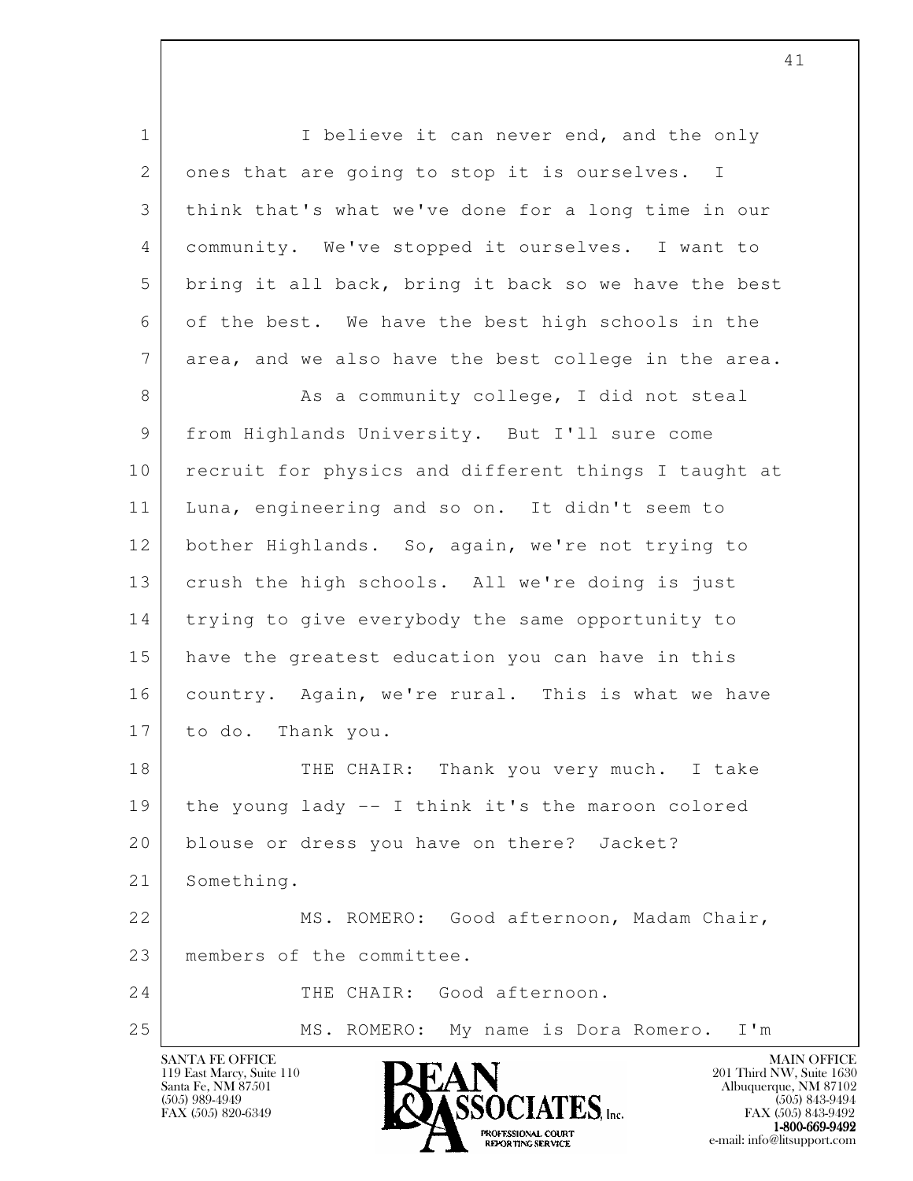I believe it can never end, and the only ones that are going to stop it is ourselves. I think that's what we've done for a long time in our community. We've stopped it ourselves. I want to bring it all back, bring it back so we have the best of the best. We have the best high schools in the area, and we also have the best college in the area.

As a community college, I did not steal from Highlands University. But I'll sure come recruit for physics and different things I taught at Luna, engineering and so on. It didn't seem to bother Highlands. So, again, we're not trying to crush the high schools. All we're doing is just trying to give everybody the same opportunity to have the greatest education you can have in this country. Again, we're rural. This is what we have to do. Thank you.

THE CHAIR: Thank you very much. I take the young lady -- I think it's the maroon colored blouse or dress you have on there? Jacket? Something.

MS. ROMERO: Good afternoon, Madam Chair, members of the committee.

THE CHAIR: Good afternoon.

MS. ROMERO: My name is Dora Romero. I'm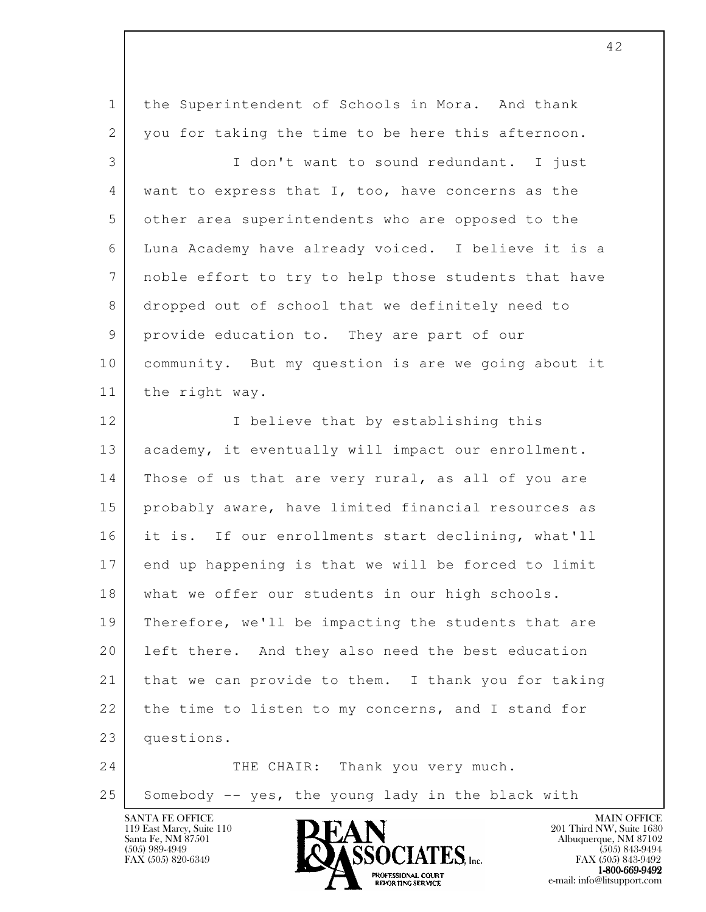the Superintendent of Schools in Mora. And thank you for taking the time to be here this afternoon.

I don't want to sound redundant. I just want to express that I, too, have concerns as the other area superintendents who are opposed to the Luna Academy have already voiced. I believe it is a noble effort to try to help those students that have dropped out of school that we definitely need to provide education to. They are part of our community. But my question is are we going about it the right way.

I believe that by establishing this academy, it eventually will impact our enrollment. Those of us that are very rural, as all of you are probably aware, have limited financial resources as it is. If our enrollments start declining, what'll end up happening is that we will be forced to limit what we offer our students in our high schools. Therefore, we'll be impacting the students that are left there. And they also need the best education that we can provide to them. I thank you for taking the time to listen to my concerns, and I stand for questions.

THE CHAIR: Thank you very much. Somebody -- yes, the young lady in the black with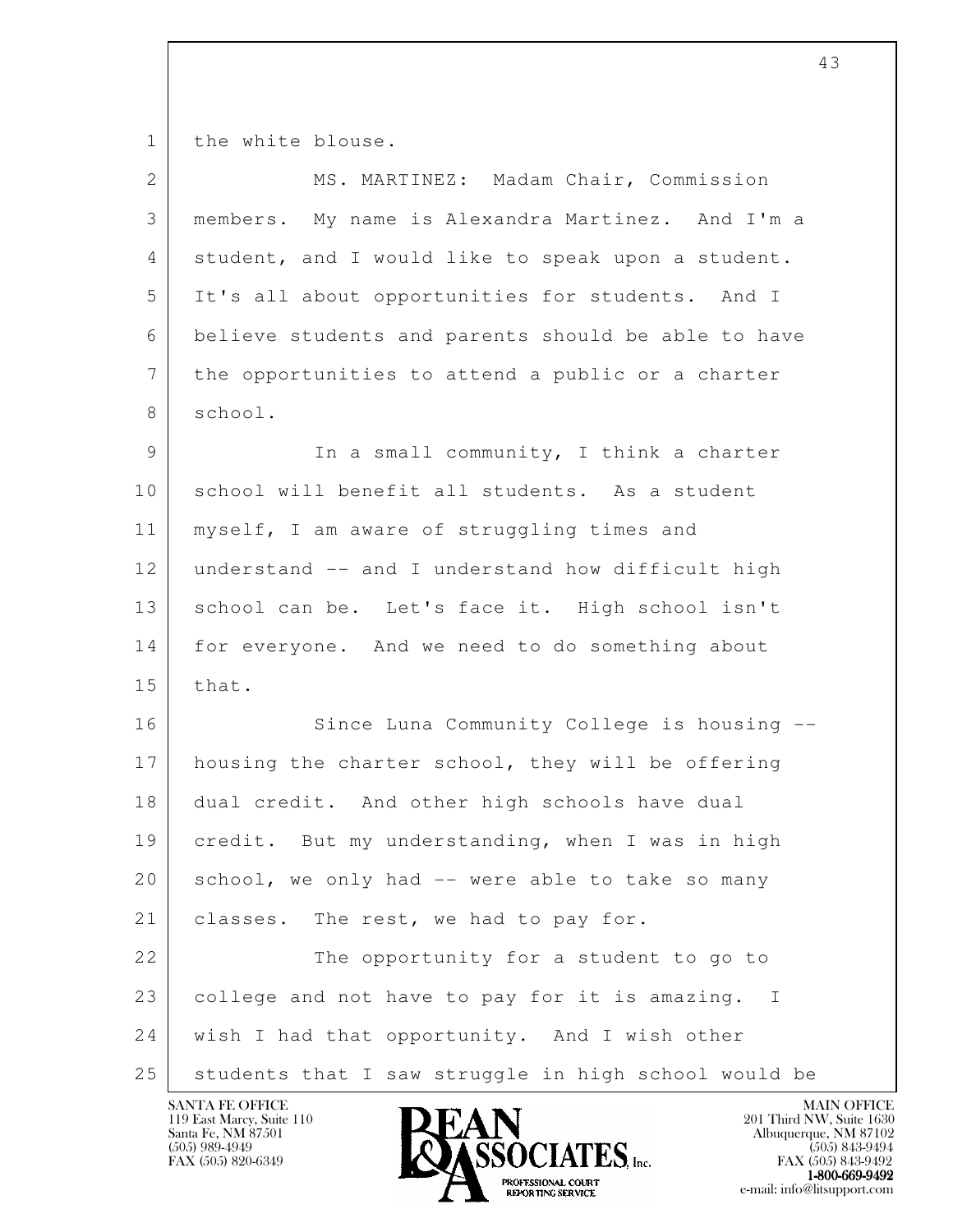the white blouse.

MS. MARTINEZ: Madam Chair, Commission members. My name is Alexandra Martinez. And I'm a student, and I would like to speak upon a student. It's all about opportunities for students. And I believe students and parents should be able to have the opportunities to attend a public or a charter school.

In a small community, I think a charter school will benefit all students. As a student myself, I am aware of struggling times and understand -- and I understand how difficult high school can be. Let's face it. High school isn't for everyone. And we need to do something about that.

Since Luna Community College is housing -- housing the charter school, they will be offering dual credit. And other high schools have dual credit. But my understanding, when I was in high school, we only had -- were able to take so many classes. The rest, we had to pay for.

The opportunity for a student to go to college and not have to pay for it is amazing. I wish I had that opportunity. And I wish other students that I saw struggle in high school would be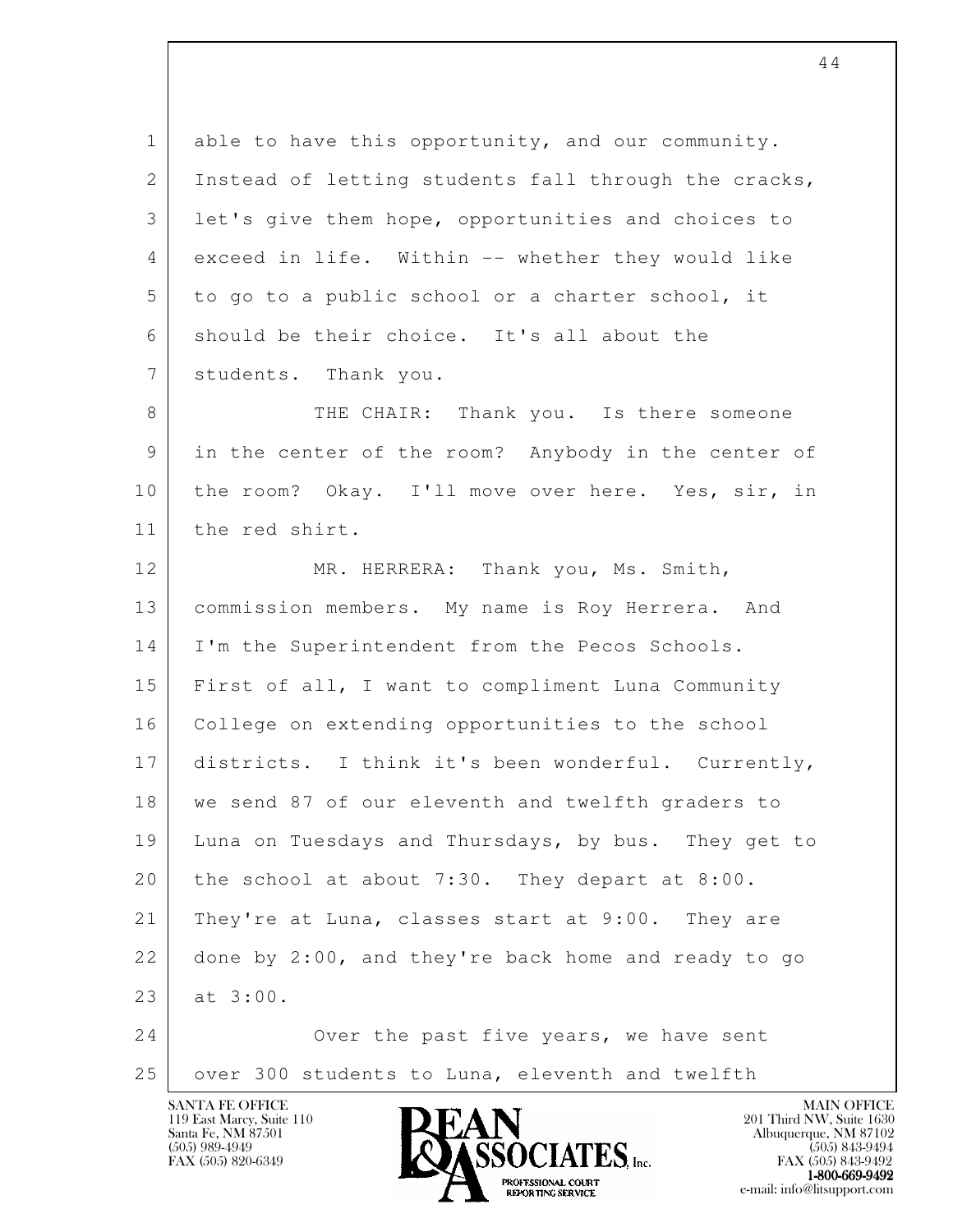able to have this opportunity, and our community. Instead of letting students fall through the cracks, let's give them hope, opportunities and choices to exceed in life. Within -- whether they would like to go to a public school or a charter school, it should be their choice. It's all about the students. Thank you.

THE CHAIR: Thank you. Is there someone in the center of the room? Anybody in the center of the room? Okay. I'll move over here. Yes, sir, in the red shirt.

MR. HERRERA: Thank you, Ms. Smith, commission members. My name is Roy Herrera. And I'm the Superintendent from the Pecos Schools. First of all, I want to compliment Luna Community College on extending opportunities to the school districts. I think it's been wonderful. Currently, we send 87 of our eleventh and twelfth graders to Luna on Tuesdays and Thursdays, by bus. They get to the school at about 7:30. They depart at 8:00. They're at Luna, classes start at 9:00. They are done by 2:00, and they're back home and ready to go at 3:00.

Over the past five years, we have sent over 300 students to Luna, eleventh and twelfth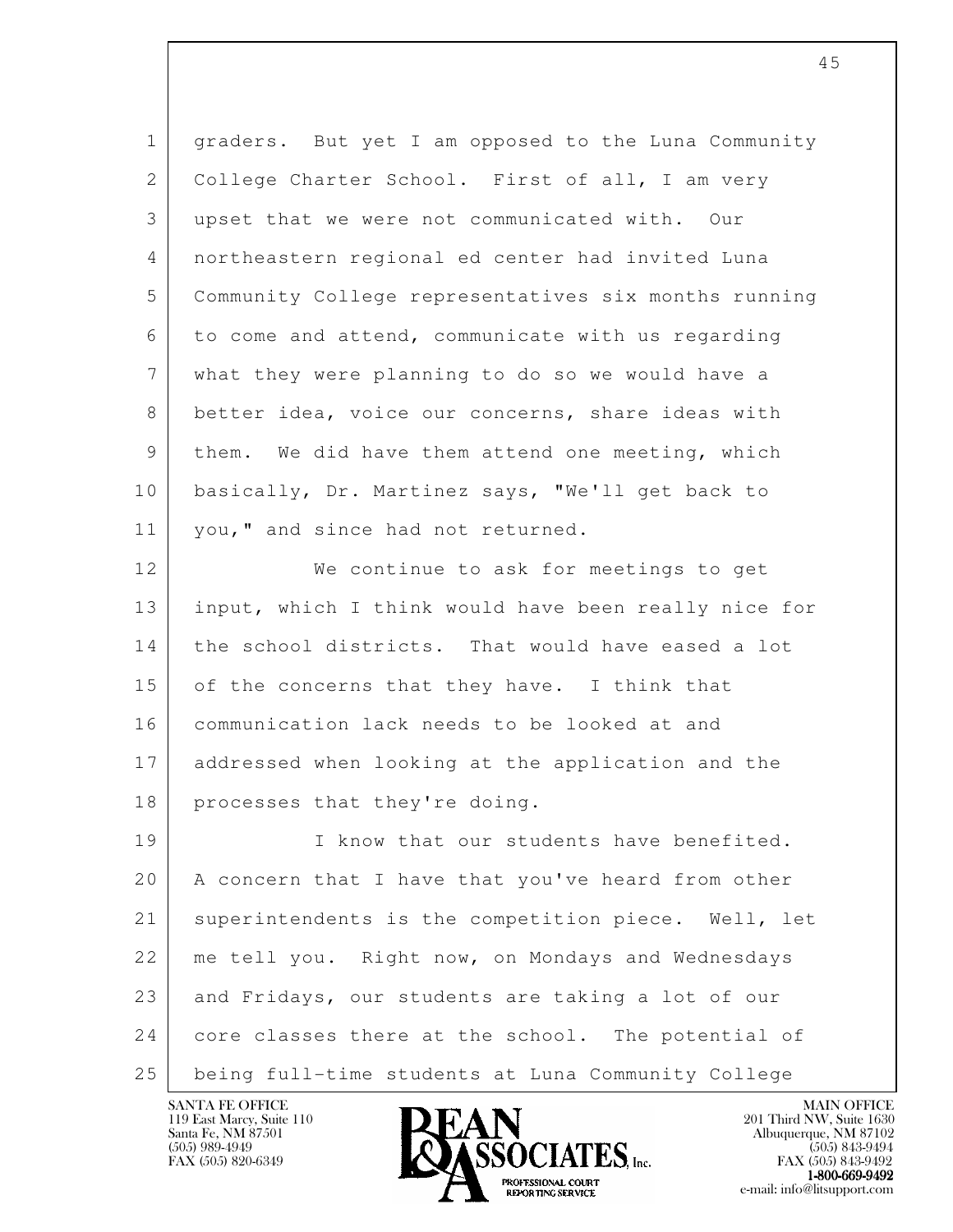graders. But yet I am opposed to the Luna Community College Charter School. First of all, I am very upset that we were not communicated with. Our northeastern regional ed center had invited Luna Community College representatives six months running to come and attend, communicate with us regarding what they were planning to do so we would have a better idea, voice our concerns, share ideas with them. We did have them attend one meeting, which basically, Dr. Martinez says, "We'll get back to you," and since had not returned.

We continue to ask for meetings to get input, which I think would have been really nice for the school districts. That would have eased a lot of the concerns that they have. I think that communication lack needs to be looked at and addressed when looking at the application and the processes that they're doing.

I know that our students have benefited. A concern that I have that you've heard from other superintendents is the competition piece. Well, let me tell you. Right now, on Mondays and Wednesdays and Fridays, our students are taking a lot of our core classes there at the school. The potential of being full-time students at Luna Community College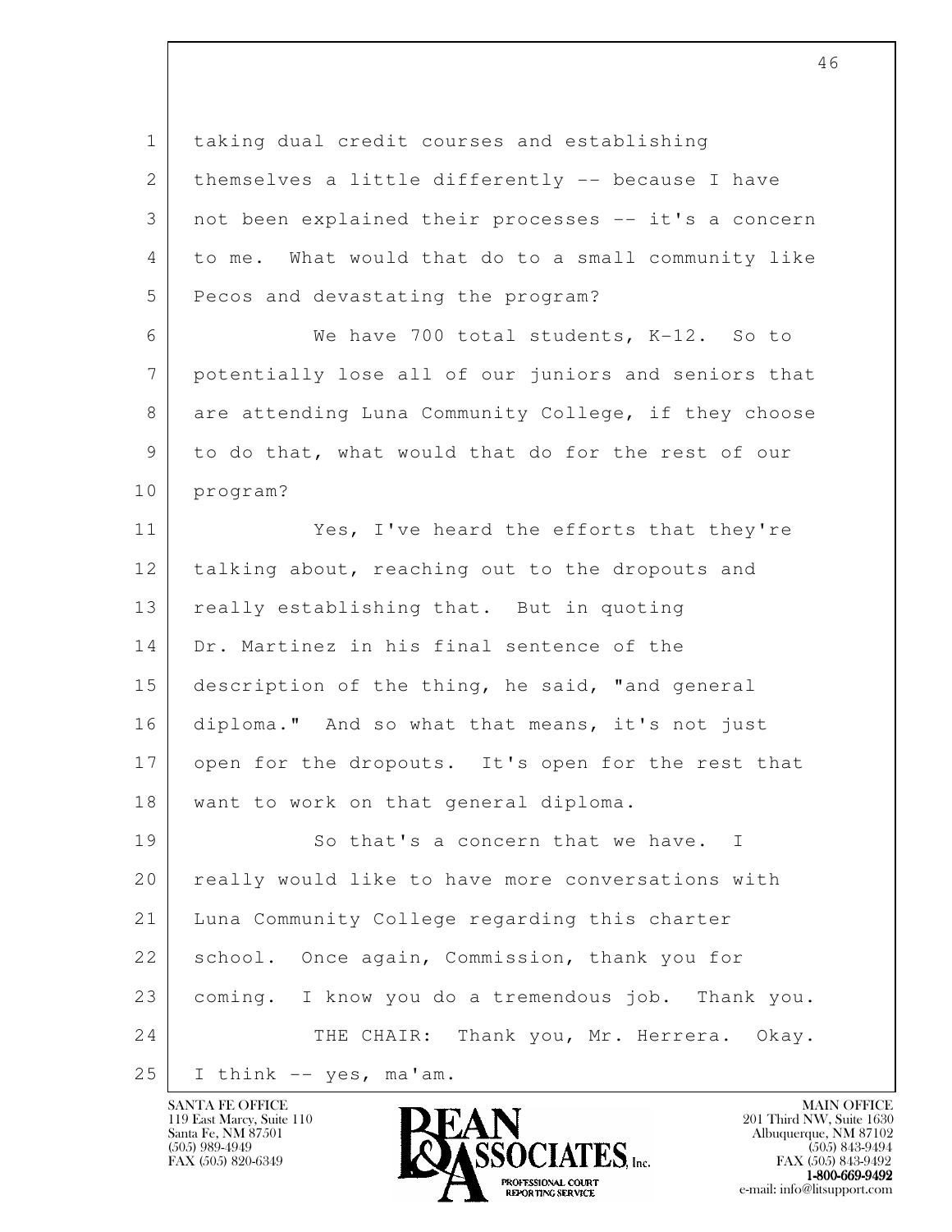taking dual credit courses and establishing themselves a little differently -- because I have not been explained their processes -- it's a concern to me. What would that do to a small community like Pecos and devastating the program?

We have 700 total students, K-12. So to potentially lose all of our juniors and seniors that are attending Luna Community College, if they choose to do that, what would that do for the rest of our program?

Yes, I've heard the efforts that they're talking about, reaching out to the dropouts and really establishing that. But in quoting Dr. Martinez in his final sentence of the description of the thing, he said, "and general diploma." And so what that means, it's not just open for the dropouts. It's open for the rest that want to work on that general diploma.

So that's a concern that we have. I really would like to have more conversations with Luna Community College regarding this charter school. Once again, Commission, thank you for coming. I know you do a tremendous job. Thank you.

THE CHAIR: Thank you, Mr. Herrera. Okay. I think -- yes, ma'am.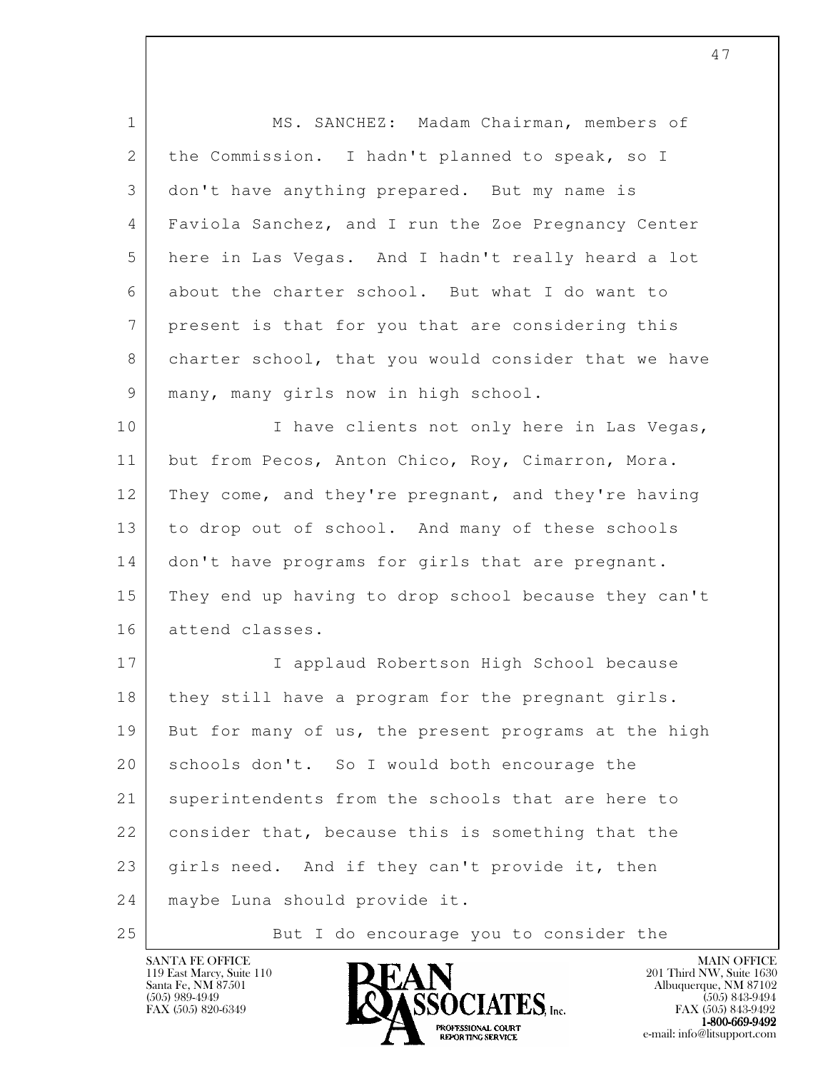MS. SANCHEZ: Madam Chairman, members of the Commission. I hadn't planned to speak, so I don't have anything prepared. But my name is Faviola Sanchez, and I run the Zoe Pregnancy Center here in Las Vegas. And I hadn't really heard a lot about the charter school. But what I do want to present is that for you that are considering this charter school, that you would consider that we have many, many girls now in high school.

I have clients not only here in Las Vegas, but from Pecos, Anton Chico, Roy, Cimarron, Mora. They come, and they're pregnant, and they're having to drop out of school. And many of these schools don't have programs for girls that are pregnant. They end up having to drop school because they can't attend classes.

I applaud Robertson High School because they still have a program for the pregnant girls. But for many of us, the present programs at the high schools don't. So I would both encourage the superintendents from the schools that are here to consider that, because this is something that the girls need. And if they can't provide it, then maybe Luna should provide it.

But I do encourage you to consider the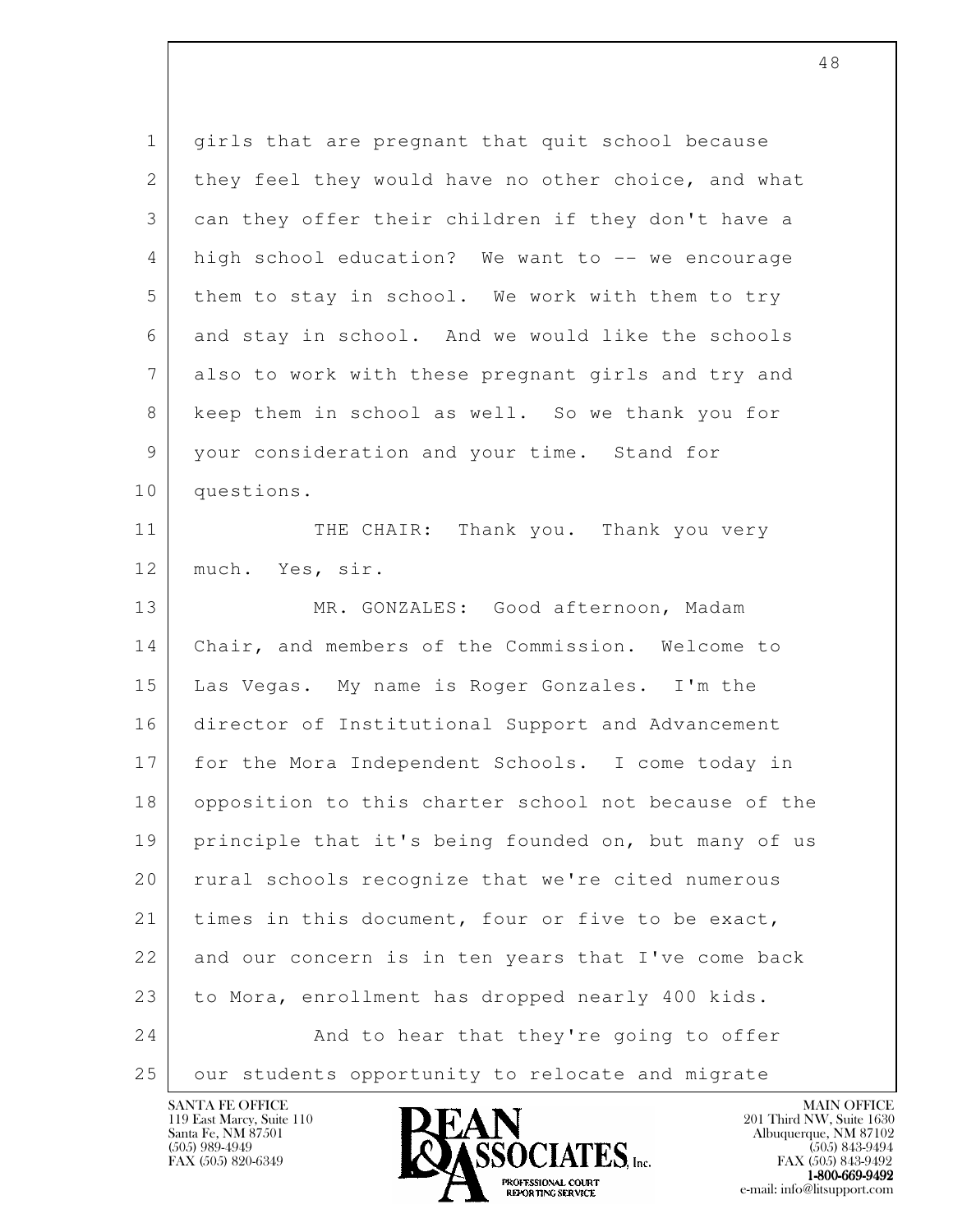girls that are pregnant that quit school because they feel they would have no other choice, and what can they offer their children if they don't have a high school education? We want to -- we encourage them to stay in school. We work with them to try and stay in school. And we would like the schools also to work with these pregnant girls and try and keep them in school as well. So we thank you for your consideration and your time. Stand for questions.

THE CHAIR: Thank you. Thank you very much. Yes, sir.

MR. GONZALES: Good afternoon, Madam Chair, and members of the Commission. Welcome to Las Vegas. My name is Roger Gonzales. I'm the director of Institutional Support and Advancement for the Mora Independent Schools. I come today in opposition to this charter school not because of the principle that it's being founded on, but many of us rural schools recognize that we're cited numerous times in this document, four or five to be exact, and our concern is in ten years that I've come back to Mora, enrollment has dropped nearly 400 kids.

And to hear that they're going to offer our students opportunity to relocate and migrate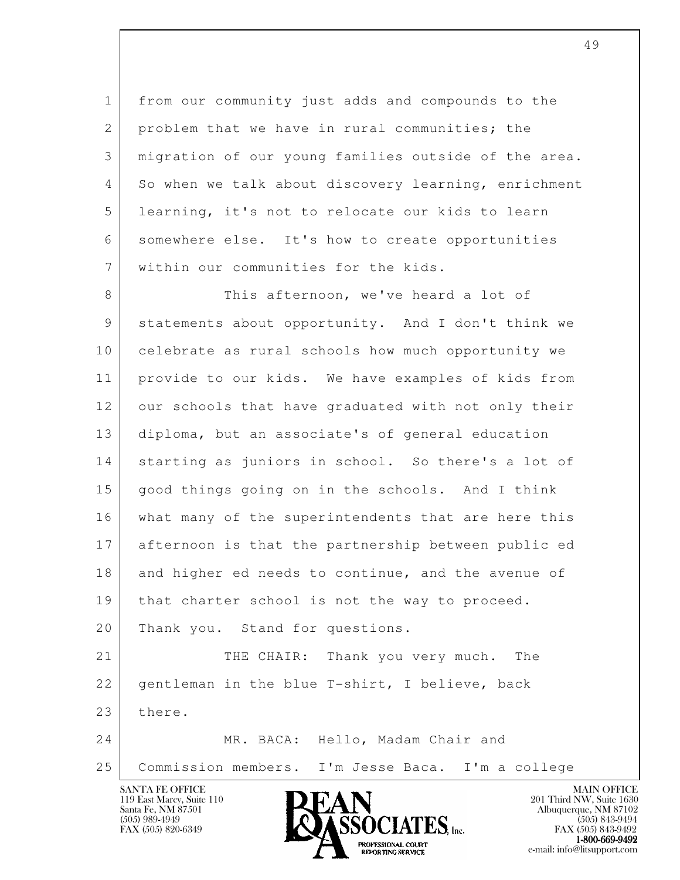from our community just adds and compounds to the problem that we have in rural communities; the migration of our young families outside of the area. So when we talk about discovery learning, enrichment learning, it's not to relocate our kids to learn somewhere else. It's how to create opportunities within our communities for the kids.

This afternoon, we've heard a lot of statements about opportunity. And I don't think we celebrate as rural schools how much opportunity we provide to our kids. We have examples of kids from our schools that have graduated with not only their diploma, but an associate's of general education starting as juniors in school. So there's a lot of good things going on in the schools. And I think what many of the superintendents that are here this afternoon is that the partnership between public ed and higher ed needs to continue, and the avenue of that charter school is not the way to proceed. Thank you. Stand for questions.

THE CHAIR: Thank you very much. The gentleman in the blue T-shirt, I believe, back there.

MR. BACA: Hello, Madam Chair and Commission members. I'm Jesse Baca. I'm a college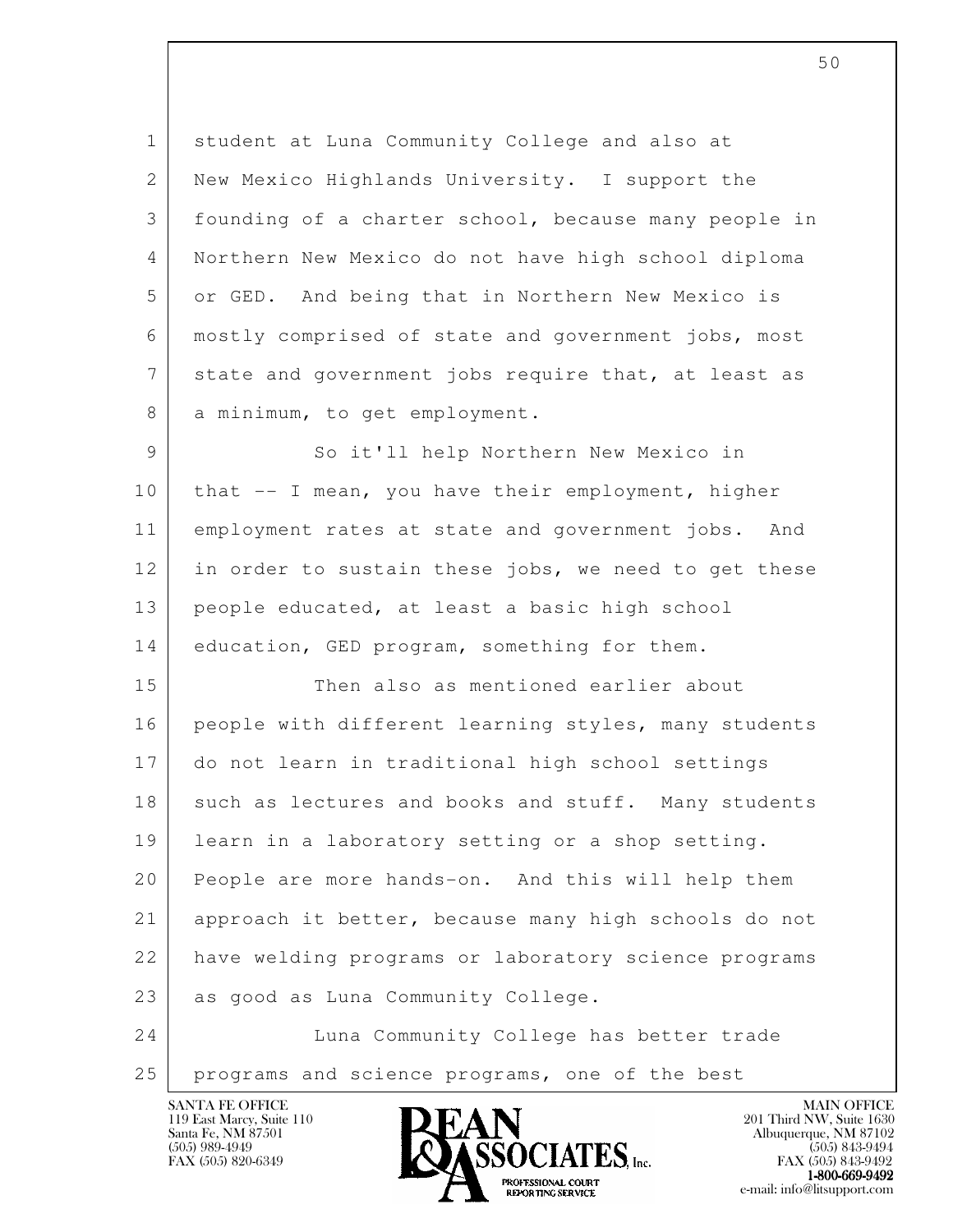student at Luna Community College and also at New Mexico Highlands University. I support the founding of a charter school, because many people in Northern New Mexico do not have high school diploma or GED. And being that in Northern New Mexico is mostly comprised of state and government jobs, most state and government jobs require that, at least as a minimum, to get employment.

So it'll help Northern New Mexico in that -- I mean, you have their employment, higher employment rates at state and government jobs. And in order to sustain these jobs, we need to get these people educated, at least a basic high school education, GED program, something for them.

Then also as mentioned earlier about people with different learning styles, many students do not learn in traditional high school settings such as lectures and books and stuff. Many students learn in a laboratory setting or a shop setting. People are more hands-on. And this will help them approach it better, because many high schools do not have welding programs or laboratory science programs as good as Luna Community College.

Luna Community College has better trade programs and science programs, one of the best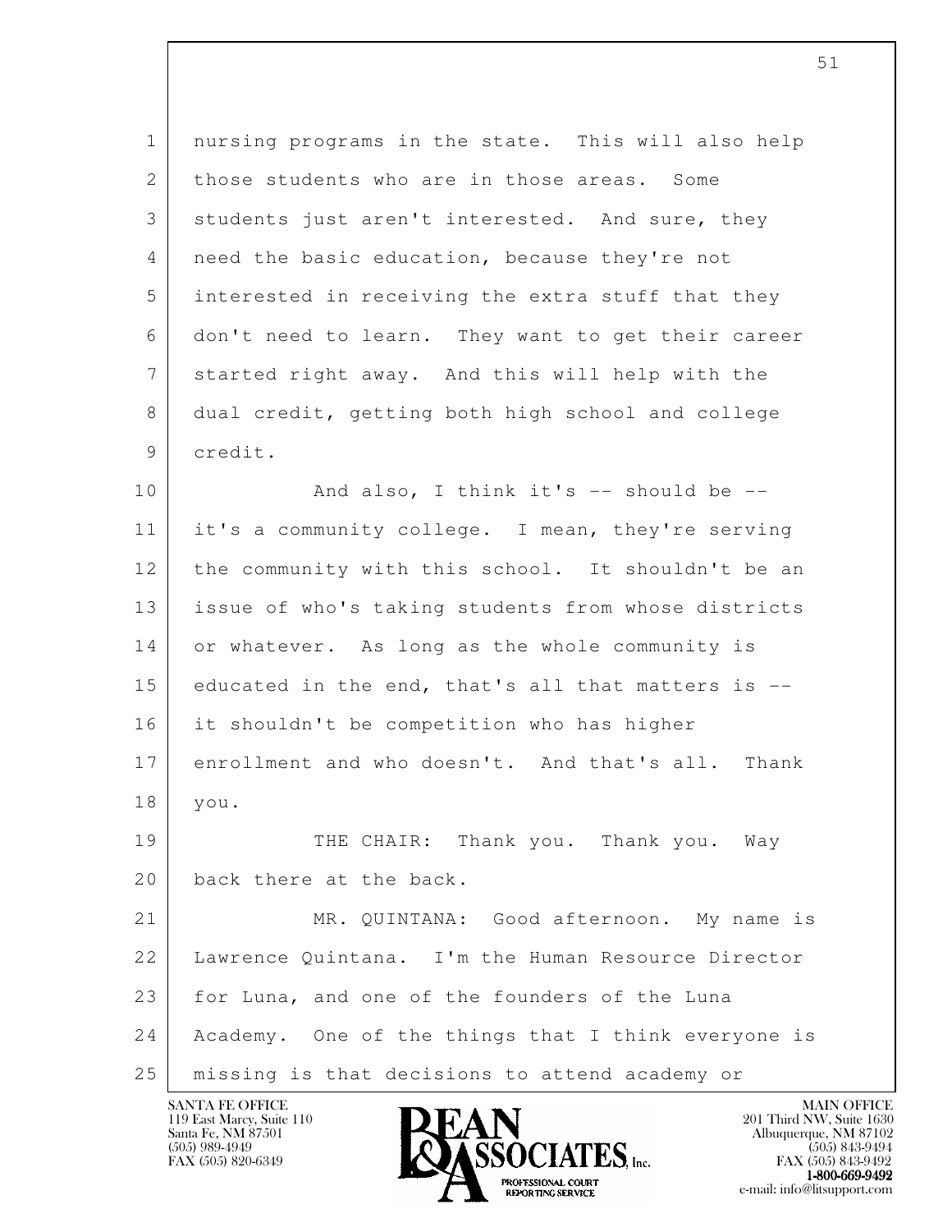nursing programs in the state. This will also help those students who are in those areas. Some students just aren't interested. And sure, they need the basic education, because they're not interested in receiving the extra stuff that they don't need to learn. They want to get their career started right away. And this will help with the dual credit, getting both high school and college credit.

And also, I think it's -- should be -- it's a community college. I mean, they're serving the community with this school. It shouldn't be an issue of who's taking students from whose districts or whatever. As long as the whole community is educated in the end, that's all that matters is -- it shouldn't be competition who has higher enrollment and who doesn't. And that's all. Thank you.

THE CHAIR: Thank you. Thank you. Way back there at the back.

MR. QUINTANA: Good afternoon. My name is Lawrence Quintana. I'm the Human Resource Director for Luna, and one of the founders of the Luna Academy. One of the things that I think everyone is missing is that decisions to attend academy or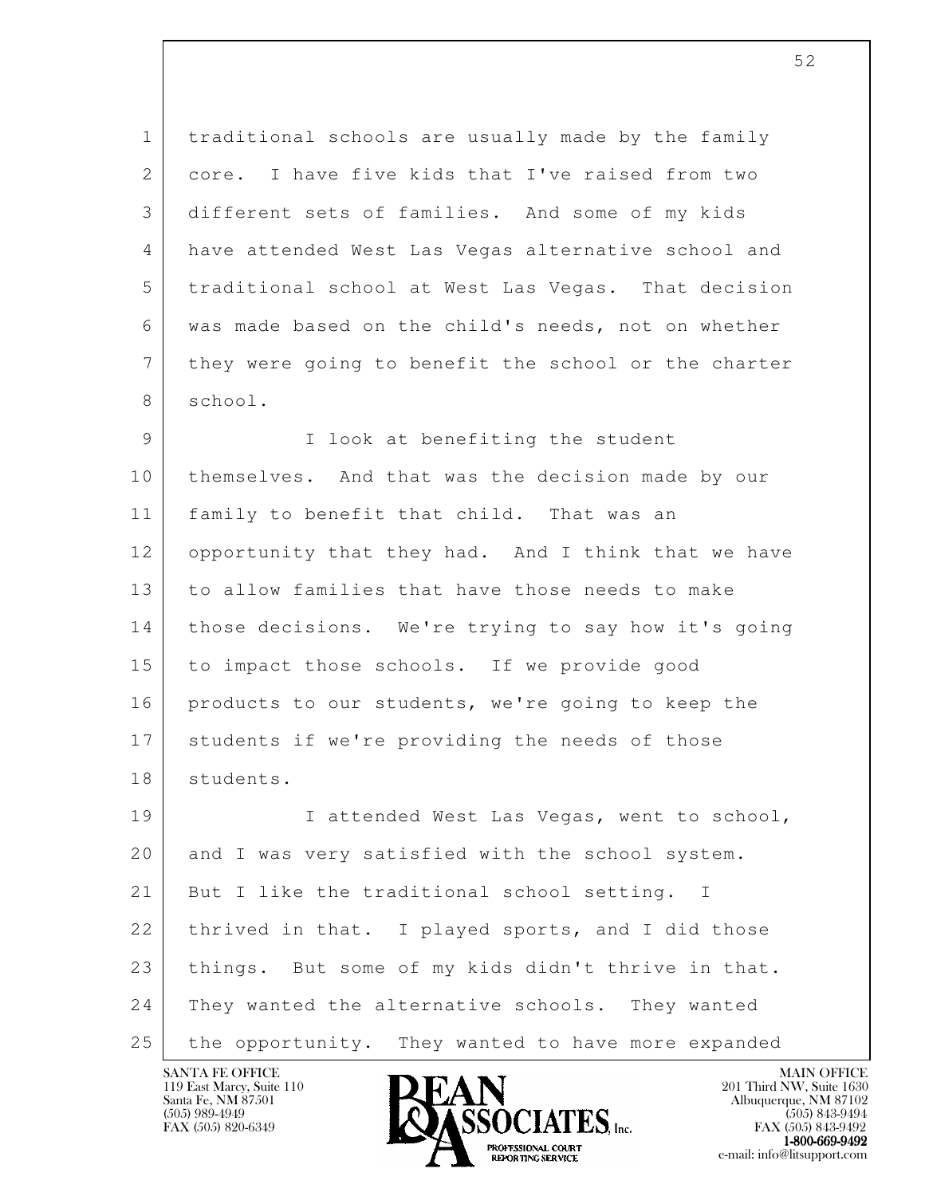traditional schools are usually made by the family core. I have five kids that I've raised from two different sets of families. And some of my kids have attended West Las Vegas alternative school and traditional school at West Las Vegas. That decision was made based on the child's needs, not on whether they were going to benefit the school or the charter school.

I look at benefiting the student themselves. And that was the decision made by our family to benefit that child. That was an opportunity that they had. And I think that we have to allow families that have those needs to make those decisions. We're trying to say how it's going to impact those schools. If we provide good products to our students, we're going to keep the students if we're providing the needs of those students.

I attended West Las Vegas, went to school, and I was very satisfied with the school system. But I like the traditional school setting. I thrived in that. I played sports, and I did those things. But some of my kids didn't thrive in that. They wanted the alternative schools. They wanted the opportunity. They wanted to have more expanded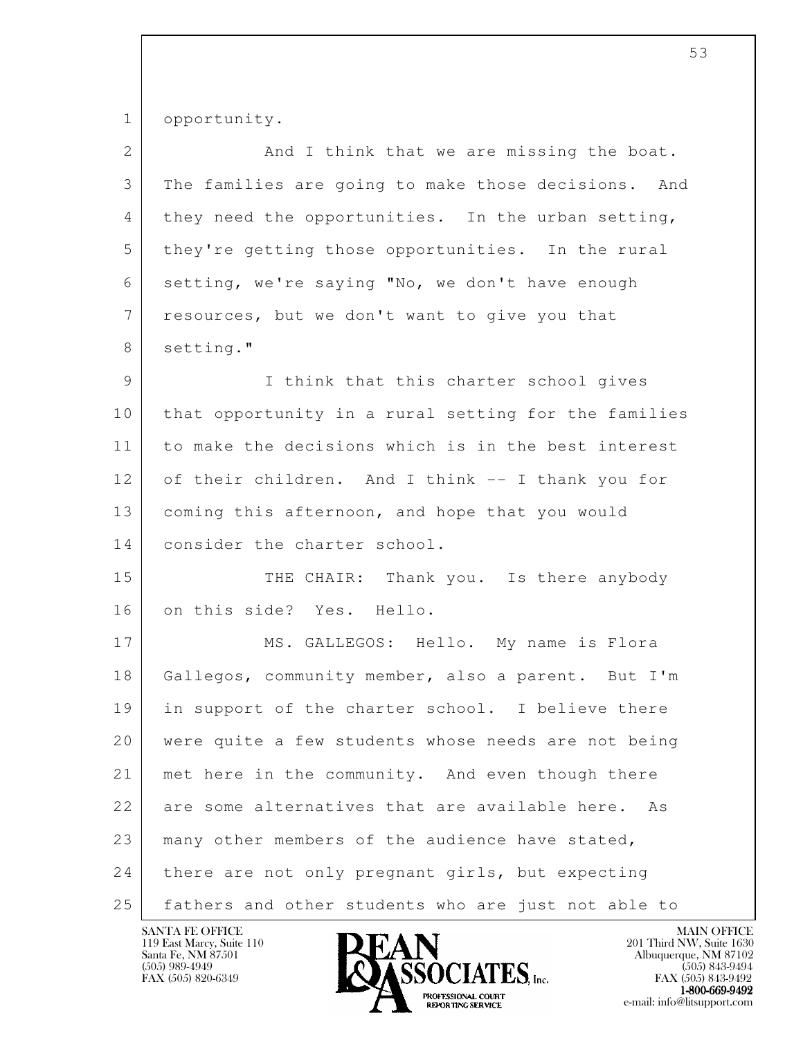opportunity.

And I think that we are missing the boat. The families are going to make those decisions. And they need the opportunities. In the urban setting, they're getting those opportunities. In the rural setting, we're saying "No, we don't have enough resources, but we don't want to give you that setting."

I think that this charter school gives that opportunity in a rural setting for the families to make the decisions which is in the best interest of their children. And I think -- I thank you for coming this afternoon, and hope that you would consider the charter school.

THE CHAIR: Thank you. Is there anybody on this side? Yes. Hello.

MS. GALLEGOS: Hello. My name is Flora Gallegos, community member, also a parent. But I'm in support of the charter school. I believe there were quite a few students whose needs are not being met here in the community. And even though there are some alternatives that are available here. As many other members of the audience have stated, there are not only pregnant girls, but expecting fathers and other students who are just not able to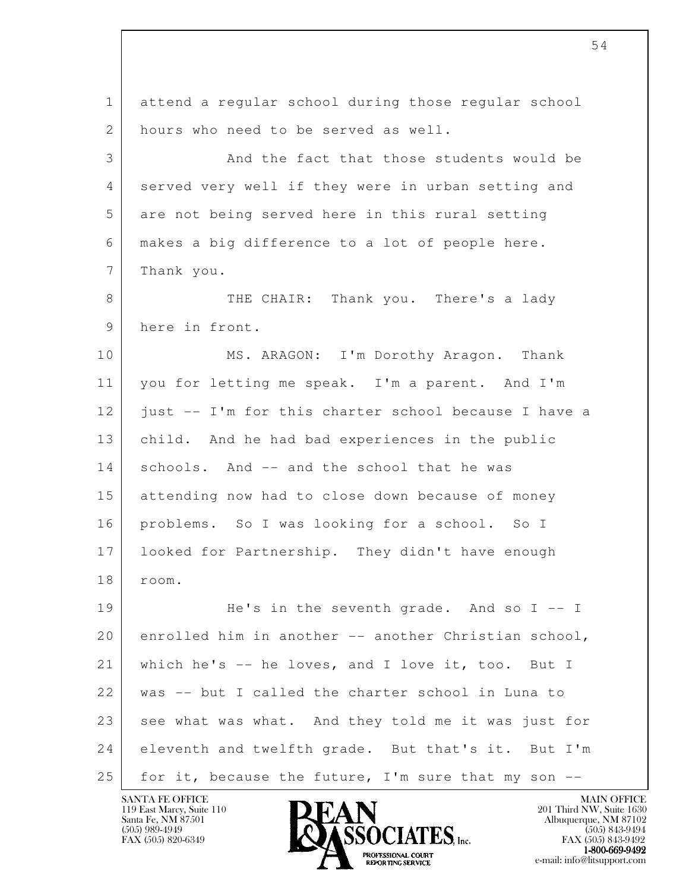attend a regular school during those regular school hours who need to be served as well.

And the fact that those students would be served very well if they were in urban setting and are not being served here in this rural setting makes a big difference to a lot of people here. Thank you.

THE CHAIR: Thank you. There's a lady here in front.

MS. ARAGON: I'm Dorothy Aragon. Thank you for letting me speak. I'm a parent. And I'm just -- I'm for this charter school because I have a child. And he had bad experiences in the public schools. And -- and the school that he was attending now had to close down because of money problems. So I was looking for a school. So I looked for Partnership. They didn't have enough room.

He's in the seventh grade. And so I -- I enrolled him in another -- another Christian school, which he's -- he loves, and I love it, too. But I was -- but I called the charter school in Luna to see what was what. And they told me it was just for eleventh and twelfth grade. But that's it. But I'm for it, because the future, I'm sure that my son --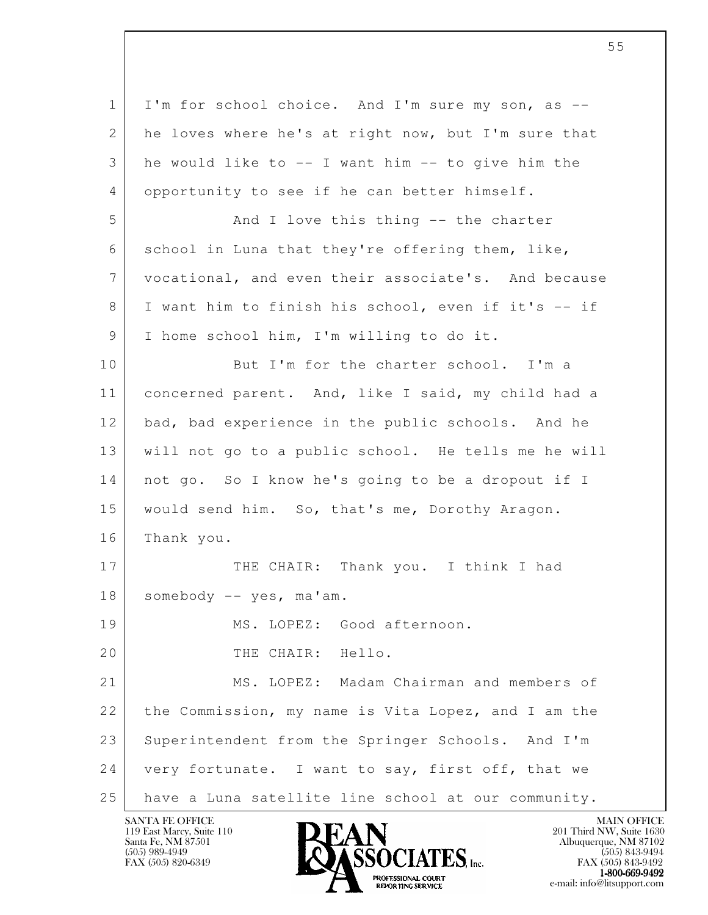I'm for school choice. And I'm sure my son, as -- he loves where he's at right now, but I'm sure that he would like to -- I want him -- to give him the opportunity to see if he can better himself.

And I love this thing -- the charter school in Luna that they're offering them, like, vocational, and even their associate's. And because I want him to finish his school, even if it's -- if I home school him, I'm willing to do it.

But I'm for the charter school. I'm a concerned parent. And, like I said, my child had a bad, bad experience in the public schools. And he will not go to a public school. He tells me he will not go. So I know he's going to be a dropout if I would send him. So, that's me, Dorothy Aragon. Thank you.

THE CHAIR: Thank you. I think I had somebody -- yes, ma'am.

MS. LOPEZ: Good afternoon.

THE CHAIR: Hello.

MS. LOPEZ: Madam Chairman and members of the Commission, my name is Vita Lopez, and I am the Superintendent from the Springer Schools. And I'm very fortunate. I want to say, first off, that we have a Luna satellite line school at our community.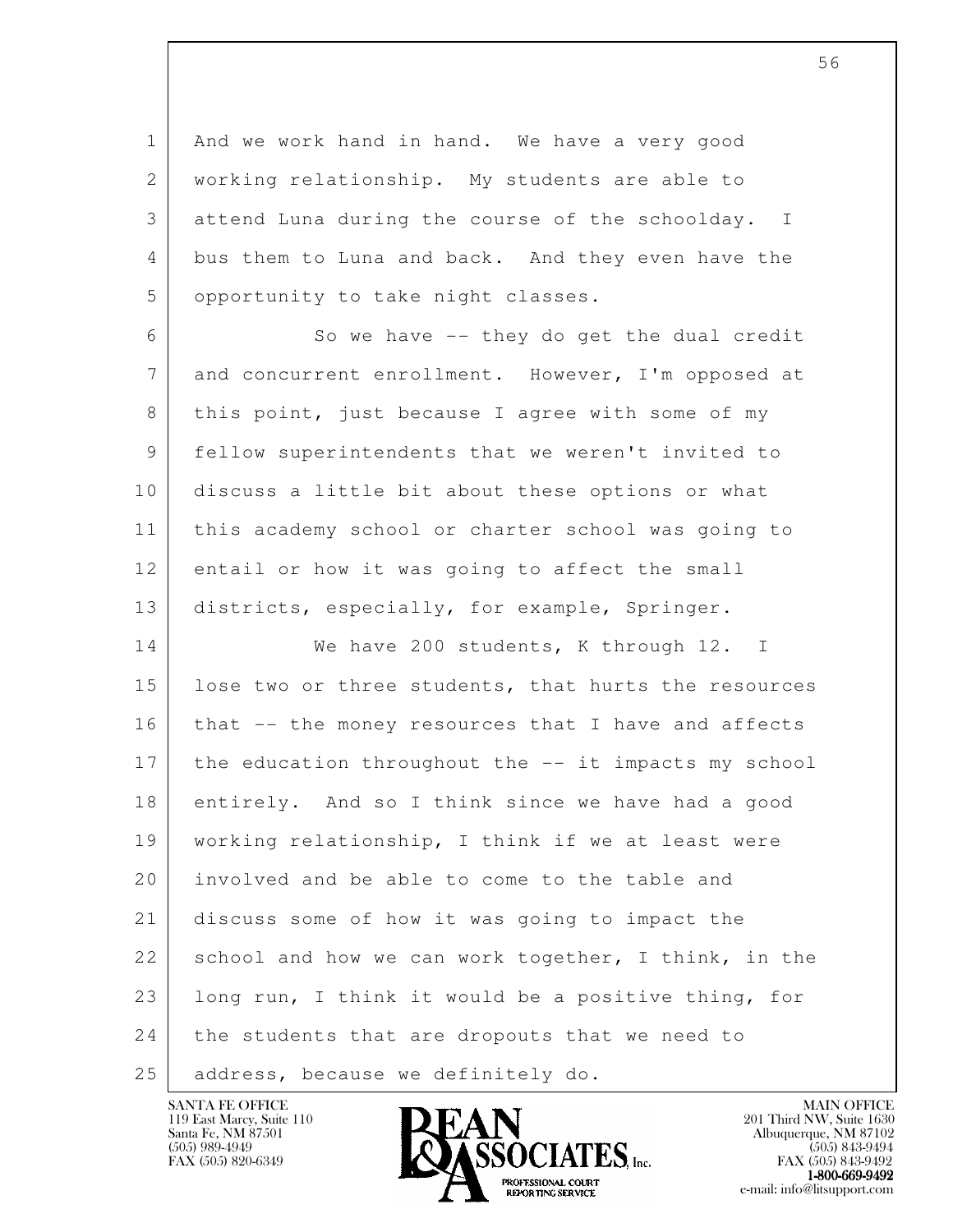And we work hand in hand. We have a very good working relationship. My students are able to attend Luna during the course of the schoolday. I bus them to Luna and back. And they even have the opportunity to take night classes.

So we have -- they do get the dual credit and concurrent enrollment. However, I'm opposed at this point, just because I agree with some of my fellow superintendents that we weren't invited to discuss a little bit about these options or what this academy school or charter school was going to entail or how it was going to affect the small districts, especially, for example, Springer.

We have 200 students, K through 12. I lose two or three students, that hurts the resources that -- the money resources that I have and affects the education throughout the -- it impacts my school entirely. And so I think since we have had a good working relationship, I think if we at least were involved and be able to come to the table and discuss some of how it was going to impact the school and how we can work together, I think, in the long run, I think it would be a positive thing, for the students that are dropouts that we need to address, because we definitely do.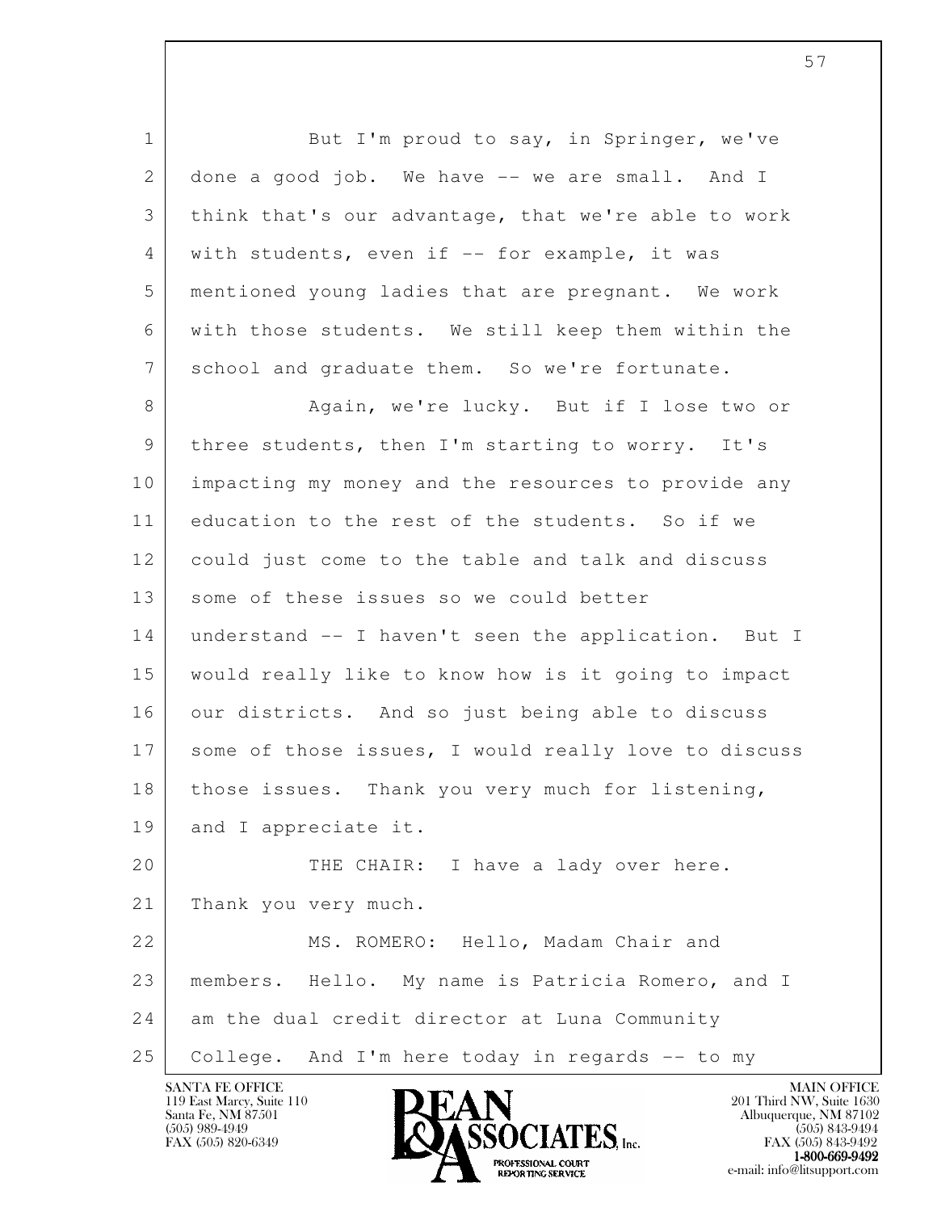But I'm proud to say, in Springer, we've done a good job. We have -- we are small. And I think that's our advantage, that we're able to work with students, even if -- for example, it was mentioned young ladies that are pregnant. We work with those students. We still keep them within the school and graduate them. So we're fortunate.

Again, we're lucky. But if I lose two or three students, then I'm starting to worry. It's impacting my money and the resources to provide any education to the rest of the students. So if we could just come to the table and talk and discuss some of these issues so we could better understand -- I haven't seen the application. But I would really like to know how is it going to impact our districts. And so just being able to discuss some of those issues, I would really love to discuss those issues. Thank you very much for listening, and I appreciate it.

THE CHAIR: I have a lady over here. Thank you very much.

MS. ROMERO: Hello, Madam Chair and members. Hello. My name is Patricia Romero, and I am the dual credit director at Luna Community College. And I'm here today in regards -- to my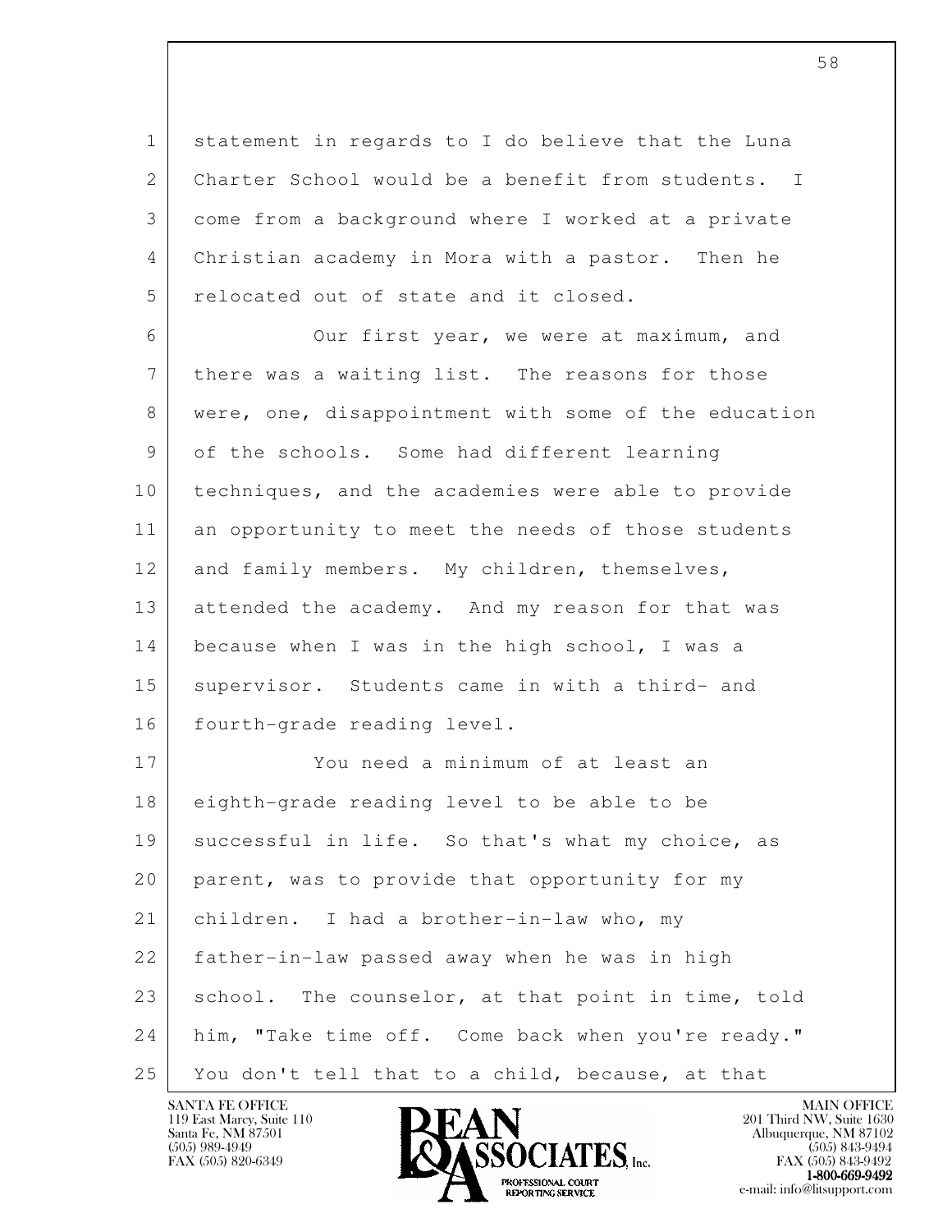statement in regards to I do believe that the Luna Charter School would be a benefit from students. I come from a background where I worked at a private Christian academy in Mora with a pastor. Then he relocated out of state and it closed.

Our first year, we were at maximum, and there was a waiting list. The reasons for those were, one, disappointment with some of the education of the schools. Some had different learning techniques, and the academies were able to provide an opportunity to meet the needs of those students and family members. My children, themselves, attended the academy. And my reason for that was because when I was in the high school, I was a supervisor. Students came in with a third- and fourth-grade reading level.

You need a minimum of at least an eighth-grade reading level to be able to be successful in life. So that's what my choice, as parent, was to provide that opportunity for my children. I had a brother-in-law who, my father-in-law passed away when he was in high school. The counselor, at that point in time, told him, "Take time off. Come back when you're ready." You don't tell that to a child, because, at that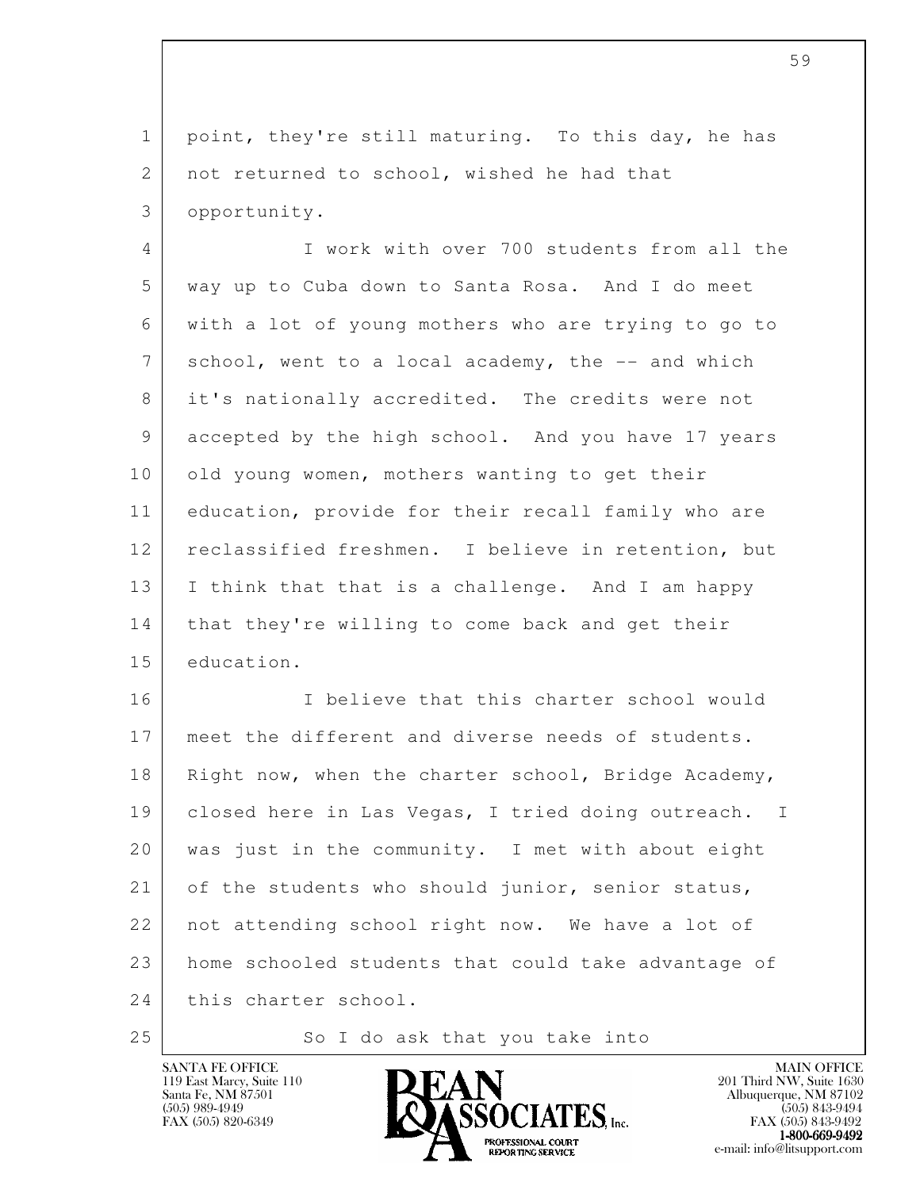point, they're still maturing. To this day, he has not returned to school, wished he had that opportunity.

I work with over 700 students from all the way up to Cuba down to Santa Rosa. And I do meet with a lot of young mothers who are trying to go to school, went to a local academy, the -- and which it's nationally accredited. The credits were not accepted by the high school. And you have 17 years old young women, mothers wanting to get their education, provide for their recall family who are reclassified freshmen. I believe in retention, but I think that that is a challenge. And I am happy that they're willing to come back and get their education.

I believe that this charter school would meet the different and diverse needs of students. Right now, when the charter school, Bridge Academy, closed here in Las Vegas, I tried doing outreach. I was just in the community. I met with about eight of the students who should junior, senior status, not attending school right now. We have a lot of home schooled students that could take advantage of this charter school.

So I do ask that you take into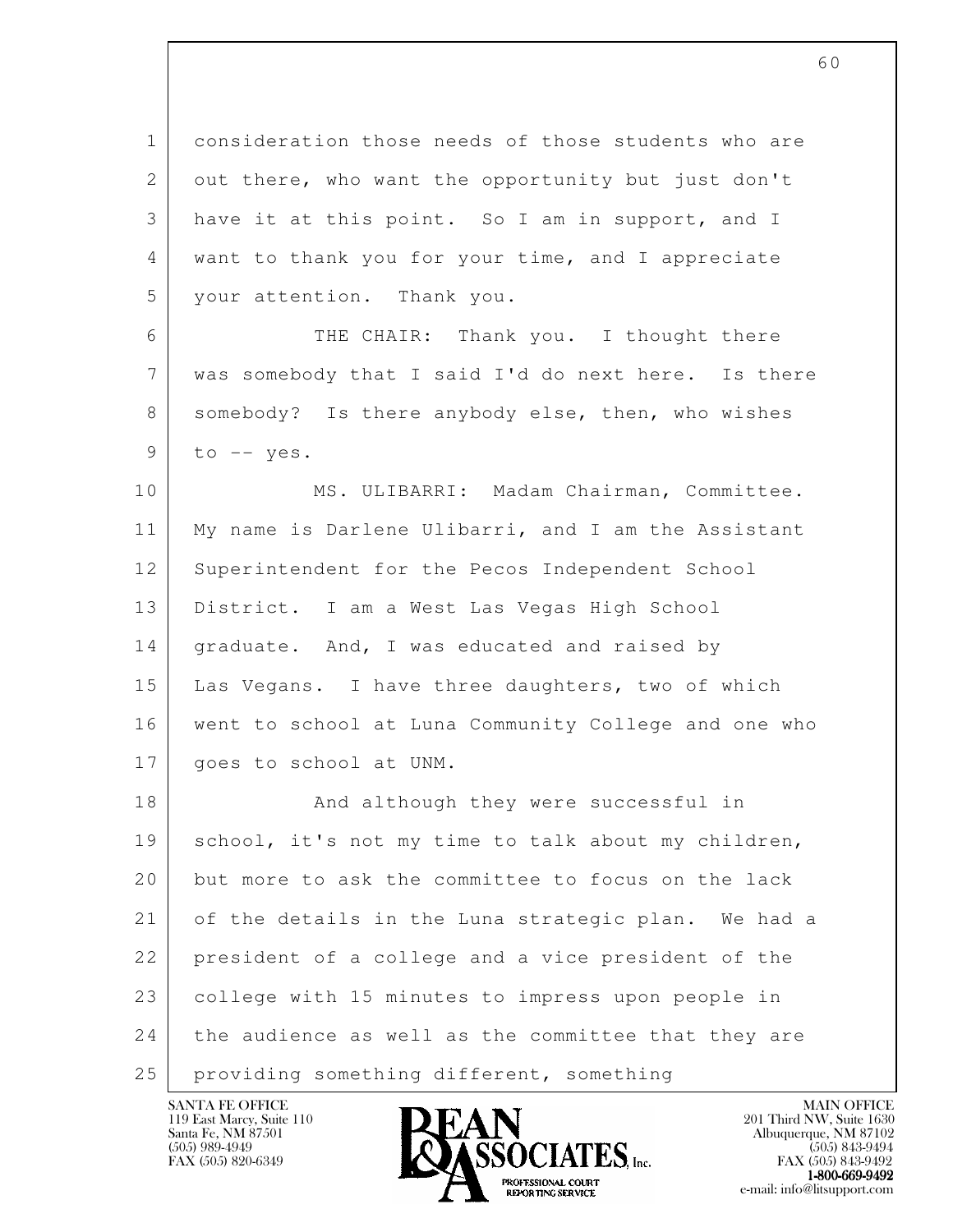consideration those needs of those students who are out there, who want the opportunity but just don't have it at this point. So I am in support, and I want to thank you for your time, and I appreciate your attention. Thank you.

THE CHAIR: Thank you. I thought there was somebody that I said I'd do next here. Is there somebody? Is there anybody else, then, who wishes to -- yes.

MS. ULIBARRI: Madam Chairman, Committee. My name is Darlene Ulibarri, and I am the Assistant Superintendent for the Pecos Independent School District. I am a West Las Vegas High School graduate. And, I was educated and raised by Las Vegans. I have three daughters, two of which went to school at Luna Community College and one who goes to school at UNM.

And although they were successful in school, it's not my time to talk about my children, but more to ask the committee to focus on the lack of the details in the Luna strategic plan. We had a president of a college and a vice president of the college with 15 minutes to impress upon people in the audience as well as the committee that they are providing something different, something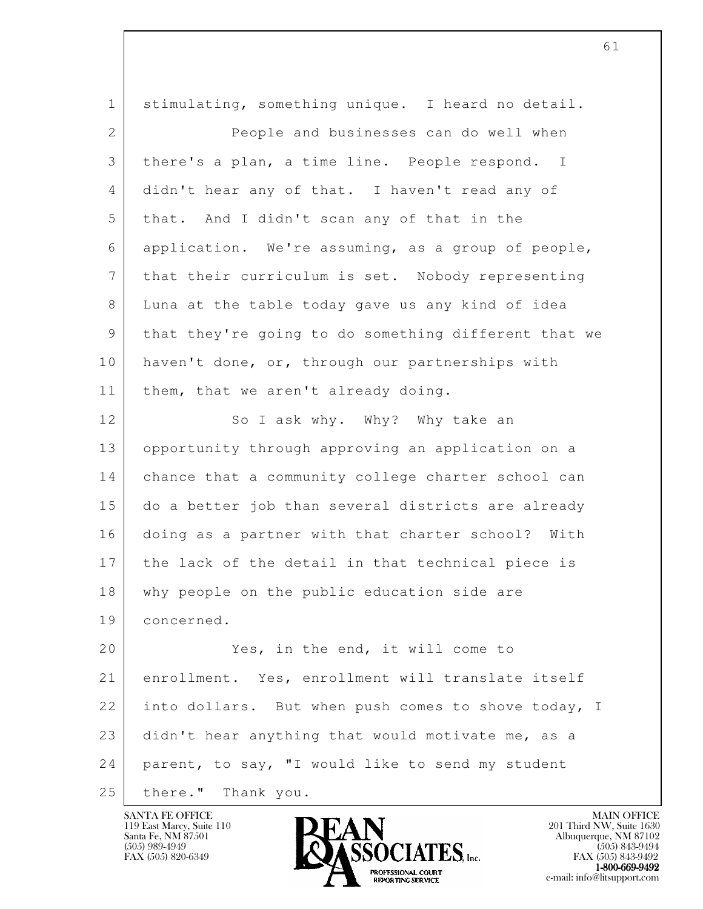stimulating, something unique. I heard no detail.

People and businesses can do well when there's a plan, a time line. People respond. I didn't hear any of that. I haven't read any of that. And I didn't scan any of that in the application. We're assuming, as a group of people, that their curriculum is set. Nobody representing Luna at the table today gave us any kind of idea that they're going to do something different that we haven't done, or, through our partnerships with them, that we aren't already doing.

So I ask why. Why? Why take an opportunity through approving an application on a chance that a community college charter school can do a better job than several districts are already doing as a partner with that charter school? With the lack of the detail in that technical piece is why people on the public education side are concerned.

Yes, in the end, it will come to enrollment. Yes, enrollment will translate itself into dollars. But when push comes to shove today, I didn't hear anything that would motivate me, as a parent, to say, "I would like to send my student there." Thank you.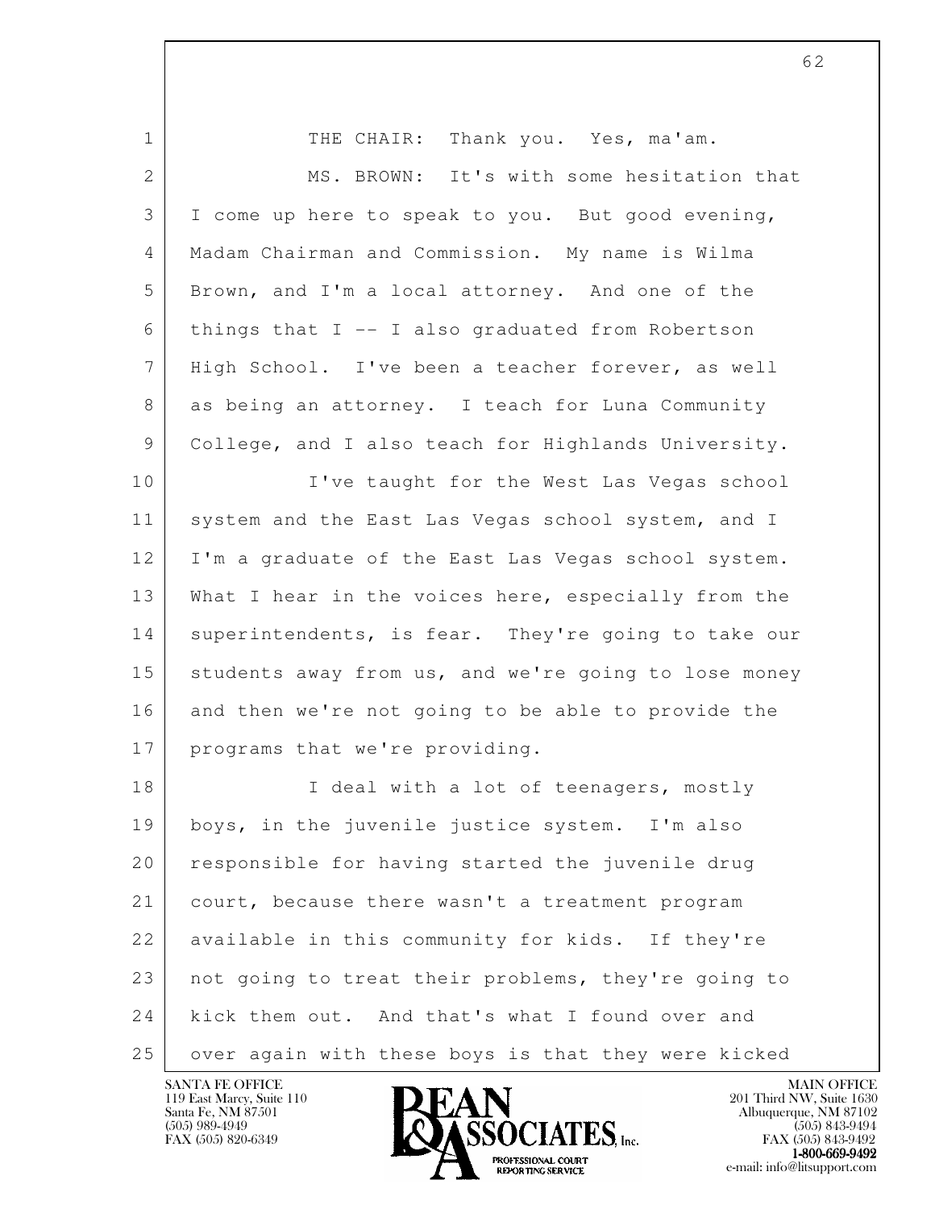THE CHAIR: Thank you. Yes, ma'am.

MS. BROWN: It's with some hesitation that I come up here to speak to you. But good evening, Madam Chairman and Commission. My name is Wilma Brown, and I'm a local attorney. And one of the things that I -- I also graduated from Robertson High School. I've been a teacher forever, as well as being an attorney. I teach for Luna Community College, and I also teach for Highlands University.

I've taught for the West Las Vegas school system and the East Las Vegas school system, and I I'm a graduate of the East Las Vegas school system. What I hear in the voices here, especially from the superintendents, is fear. They're going to take our students away from us, and we're going to lose money and then we're not going to be able to provide the programs that we're providing.

I deal with a lot of teenagers, mostly boys, in the juvenile justice system. I'm also responsible for having started the juvenile drug court, because there wasn't a treatment program available in this community for kids. If they're not going to treat their problems, they're going to kick them out. And that's what I found over and over again with these boys is that they were kicked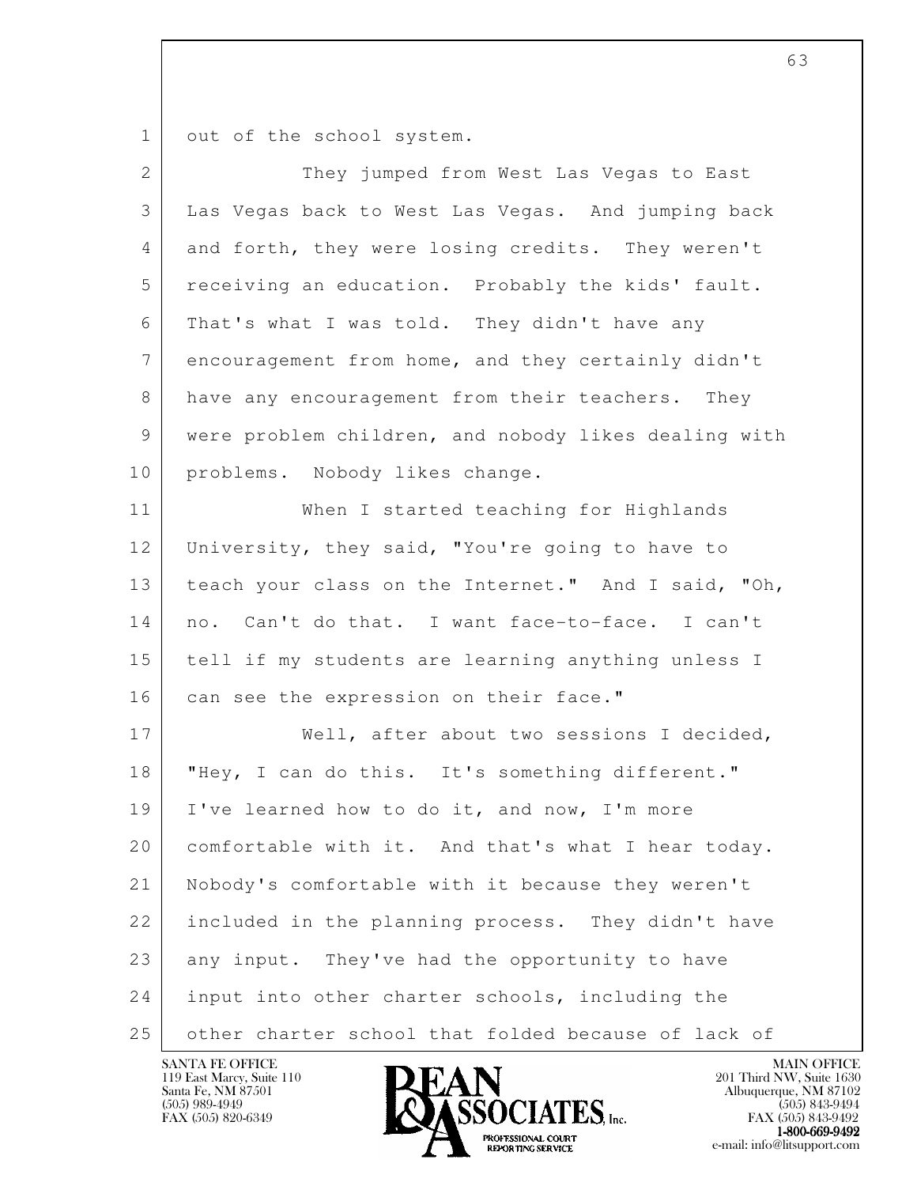out of the school system.

They jumped from West Las Vegas to East Las Vegas back to West Las Vegas. And jumping back and forth, they were losing credits. They weren't receiving an education. Probably the kids' fault. That's what I was told. They didn't have any encouragement from home, and they certainly didn't have any encouragement from their teachers. They were problem children, and nobody likes dealing with problems. Nobody likes change.

When I started teaching for Highlands University, they said, "You're going to have to teach your class on the Internet." And I said, "Oh, no. Can't do that. I want face-to-face. I can't tell if my students are learning anything unless I can see the expression on their face."

Well, after about two sessions I decided, "Hey, I can do this. It's something different." I've learned how to do it, and now, I'm more comfortable with it. And that's what I hear today. Nobody's comfortable with it because they weren't included in the planning process. They didn't have any input. They've had the opportunity to have input into other charter schools, including the other charter school that folded because of lack of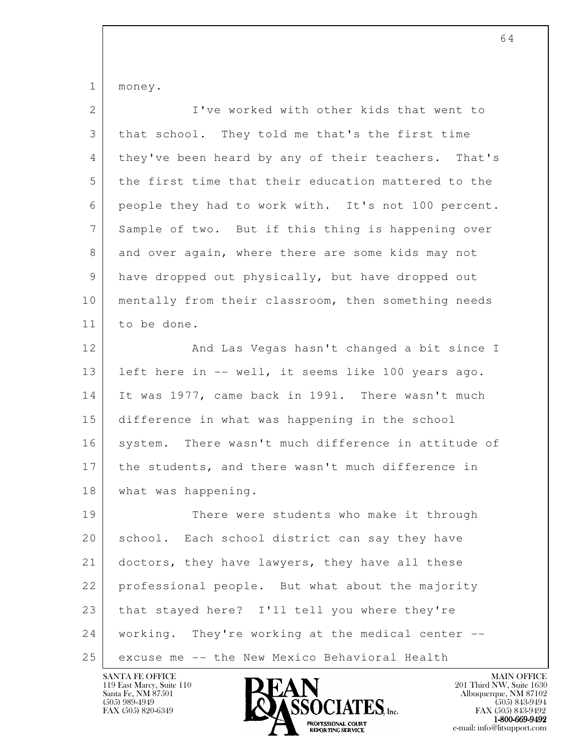money.

I've worked with other kids that went to that school. They told me that's the first time they've been heard by any of their teachers. That's the first time that their education mattered to the people they had to work with. It's not 100 percent. Sample of two. But if this thing is happening over and over again, where there are some kids may not have dropped out physically, but have dropped out mentally from their classroom, then something needs to be done.

And Las Vegas hasn't changed a bit since I left here in -- well, it seems like 100 years ago. It was 1977, came back in 1991. There wasn't much difference in what was happening in the school system. There wasn't much difference in attitude of the students, and there wasn't much difference in what was happening.

There were students who make it through school. Each school district can say they have doctors, they have lawyers, they have all these professional people. But what about the majority that stayed here? I'll tell you where they're working. They're working at the medical center -- excuse me -- the New Mexico Behavioral Health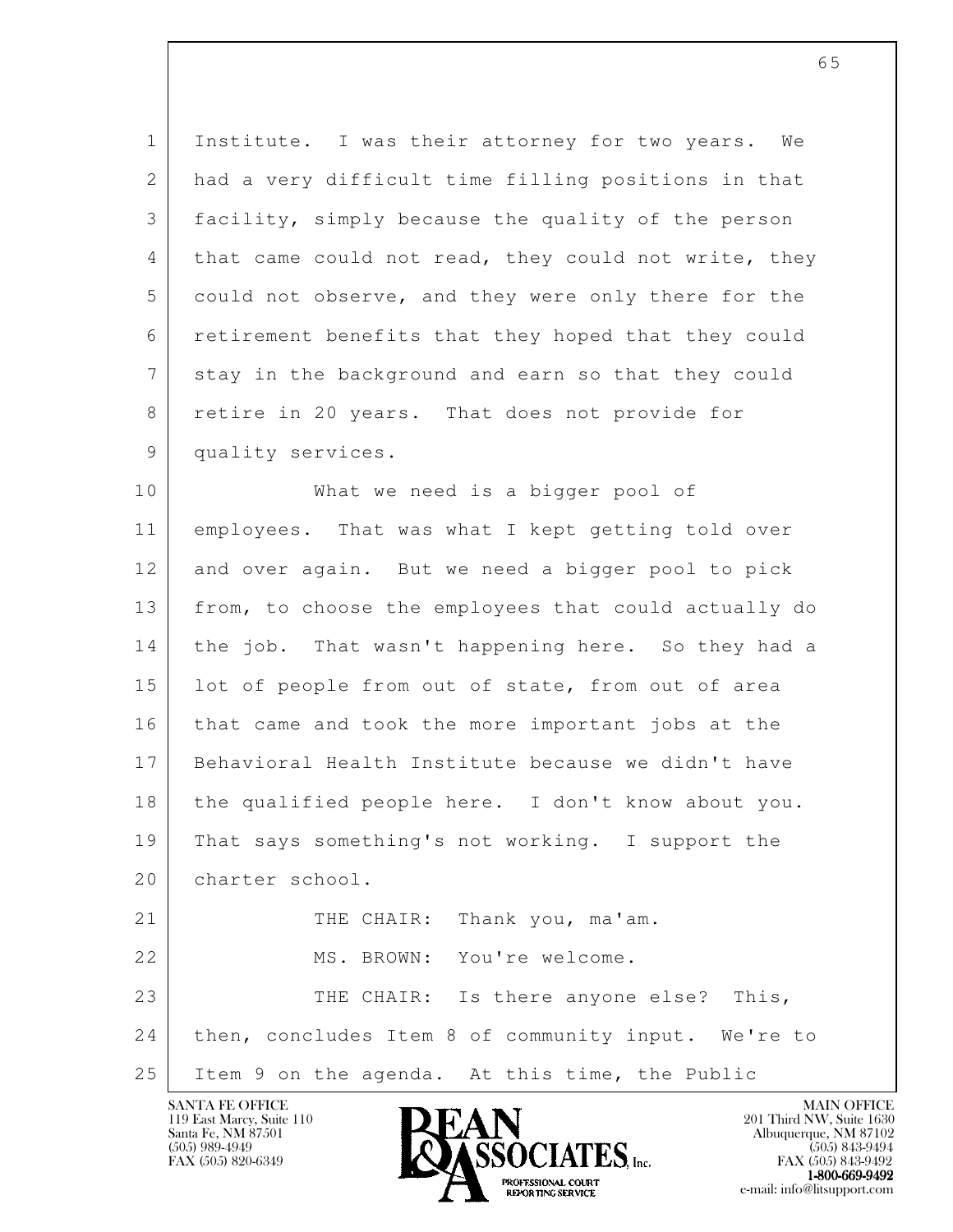Institute. I was their attorney for two years. We had a very difficult time filling positions in that facility, simply because the quality of the person that came could not read, they could not write, they could not observe, and they were only there for the retirement benefits that they hoped that they could stay in the background and earn so that they could retire in 20 years. That does not provide for quality services.

What we need is a bigger pool of employees. That was what I kept getting told over and over again. But we need a bigger pool to pick from, to choose the employees that could actually do the job. That wasn't happening here. So they had a lot of people from out of state, from out of area that came and took the more important jobs at the Behavioral Health Institute because we didn't have the qualified people here. I don't know about you. That says something's not working. I support the charter school.

THE CHAIR: Thank you, ma'am.

MS. BROWN: You're welcome.

THE CHAIR: Is there anyone else? This, then, concludes Item 8 of community input. We're to Item 9 on the agenda. At this time, the Public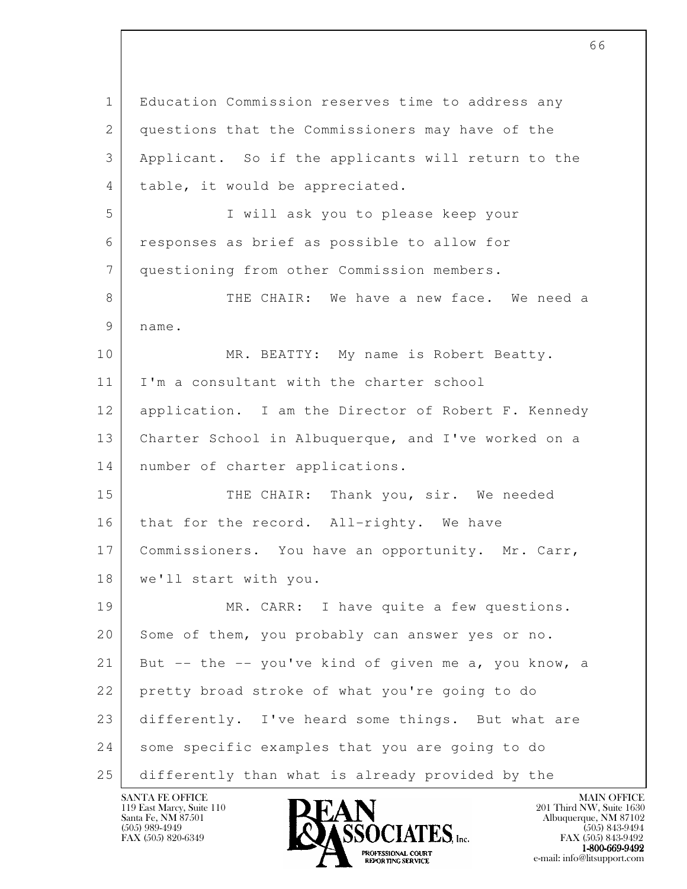Education Commission reserves time to address any questions that the Commissioners may have of the Applicant. So if the applicants will return to the table, it would be appreciated.

I will ask you to please keep your responses as brief as possible to allow for questioning from other Commission members.

THE CHAIR: We have a new face. We need a name.

MR. BEATTY: My name is Robert Beatty. I'm a consultant with the charter school application. I am the Director of Robert F. Kennedy Charter School in Albuquerque, and I've worked on a number of charter applications.

THE CHAIR: Thank you, sir. We needed that for the record. All-righty. We have Commissioners. You have an opportunity. Mr. Carr, we'll start with you.

MR. CARR: I have quite a few questions. Some of them, you probably can answer yes or no. But -- the -- you've kind of given me a, you know, a pretty broad stroke of what you're going to do differently. I've heard some things. But what are some specific examples that you are going to do differently than what is already provided by the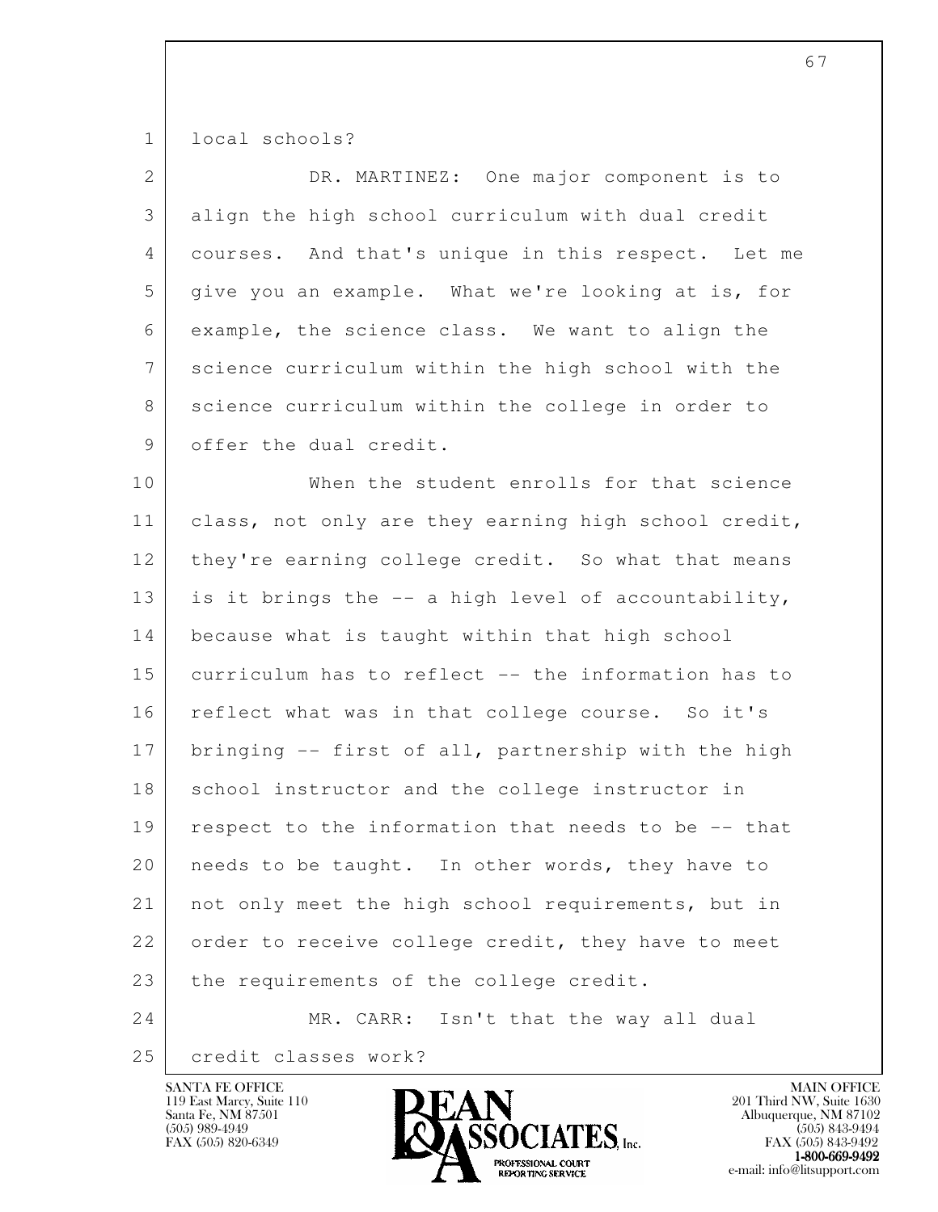local schools?

DR. MARTINEZ: One major component is to align the high school curriculum with dual credit courses. And that's unique in this respect. Let me give you an example. What we're looking at is, for example, the science class. We want to align the science curriculum within the high school with the science curriculum within the college in order to offer the dual credit.

When the student enrolls for that science class, not only are they earning high school credit, they're earning college credit. So what that means is it brings the -- a high level of accountability, because what is taught within that high school curriculum has to reflect -- the information has to reflect what was in that college course. So it's bringing -- first of all, partnership with the high school instructor and the college instructor in respect to the information that needs to be -- that needs to be taught. In other words, they have to not only meet the high school requirements, but in order to receive college credit, they have to meet the requirements of the college credit.

MR. CARR: Isn't that the way all dual credit classes work?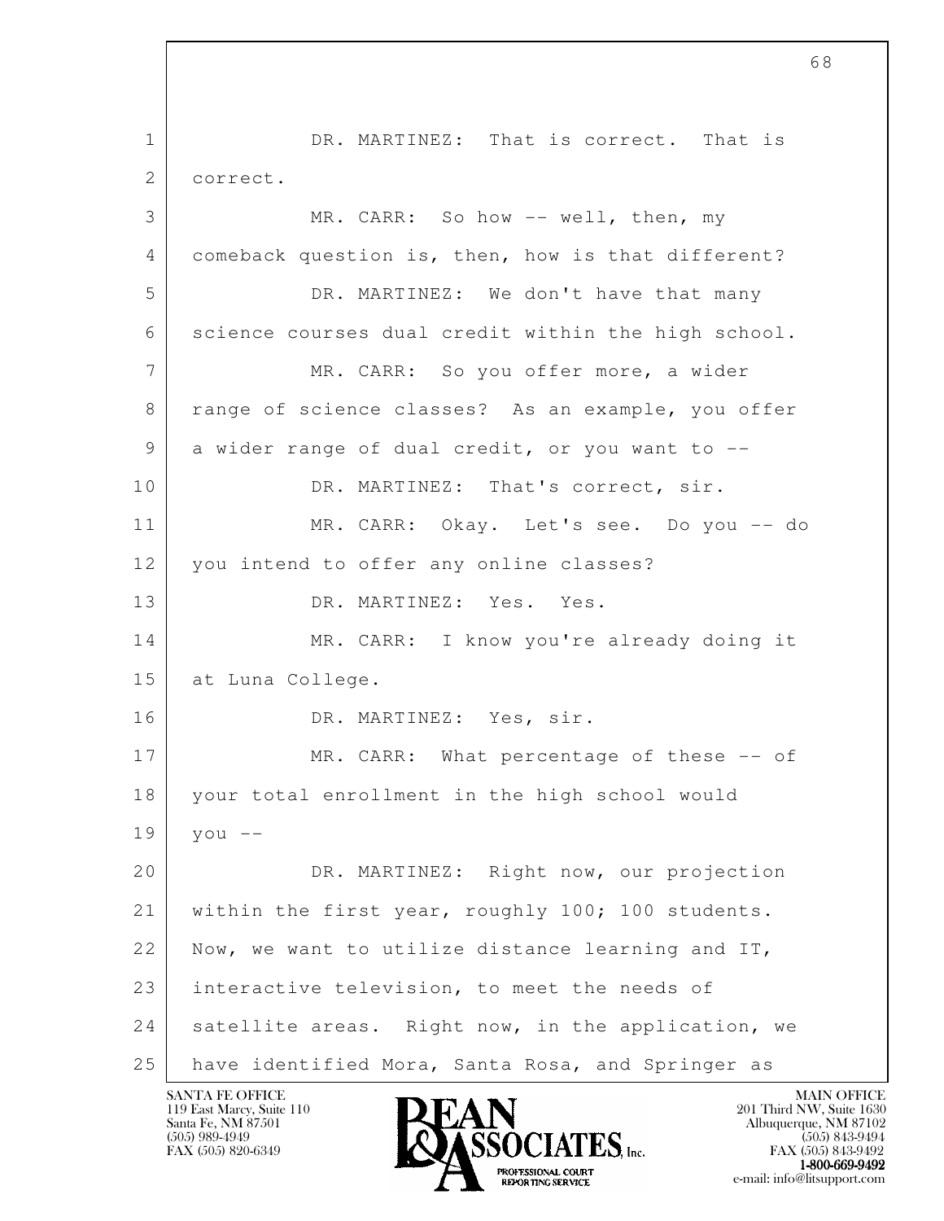DR. MARTINEZ: That is correct. That is correct.

MR. CARR: So how -- well, then, my comeback question is, then, how is that different?

DR. MARTINEZ: We don't have that many science courses dual credit within the high school.

MR. CARR: So you offer more, a wider range of science classes? As an example, you offer a wider range of dual credit, or you want to --

DR. MARTINEZ: That's correct, sir.

MR. CARR: Okay. Let's see. Do you -- do you intend to offer any online classes?

DR. MARTINEZ: Yes. Yes.

MR. CARR: I know you're already doing it at Luna College.

DR. MARTINEZ: Yes, sir.

MR. CARR: What percentage of these -- of your total enrollment in the high school would you --

DR. MARTINEZ: Right now, our projection within the first year, roughly 100; 100 students. Now, we want to utilize distance learning and IT, interactive television, to meet the needs of satellite areas. Right now, in the application, we have identified Mora, Santa Rosa, and Springer as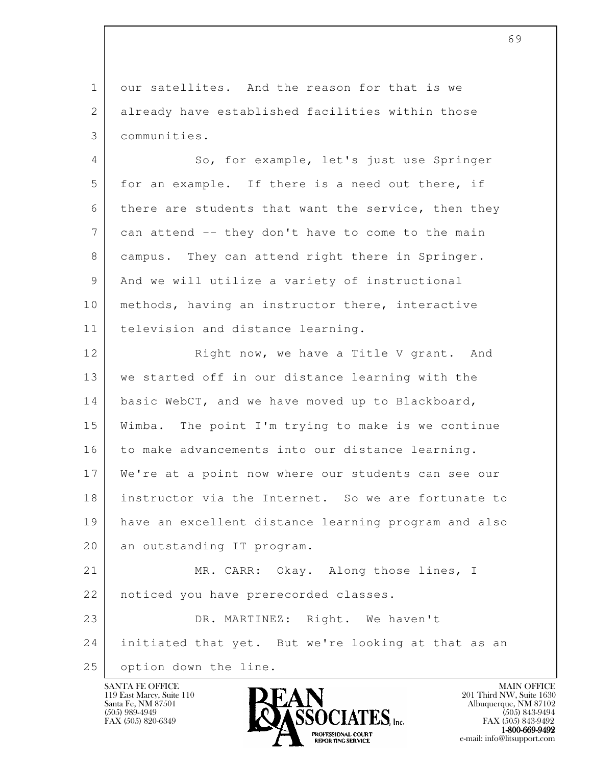our satellites. And the reason for that is we already have established facilities within those communities.

So, for example, let's just use Springer for an example. If there is a need out there, if there are students that want the service, then they can attend -- they don't have to come to the main campus. They can attend right there in Springer. And we will utilize a variety of instructional methods, having an instructor there, interactive television and distance learning.

Right now, we have a Title V grant. And we started off in our distance learning with the basic WebCT, and we have moved up to Blackboard, Wimba. The point I'm trying to make is we continue to make advancements into our distance learning. We're at a point now where our students can see our instructor via the Internet. So we are fortunate to have an excellent distance learning program and also an outstanding IT program.

MR. CARR: Okay. Along those lines, I noticed you have prerecorded classes.

DR. MARTINEZ: Right. We haven't initiated that yet. But we're looking at that as an option down the line.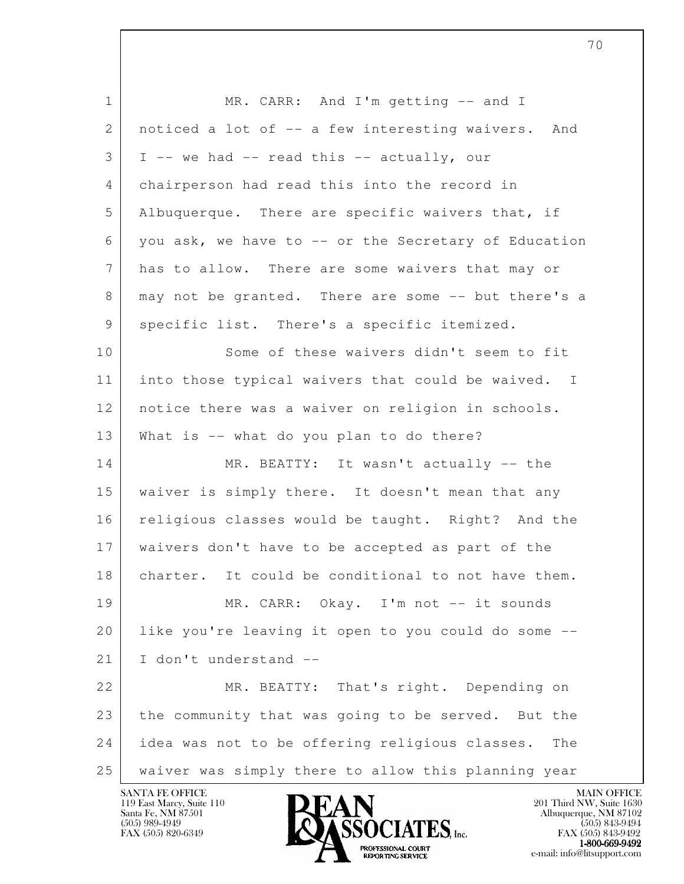MR. CARR: And I'm getting -- and I noticed a lot of -- a few interesting waivers. And I -- we had -- read this -- actually, our chairperson had read this into the record in Albuquerque. There are specific waivers that, if you ask, we have to -- or the Secretary of Education has to allow. There are some waivers that may or may not be granted. There are some -- but there's a specific list. There's a specific itemized.

Some of these waivers didn't seem to fit into those typical waivers that could be waived. I notice there was a waiver on religion in schools. What is -- what do you plan to do there?

MR. BEATTY: It wasn't actually -- the waiver is simply there. It doesn't mean that any religious classes would be taught. Right? And the waivers don't have to be accepted as part of the charter. It could be conditional to not have them.

MR. CARR: Okay. I'm not -- it sounds like you're leaving it open to you could do some -- I don't understand --

MR. BEATTY: That's right. Depending on the community that was going to be served. But the idea was not to be offering religious classes. The waiver was simply there to allow this planning year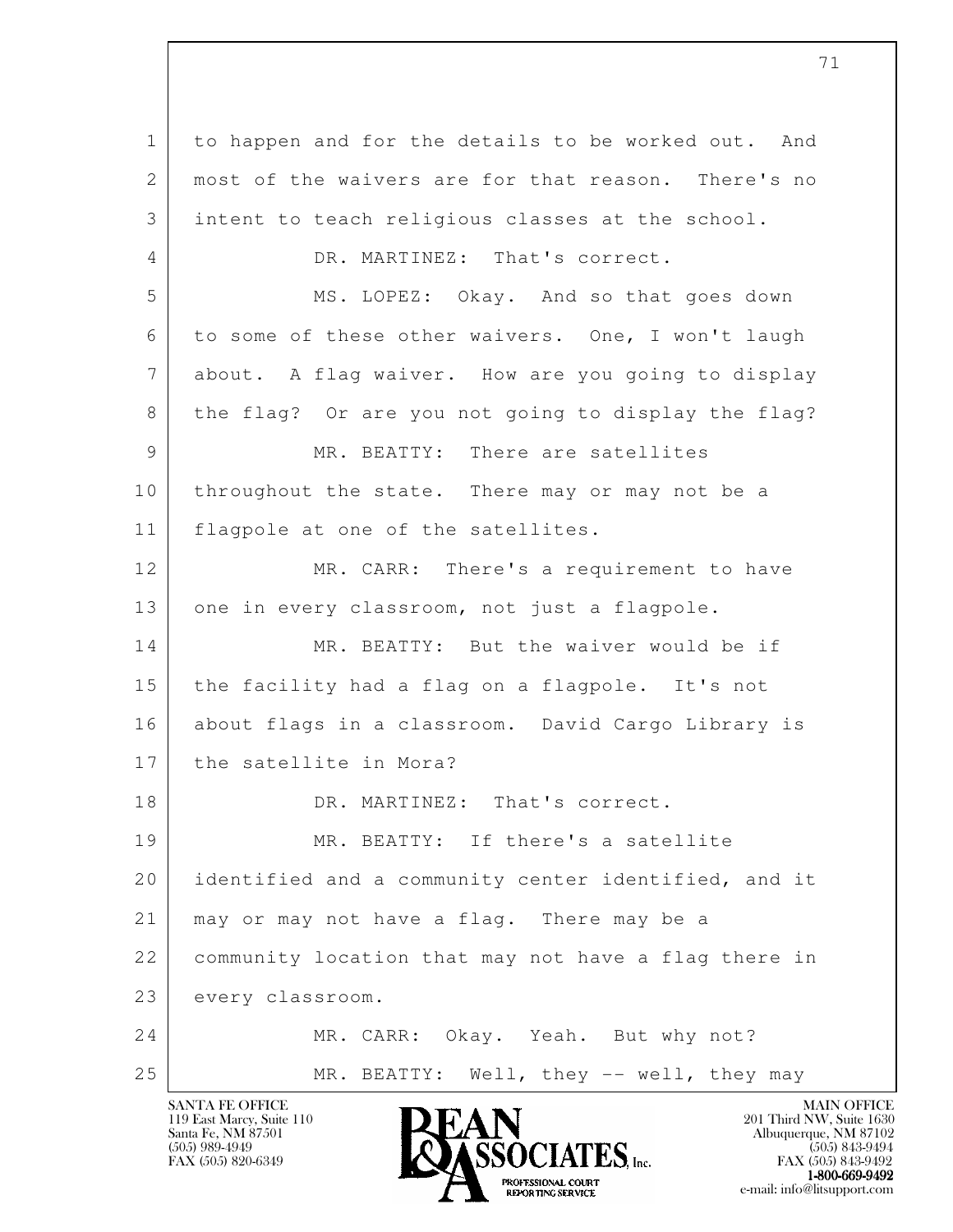to happen and for the details to be worked out. And most of the waivers are for that reason. There's no intent to teach religious classes at the school.

DR. MARTINEZ: That's correct.

MS. LOPEZ: Okay. And so that goes down to some of these other waivers. One, I won't laugh about. A flag waiver. How are you going to display the flag? Or are you not going to display the flag?

MR. BEATTY: There are satellites throughout the state. There may or may not be a flagpole at one of the satellites.

MR. CARR: There's a requirement to have one in every classroom, not just a flagpole.

MR. BEATTY: But the waiver would be if the facility had a flag on a flagpole. It's not about flags in a classroom. David Cargo Library is the satellite in Mora?

DR. MARTINEZ: That's correct.

MR. BEATTY: If there's a satellite identified and a community center identified, and it may or may not have a flag. There may be a community location that may not have a flag there in every classroom.

MR. CARR: Okay. Yeah. But why not?

MR. BEATTY: Well, they -- well, they may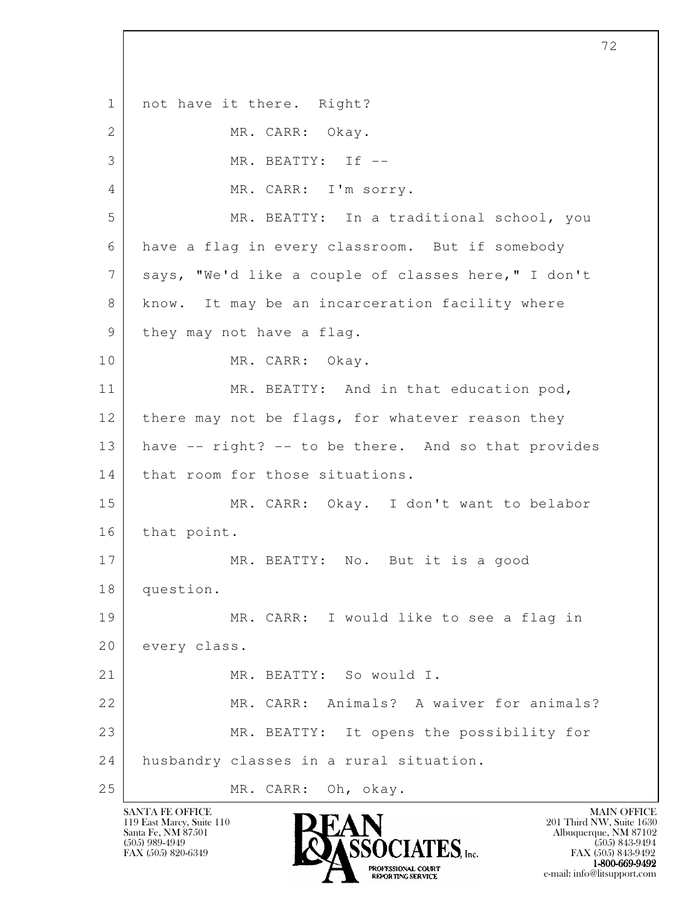not have it there. Right?

MR. CARR: Okay.

MR. BEATTY: If --

MR. CARR: I'm sorry.

MR. BEATTY: In a traditional school, you have a flag in every classroom. But if somebody says, "We'd like a couple of classes here," I don't know. It may be an incarceration facility where they may not have a flag.

MR. CARR: Okay.

MR. BEATTY: And in that education pod, there may not be flags, for whatever reason they have -- right? -- to be there. And so that provides that room for those situations.

MR. CARR: Okay. I don't want to belabor that point.

MR. BEATTY: No. But it is a good question.

MR. CARR: I would like to see a flag in every class.

MR. BEATTY: So would I.

MR. CARR: Animals? A waiver for animals?

MR. BEATTY: It opens the possibility for husbandry classes in a rural situation.

MR. CARR: Oh, okay.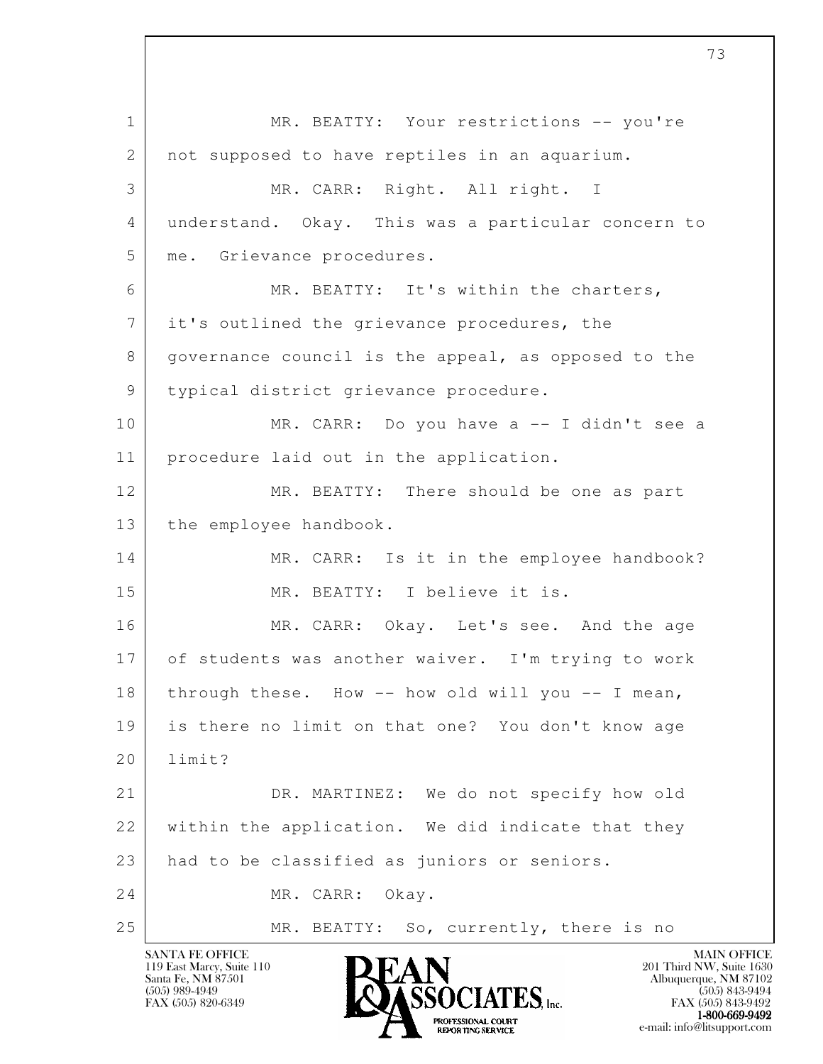MR. BEATTY: Your restrictions -- you're not supposed to have reptiles in an aquarium.

MR. CARR: Right. All right. I understand. Okay. This was a particular concern to me. Grievance procedures.

MR. BEATTY: It's within the charters, it's outlined the grievance procedures, the governance council is the appeal, as opposed to the typical district grievance procedure.

MR. CARR: Do you have a -- I didn't see a procedure laid out in the application.

MR. BEATTY: There should be one as part the employee handbook.

MR. CARR: Is it in the employee handbook?

MR. BEATTY: I believe it is.

MR. CARR: Okay. Let's see. And the age of students was another waiver. I'm trying to work through these. How -- how old will you -- I mean, is there no limit on that one? You don't know age limit?

DR. MARTINEZ: We do not specify how old within the application. We did indicate that they had to be classified as juniors or seniors.

MR. CARR: Okay.

MR. BEATTY: So, currently, there is no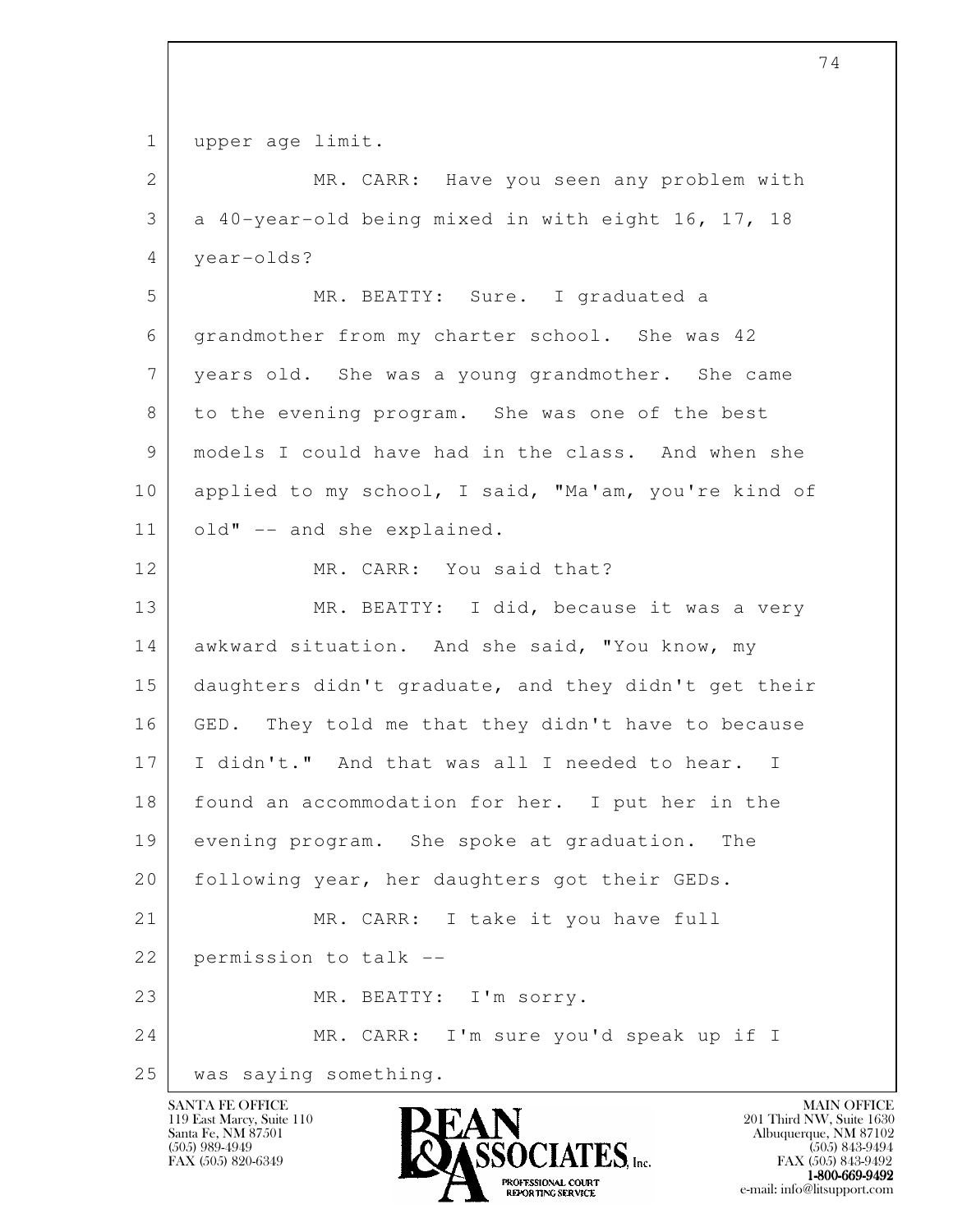upper age limit.

MR. CARR: Have you seen any problem with a 40-year-old being mixed in with eight 16, 17, 18 year-olds?

MR. BEATTY: Sure. I graduated a grandmother from my charter school. She was 42 years old. She was a young grandmother. She came to the evening program. She was one of the best models I could have had in the class. And when she applied to my school, I said, "Ma'am, you're kind of old" -- and she explained.

MR. CARR: You said that?

MR. BEATTY: I did, because it was a very awkward situation. And she said, "You know, my daughters didn't graduate, and they didn't get their GED. They told me that they didn't have to because I didn't." And that was all I needed to hear. I found an accommodation for her. I put her in the evening program. She spoke at graduation. The following year, her daughters got their GEDs.

MR. CARR: I take it you have full permission to talk --

MR. BEATTY: I'm sorry.

MR. CARR: I'm sure you'd speak up if I was saying something.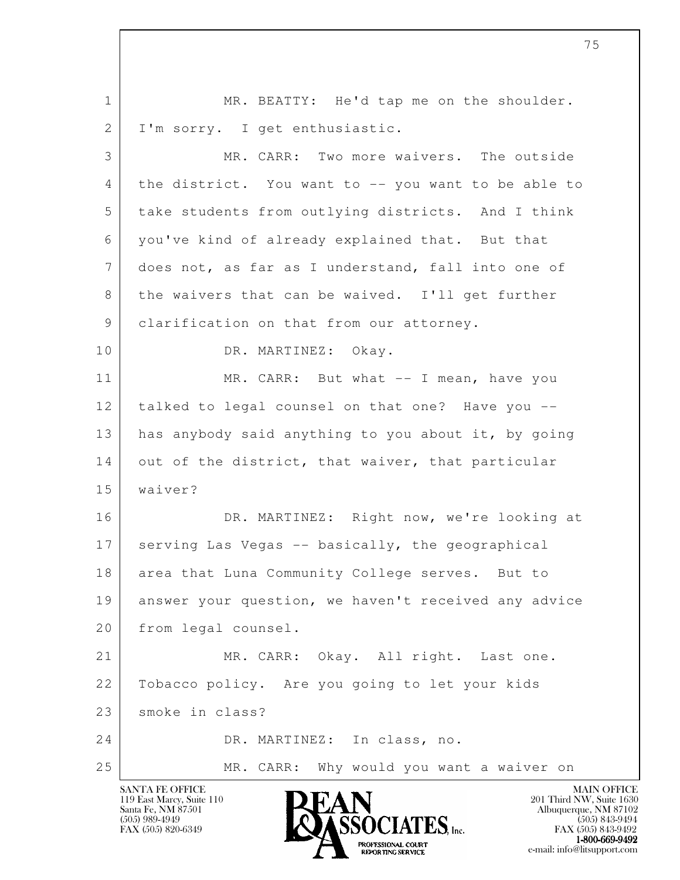MR. BEATTY: He'd tap me on the shoulder. I'm sorry. I get enthusiastic.

MR. CARR: Two more waivers. The outside the district. You want to -- you want to be able to take students from outlying districts. And I think you've kind of already explained that. But that does not, as far as I understand, fall into one of the waivers that can be waived. I'll get further clarification on that from our attorney.

DR. MARTINEZ: Okay.

MR. CARR: But what -- I mean, have you talked to legal counsel on that one? Have you -- has anybody said anything to you about it, by going out of the district, that waiver, that particular waiver?

DR. MARTINEZ: Right now, we're looking at serving Las Vegas -- basically, the geographical area that Luna Community College serves. But to answer your question, we haven't received any advice from legal counsel.

MR. CARR: Okay. All right. Last one. Tobacco policy. Are you going to let your kids smoke in class?

DR. MARTINEZ: In class, no.

MR. CARR: Why would you want a waiver on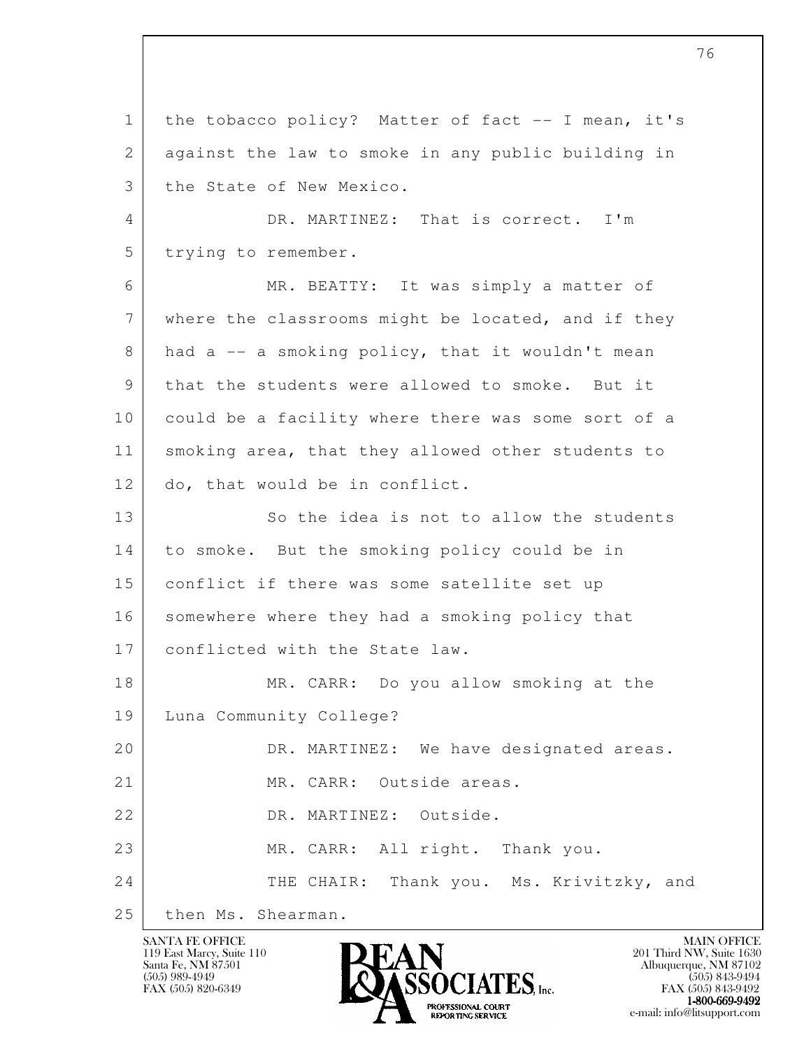1 the tobacco policy? Matter of fact -- I mean, it's
2 against the law to smoke in any public building in
3 the State of New Mexico.

4 DR. MARTINEZ: That is correct. I'm
5 trying to remember.

6 MR. BEATTY: It was simply a matter of
7 where the classrooms might be located, and if they
8 had a -- a smoking policy, that it wouldn't mean
9 that the students were allowed to smoke. But it
10 could be a facility where there was some sort of a
11 smoking area, that they allowed other students to
12 do, that would be in conflict.

13 So the idea is not to allow the students
14 to smoke. But the smoking policy could be in
15 conflict if there was some satellite set up
16 somewhere where they had a smoking policy that
17 conflicted with the State law.

18 MR. CARR: Do you allow smoking at the
19 Luna Community College?

20 DR. MARTINEZ: We have designated areas.

21 MR. CARR: Outside areas.

22 DR. MARTINEZ: Outside.

23 MR. CARR: All right. Thank you.

24 THE CHAIR: Thank you. Ms. Krivitzky, and
25 then Ms. Shearman.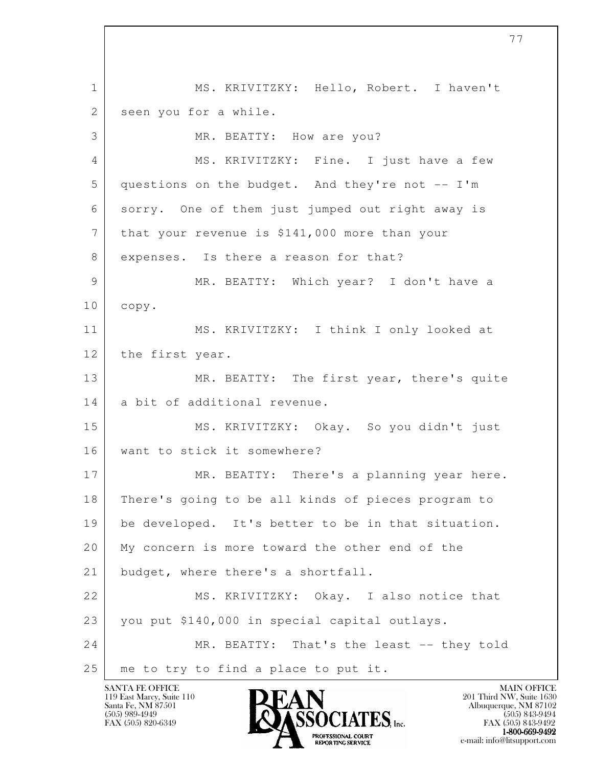MS. KRIVITZKY: Hello, Robert. I haven't seen you for a while.

MR. BEATTY: How are you?

MS. KRIVITZKY: Fine. I just have a few questions on the budget. And they're not -- I'm sorry. One of them just jumped out right away is that your revenue is $141,000 more than your expenses. Is there a reason for that?

MR. BEATTY: Which year? I don't have a copy.

MS. KRIVITZKY: I think I only looked at the first year.

MR. BEATTY: The first year, there's quite a bit of additional revenue.

MS. KRIVITZKY: Okay. So you didn't just want to stick it somewhere?

MR. BEATTY: There's a planning year here. There's going to be all kinds of pieces program to be developed. It's better to be in that situation. My concern is more toward the other end of the budget, where there's a shortfall.

MS. KRIVITZKY: Okay. I also notice that you put $140,000 in special capital outlays.

MR. BEATTY: That's the least -- they told me to try to find a place to put it.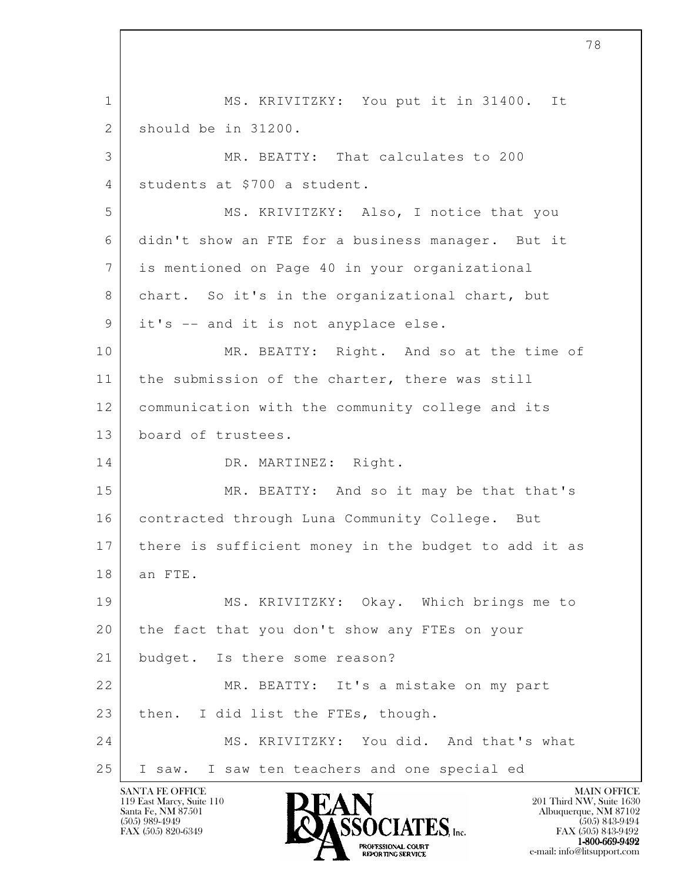1 MS. KRIVITZKY: You put it in 31400. It
2 should be in 31200.
3 MR. BEATTY: That calculates to 200
4 students at $700 a student.
5 MS. KRIVITZKY: Also, I notice that you
6 didn't show an FTE for a business manager. But it
7 is mentioned on Page 40 in your organizational
8 chart. So it's in the organizational chart, but
9 it's -- and it is not anyplace else.
10 MR. BEATTY: Right. And so at the time of
11 the submission of the charter, there was still
12 communication with the community college and its
13 board of trustees.
14 DR. MARTINEZ: Right.
15 MR. BEATTY: And so it may be that that's
16 contracted through Luna Community College. But
17 there is sufficient money in the budget to add it as
18 an FTE.
19 MS. KRIVITZKY: Okay. Which brings me to
20 the fact that you don't show any FTEs on your
21 budget. Is there some reason?
22 MR. BEATTY: It's a mistake on my part
23 then. I did list the FTEs, though.
24 MS. KRIVITZKY: You did. And that's what
25 I saw. I saw ten teachers and one special ed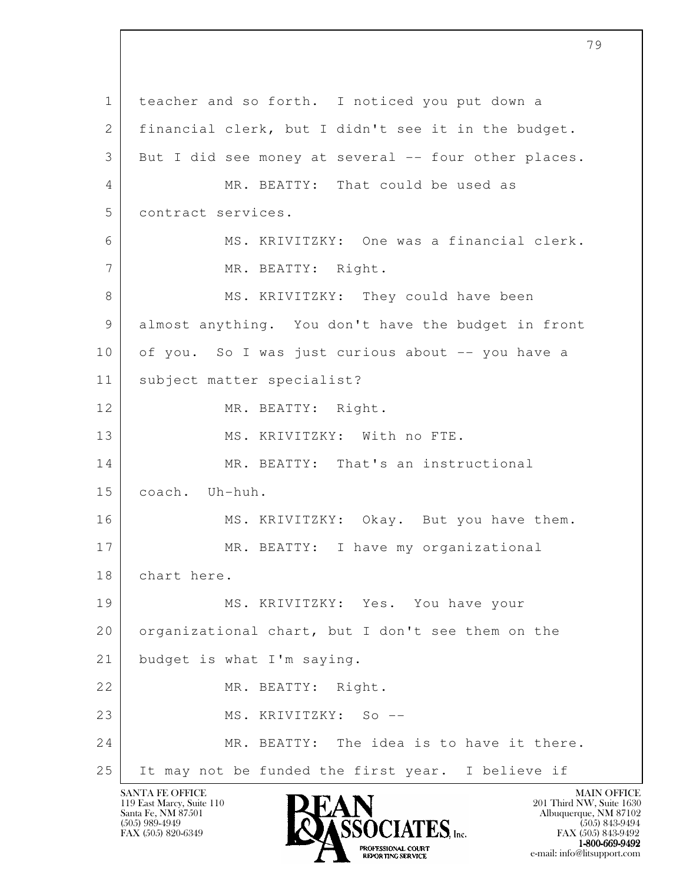teacher and so forth. I noticed you put down a financial clerk, but I didn't see it in the budget. But I did see money at several -- four other places.

MR. BEATTY: That could be used as contract services.

MS. KRIVITZKY: One was a financial clerk.

MR. BEATTY: Right.

MS. KRIVITZKY: They could have been almost anything. You don't have the budget in front of you. So I was just curious about -- you have a subject matter specialist?

MR. BEATTY: Right.

MS. KRIVITZKY: With no FTE.

MR. BEATTY: That's an instructional coach. Uh-huh.

MS. KRIVITZKY: Okay. But you have them.

MR. BEATTY: I have my organizational chart here.

MS. KRIVITZKY: Yes. You have your organizational chart, but I don't see them on the budget is what I'm saying.

MR. BEATTY: Right.

MS. KRIVITZKY: So --

MR. BEATTY: The idea is to have it there. It may not be funded the first year. I believe if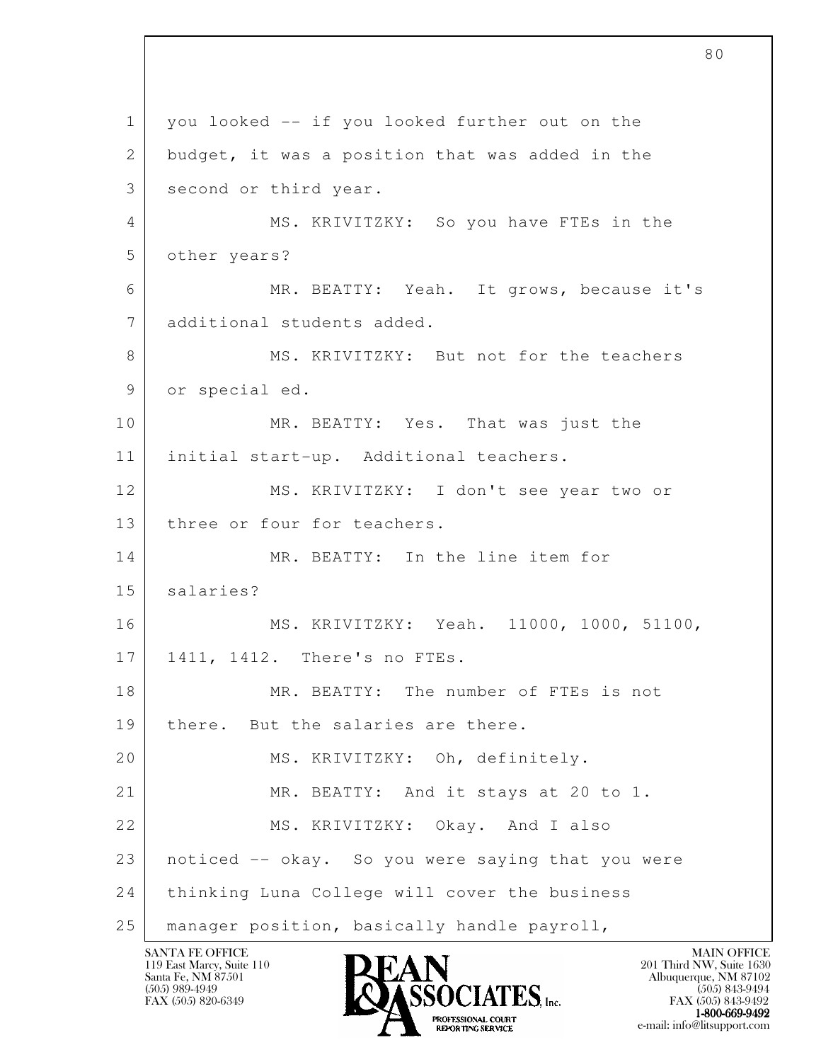you looked -- if you looked further out on the budget, it was a position that was added in the second or third year.

MS. KRIVITZKY: So you have FTEs in the other years?

MR. BEATTY: Yeah. It grows, because it's additional students added.

MS. KRIVITZKY: But not for the teachers or special ed.

MR. BEATTY: Yes. That was just the initial start-up. Additional teachers.

MS. KRIVITZKY: I don't see year two or three or four for teachers.

MR. BEATTY: In the line item for salaries?

MS. KRIVITZKY: Yeah. 11000, 1000, 51100, 1411, 1412. There's no FTEs.

MR. BEATTY: The number of FTEs is not there. But the salaries are there.

MS. KRIVITZKY: Oh, definitely.

MR. BEATTY: And it stays at 20 to 1.

MS. KRIVITZKY: Okay. And I also noticed -- okay. So you were saying that you were thinking Luna College will cover the business manager position, basically handle payroll,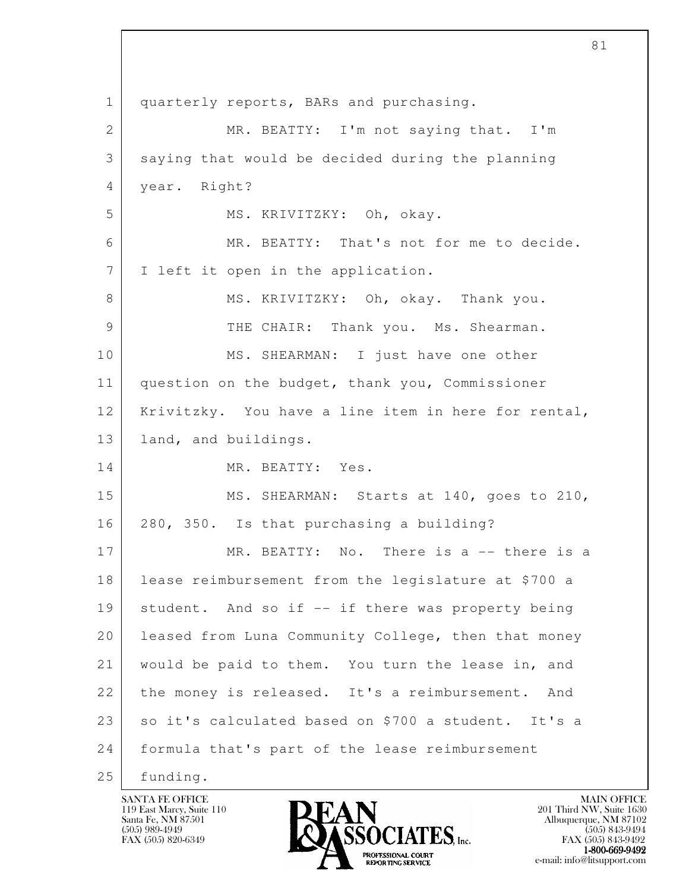1 quarterly reports, BARs and purchasing.

2 MR. BEATTY: I'm not saying that. I'm

3 saying that would be decided during the planning

4 year. Right?

5 MS. KRIVITZKY: Oh, okay.

6 MR. BEATTY: That's not for me to decide.

7 I left it open in the application.

8 MS. KRIVITZKY: Oh, okay. Thank you.

9 THE CHAIR: Thank you. Ms. Shearman.

10 MS. SHEARMAN: I just have one other

11 question on the budget, thank you, Commissioner

12 Krivitzky. You have a line item in here for rental,

13 land, and buildings.

14 MR. BEATTY: Yes.

15 MS. SHEARMAN: Starts at 140, goes to 210,

16 280, 350. Is that purchasing a building?

17 MR. BEATTY: No. There is a -- there is a

18 lease reimbursement from the legislature at $700 a

19 student. And so if -- if there was property being

20 leased from Luna Community College, then that money

21 would be paid to them. You turn the lease in, and

22 the money is released. It's a reimbursement. And

23 so it's calculated based on $700 a student. It's a

24 formula that's part of the lease reimbursement

25 funding.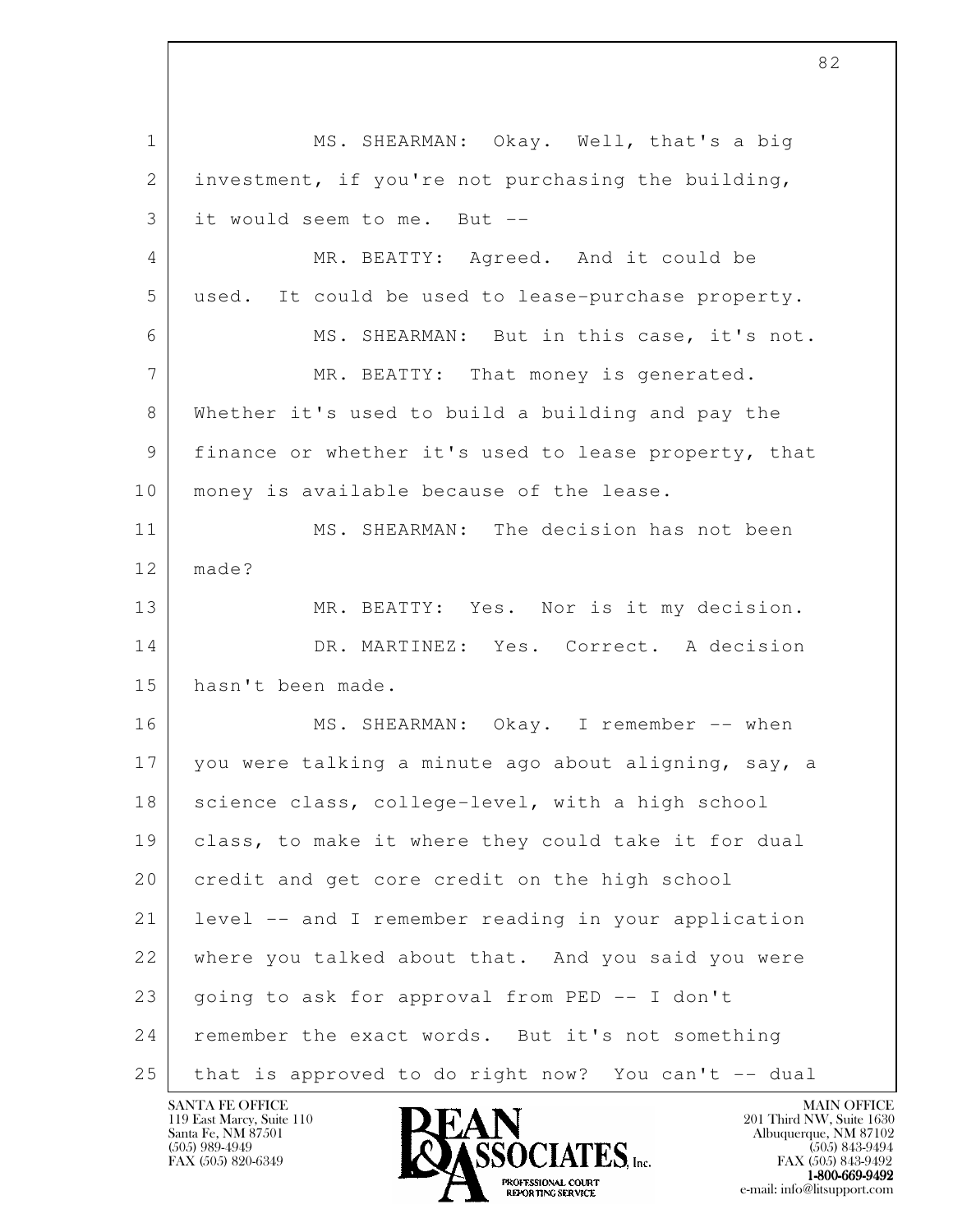MS. SHEARMAN: Okay. Well, that's a big investment, if you're not purchasing the building, it would seem to me. But --

MR. BEATTY: Agreed. And it could be used. It could be used to lease-purchase property.

MS. SHEARMAN: But in this case, it's not.

MR. BEATTY: That money is generated. Whether it's used to build a building and pay the finance or whether it's used to lease property, that money is available because of the lease.

MS. SHEARMAN: The decision has not been made?

MR. BEATTY: Yes. Nor is it my decision.

DR. MARTINEZ: Yes. Correct. A decision hasn't been made.

MS. SHEARMAN: Okay. I remember -- when you were talking a minute ago about aligning, say, a science class, college-level, with a high school class, to make it where they could take it for dual credit and get core credit on the high school level -- and I remember reading in your application where you talked about that. And you said you were going to ask for approval from PED -- I don't remember the exact words. But it's not something that is approved to do right now? You can't -- dual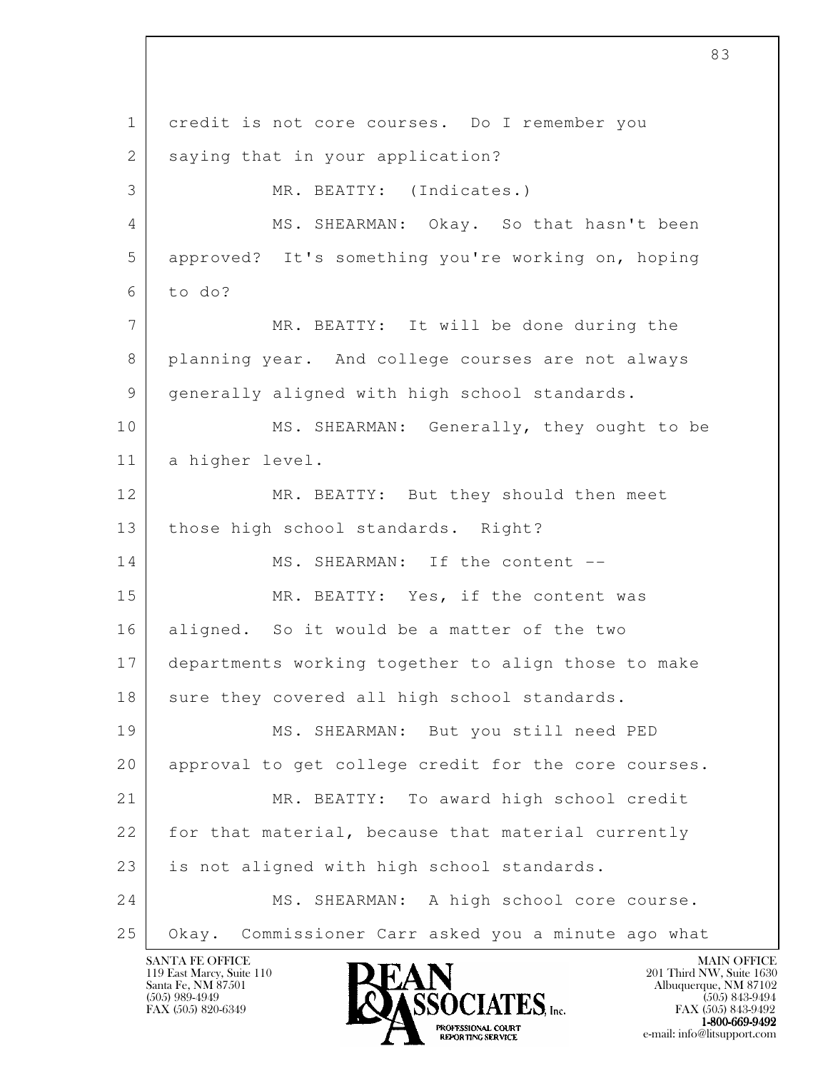1 credit is not core courses. Do I remember you
2 saying that in your application?
3 MR. BEATTY: (Indicates.)
4 MS. SHEARMAN: Okay. So that hasn't been
5 approved? It's something you're working on, hoping
6 to do?
7 MR. BEATTY: It will be done during the
8 planning year. And college courses are not always
9 generally aligned with high school standards.
10 MS. SHEARMAN: Generally, they ought to be
11 a higher level.
12 MR. BEATTY: But they should then meet
13 those high school standards. Right?
14 MS. SHEARMAN: If the content --
15 MR. BEATTY: Yes, if the content was
16 aligned. So it would be a matter of the two
17 departments working together to align those to make
18 sure they covered all high school standards.
19 MS. SHEARMAN: But you still need PED
20 approval to get college credit for the core courses.
21 MR. BEATTY: To award high school credit
22 for that material, because that material currently
23 is not aligned with high school standards.
24 MS. SHEARMAN: A high school core course.
25 Okay. Commissioner Carr asked you a minute ago what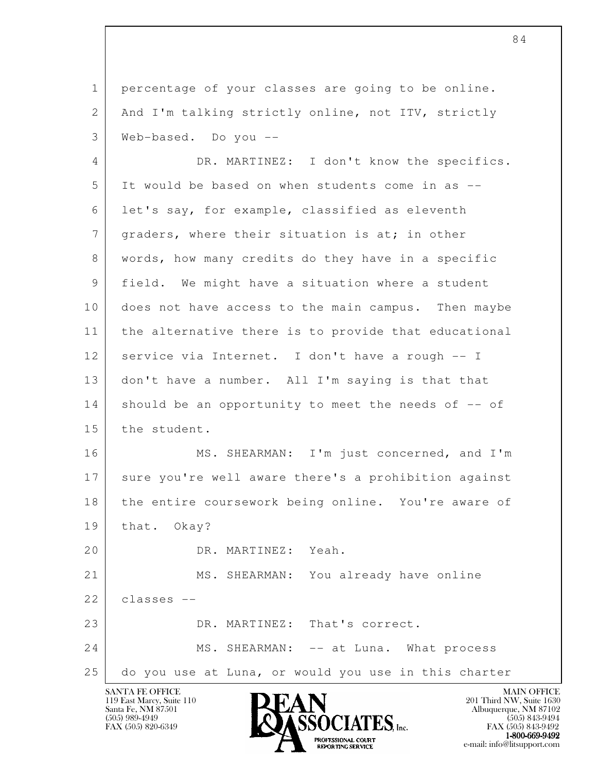percentage of your classes are going to be online. And I'm talking strictly online, not ITV, strictly Web-based. Do you --

DR. MARTINEZ: I don't know the specifics. It would be based on when students come in as -- let's say, for example, classified as eleventh graders, where their situation is at; in other words, how many credits do they have in a specific field. We might have a situation where a student does not have access to the main campus. Then maybe the alternative there is to provide that educational service via Internet. I don't have a rough -- I don't have a number. All I'm saying is that that should be an opportunity to meet the needs of -- of the student.

MS. SHEARMAN: I'm just concerned, and I'm sure you're well aware there's a prohibition against the entire coursework being online. You're aware of that. Okay?

DR. MARTINEZ: Yeah.

MS. SHEARMAN: You already have online classes --

DR. MARTINEZ: That's correct.

MS. SHEARMAN: -- at Luna. What process do you use at Luna, or would you use in this charter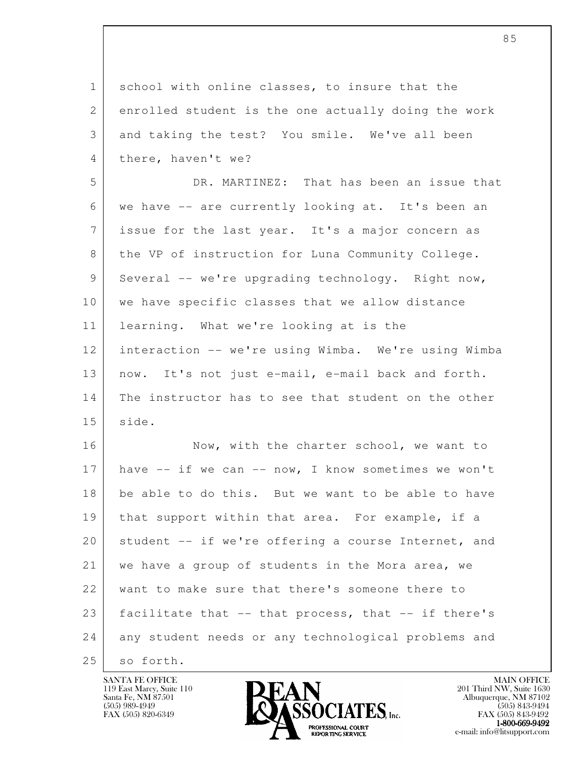school with online classes, to insure that the enrolled student is the one actually doing the work and taking the test? You smile. We've all been there, haven't we?

DR. MARTINEZ: That has been an issue that we have -- are currently looking at. It's been an issue for the last year. It's a major concern as the VP of instruction for Luna Community College. Several -- we're upgrading technology. Right now, we have specific classes that we allow distance learning. What we're looking at is the interaction -- we're using Wimba. We're using Wimba now. It's not just e-mail, e-mail back and forth. The instructor has to see that student on the other side.

Now, with the charter school, we want to have -- if we can -- now, I know sometimes we won't be able to do this. But we want to be able to have that support within that area. For example, if a student -- if we're offering a course Internet, and we have a group of students in the Mora area, we want to make sure that there's someone there to facilitate that -- that process, that -- if there's any student needs or any technological problems and so forth.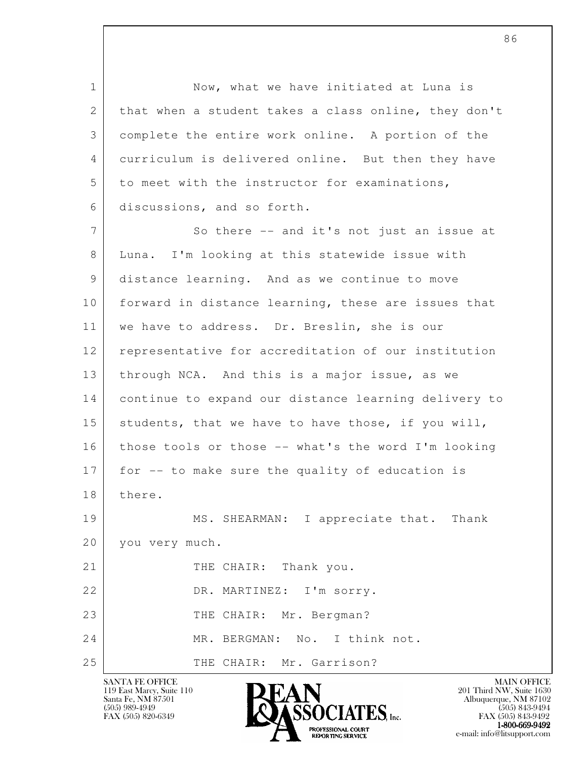Now, what we have initiated at Luna is that when a student takes a class online, they don't complete the entire work online. A portion of the curriculum is delivered online. But then they have to meet with the instructor for examinations, discussions, and so forth.

So there -- and it's not just an issue at Luna. I'm looking at this statewide issue with distance learning. And as we continue to move forward in distance learning, these are issues that we have to address. Dr. Breslin, she is our representative for accreditation of our institution through NCA. And this is a major issue, as we continue to expand our distance learning delivery to students, that we have to have those, if you will, those tools or those -- what's the word I'm looking for -- to make sure the quality of education is there.

MS. SHEARMAN: I appreciate that. Thank you very much.

THE CHAIR: Thank you.

DR. MARTINEZ: I'm sorry.

THE CHAIR: Mr. Bergman?

MR. BERGMAN: No. I think not.

THE CHAIR: Mr. Garrison?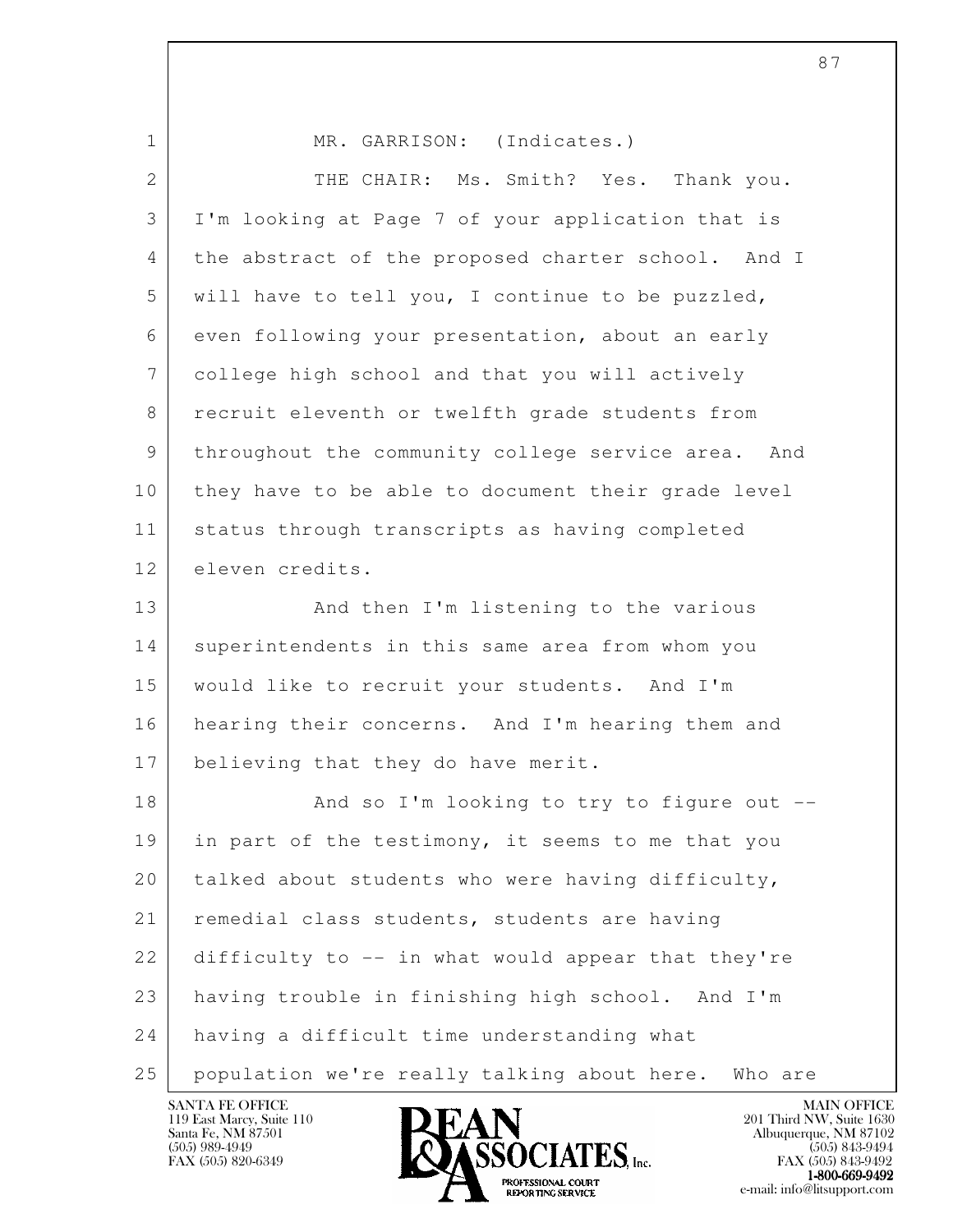MR. GARRISON: (Indicates.)

THE CHAIR: Ms. Smith? Yes. Thank you. I'm looking at Page 7 of your application that is the abstract of the proposed charter school. And I will have to tell you, I continue to be puzzled, even following your presentation, about an early college high school and that you will actively recruit eleventh or twelfth grade students from throughout the community college service area. And they have to be able to document their grade level status through transcripts as having completed eleven credits.

And then I'm listening to the various superintendents in this same area from whom you would like to recruit your students. And I'm hearing their concerns. And I'm hearing them and believing that they do have merit.

And so I'm looking to try to figure out -- in part of the testimony, it seems to me that you talked about students who were having difficulty, remedial class students, students are having difficulty to -- in what would appear that they're having trouble in finishing high school. And I'm having a difficult time understanding what population we're really talking about here. Who are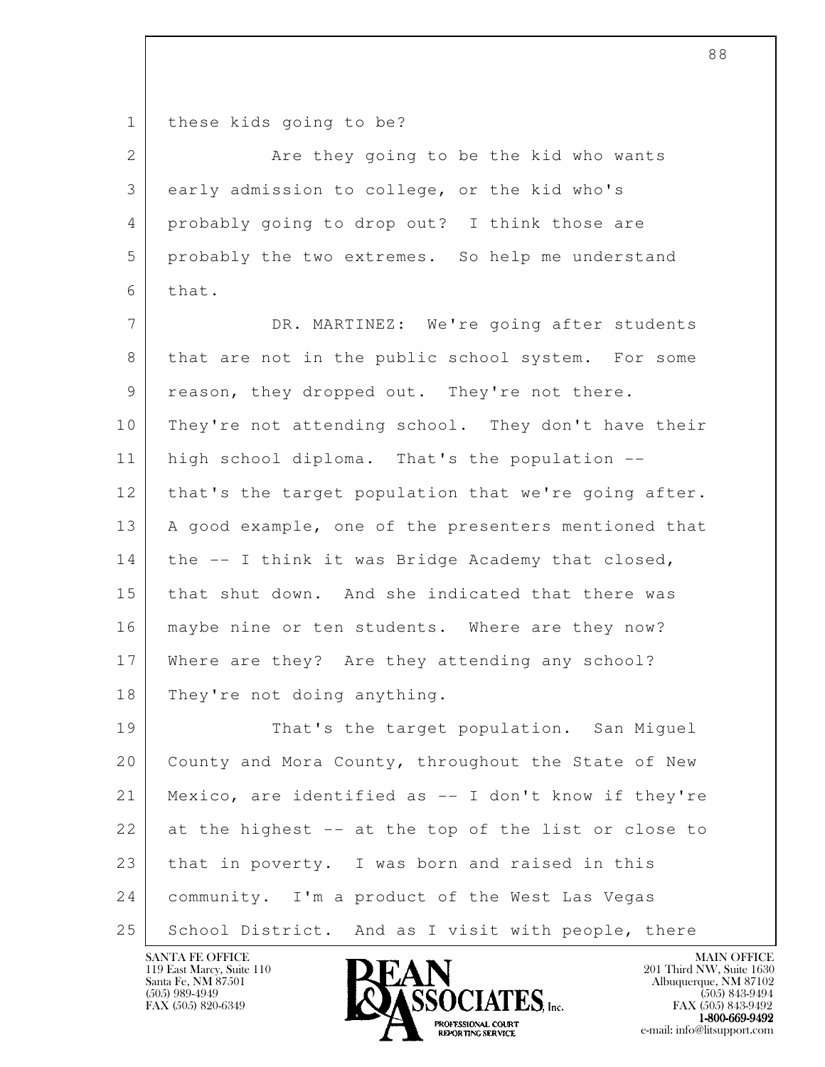these kids going to be?

Are they going to be the kid who wants early admission to college, or the kid who's probably going to drop out? I think those are probably the two extremes. So help me understand that.

DR. MARTINEZ: We're going after students that are not in the public school system. For some reason, they dropped out. They're not there. They're not attending school. They don't have their high school diploma. That's the population -- that's the target population that we're going after. A good example, one of the presenters mentioned that the -- I think it was Bridge Academy that closed, that shut down. And she indicated that there was maybe nine or ten students. Where are they now? Where are they? Are they attending any school? They're not doing anything.

That's the target population. San Miguel County and Mora County, throughout the State of New Mexico, are identified as -- I don't know if they're at the highest -- at the top of the list or close to that in poverty. I was born and raised in this community. I'm a product of the West Las Vegas School District. And as I visit with people, there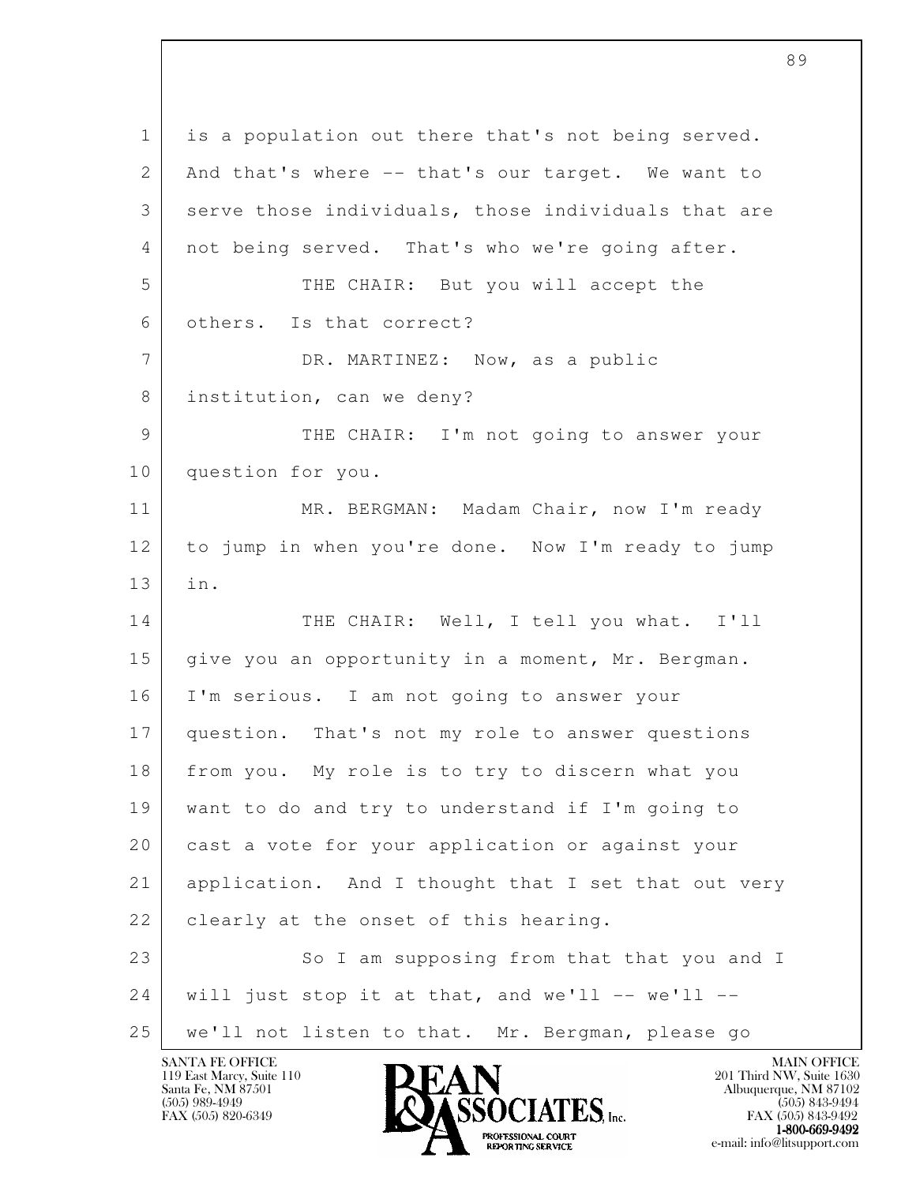is a population out there that's not being served. And that's where -- that's our target. We want to serve those individuals, those individuals that are not being served. That's who we're going after.

THE CHAIR: But you will accept the others. Is that correct?

DR. MARTINEZ: Now, as a public institution, can we deny?

THE CHAIR: I'm not going to answer your question for you.

MR. BERGMAN: Madam Chair, now I'm ready to jump in when you're done. Now I'm ready to jump in.

THE CHAIR: Well, I tell you what. I'll give you an opportunity in a moment, Mr. Bergman. I'm serious. I am not going to answer your question. That's not my role to answer questions from you. My role is to try to discern what you want to do and try to understand if I'm going to cast a vote for your application or against your application. And I thought that I set that out very clearly at the onset of this hearing.

So I am supposing from that that you and I will just stop it at that, and we'll -- we'll -- we'll not listen to that. Mr. Bergman, please go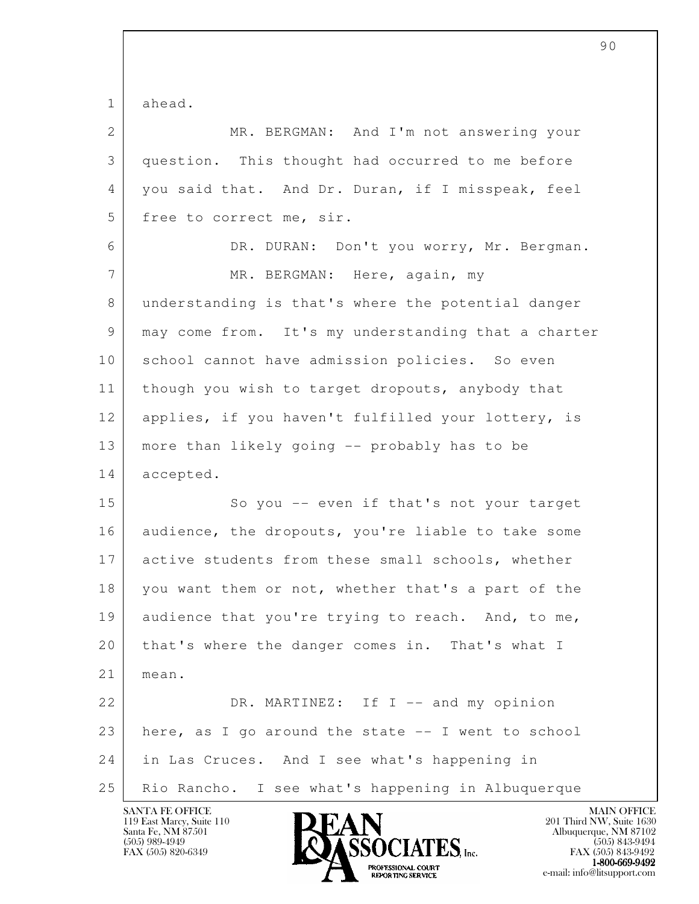ahead.

MR. BERGMAN: And I'm not answering your question. This thought had occurred to me before you said that. And Dr. Duran, if I misspeak, feel free to correct me, sir.

DR. DURAN: Don't you worry, Mr. Bergman.

MR. BERGMAN: Here, again, my understanding is that's where the potential danger may come from. It's my understanding that a charter school cannot have admission policies. So even though you wish to target dropouts, anybody that applies, if you haven't fulfilled your lottery, is more than likely going -- probably has to be accepted.

So you -- even if that's not your target audience, the dropouts, you're liable to take some active students from these small schools, whether you want them or not, whether that's a part of the audience that you're trying to reach. And, to me, that's where the danger comes in. That's what I mean.

DR. MARTINEZ: If I -- and my opinion here, as I go around the state -- I went to school in Las Cruces. And I see what's happening in Rio Rancho. I see what's happening in Albuquerque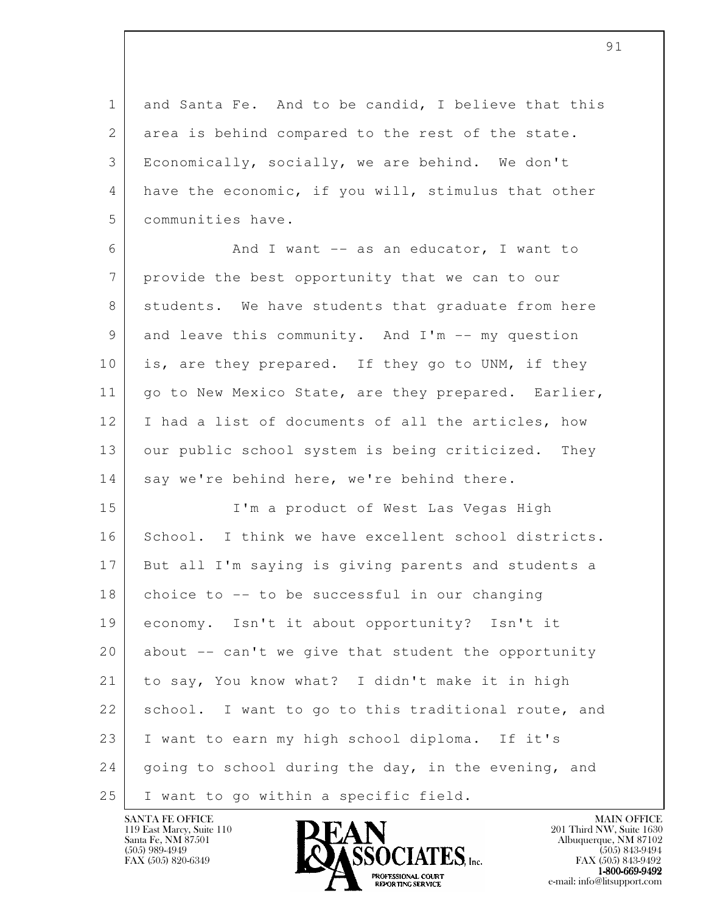and Santa Fe. And to be candid, I believe that this area is behind compared to the rest of the state. Economically, socially, we are behind. We don't have the economic, if you will, stimulus that other communities have.

And I want -- as an educator, I want to provide the best opportunity that we can to our students. We have students that graduate from here and leave this community. And I'm -- my question is, are they prepared. If they go to UNM, if they go to New Mexico State, are they prepared. Earlier, I had a list of documents of all the articles, how our public school system is being criticized. They say we're behind here, we're behind there.

I'm a product of West Las Vegas High School. I think we have excellent school districts. But all I'm saying is giving parents and students a choice to -- to be successful in our changing economy. Isn't it about opportunity? Isn't it about -- can't we give that student the opportunity to say, You know what? I didn't make it in high school. I want to go to this traditional route, and I want to earn my high school diploma. If it's going to school during the day, in the evening, and I want to go within a specific field.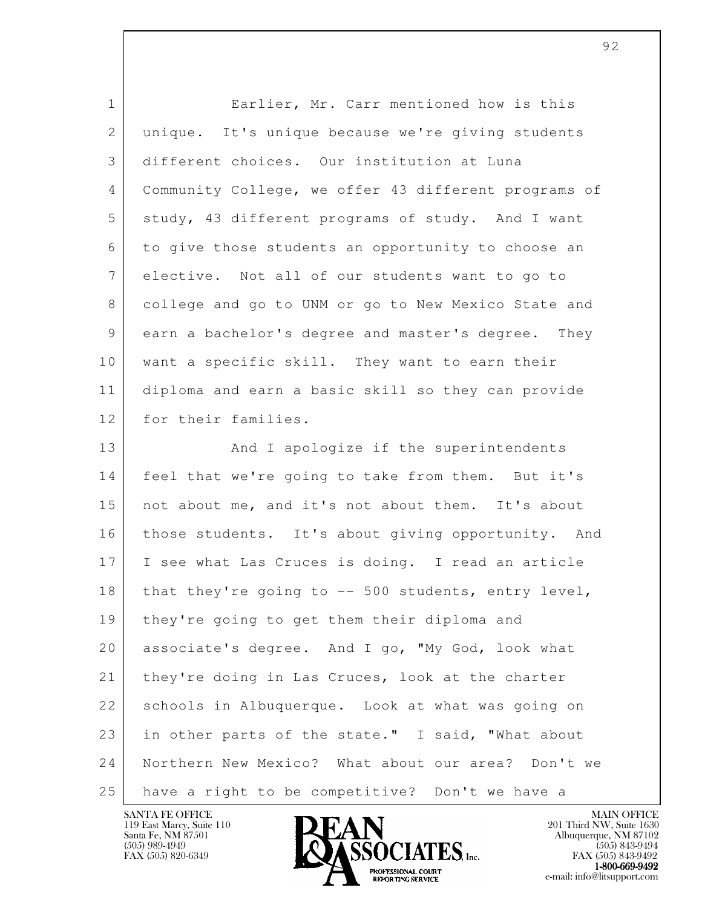Earlier, Mr. Carr mentioned how is this unique. It's unique because we're giving students different choices. Our institution at Luna Community College, we offer 43 different programs of study, 43 different programs of study. And I want to give those students an opportunity to choose an elective. Not all of our students want to go to college and go to UNM or go to New Mexico State and earn a bachelor's degree and master's degree. They want a specific skill. They want to earn their diploma and earn a basic skill so they can provide for their families.

And I apologize if the superintendents feel that we're going to take from them. But it's not about me, and it's not about them. It's about those students. It's about giving opportunity. And I see what Las Cruces is doing. I read an article that they're going to -- 500 students, entry level, they're going to get them their diploma and associate's degree. And I go, "My God, look what they're doing in Las Cruces, look at the charter schools in Albuquerque. Look at what was going on in other parts of the state." I said, "What about Northern New Mexico? What about our area? Don't we have a right to be competitive? Don't we have a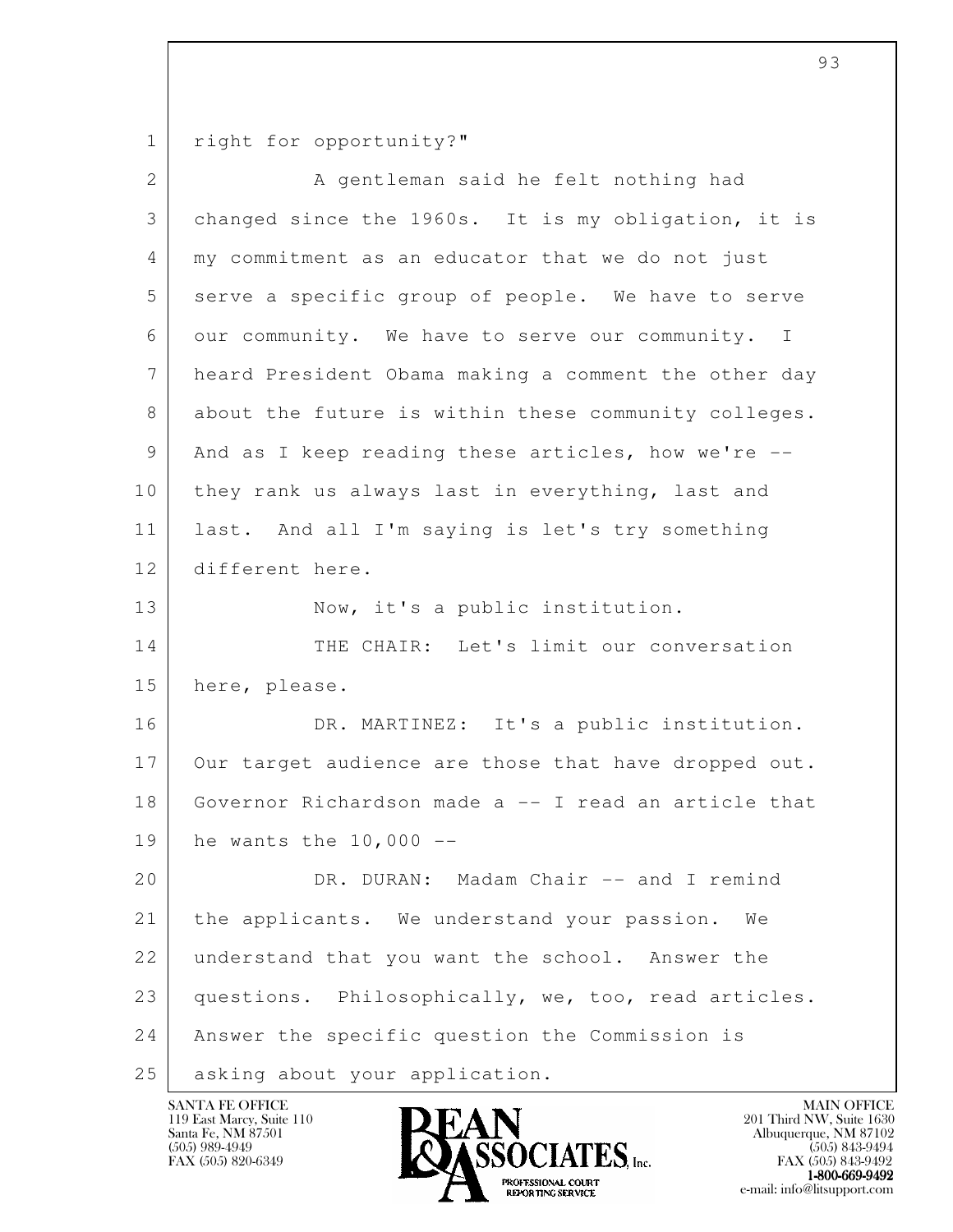right for opportunity?"

A gentleman said he felt nothing had changed since the 1960s. It is my obligation, it is my commitment as an educator that we do not just serve a specific group of people. We have to serve our community. We have to serve our community. I heard President Obama making a comment the other day about the future is within these community colleges. And as I keep reading these articles, how we're -- they rank us always last in everything, last and last. And all I'm saying is let's try something different here.

Now, it's a public institution.

THE CHAIR: Let's limit our conversation here, please.

DR. MARTINEZ: It's a public institution. Our target audience are those that have dropped out. Governor Richardson made a -- I read an article that he wants the 10,000 --

DR. DURAN: Madam Chair -- and I remind the applicants. We understand your passion. We understand that you want the school. Answer the questions. Philosophically, we, too, read articles. Answer the specific question the Commission is asking about your application.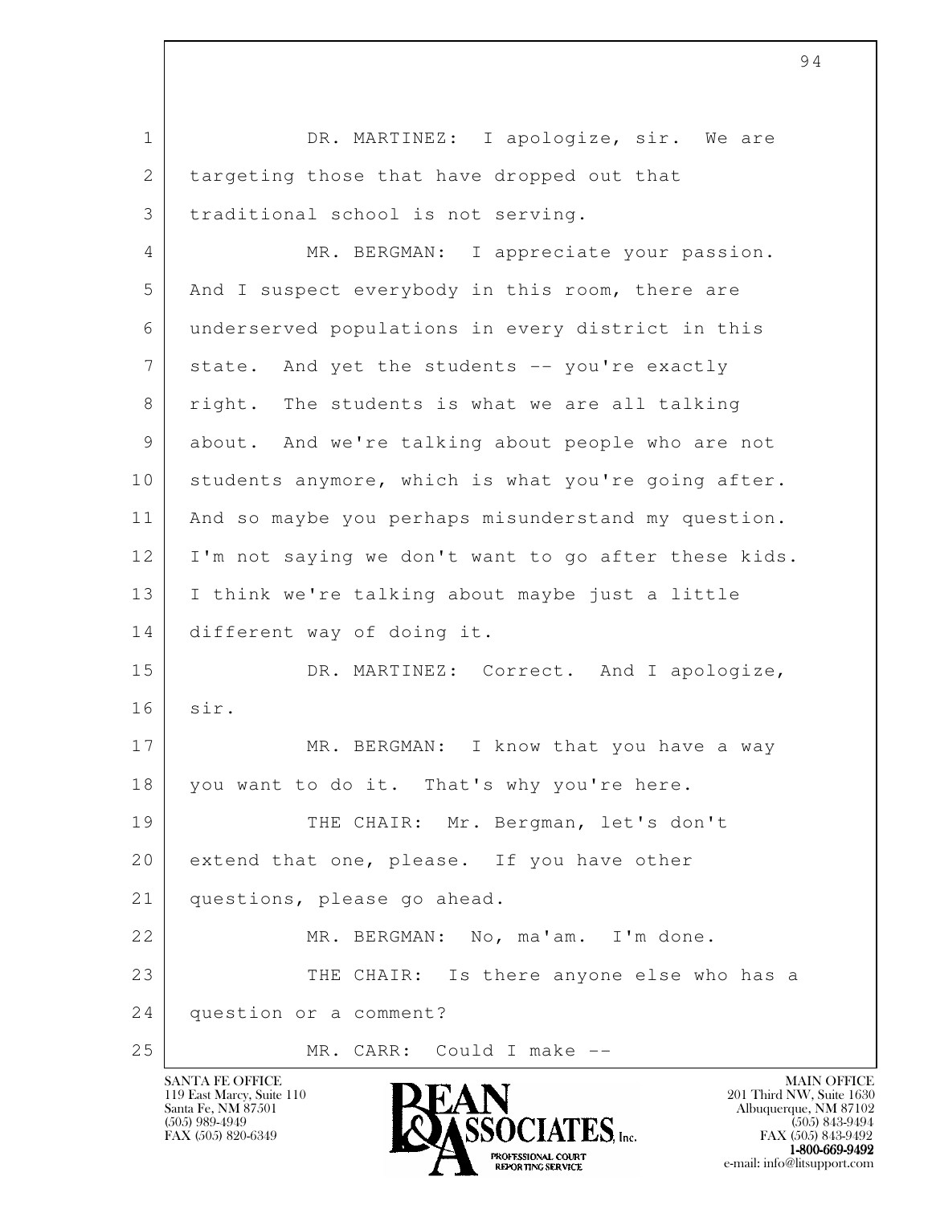DR. MARTINEZ: I apologize, sir. We are targeting those that have dropped out that traditional school is not serving.

MR. BERGMAN: I appreciate your passion. And I suspect everybody in this room, there are underserved populations in every district in this state. And yet the students -- you're exactly right. The students is what we are all talking about. And we're talking about people who are not students anymore, which is what you're going after. And so maybe you perhaps misunderstand my question. I'm not saying we don't want to go after these kids. I think we're talking about maybe just a little different way of doing it.

DR. MARTINEZ: Correct. And I apologize, sir.

MR. BERGMAN: I know that you have a way you want to do it. That's why you're here.

THE CHAIR: Mr. Bergman, let's don't extend that one, please. If you have other questions, please go ahead.

MR. BERGMAN: No, ma'am. I'm done.

THE CHAIR: Is there anyone else who has a question or a comment?

MR. CARR: Could I make --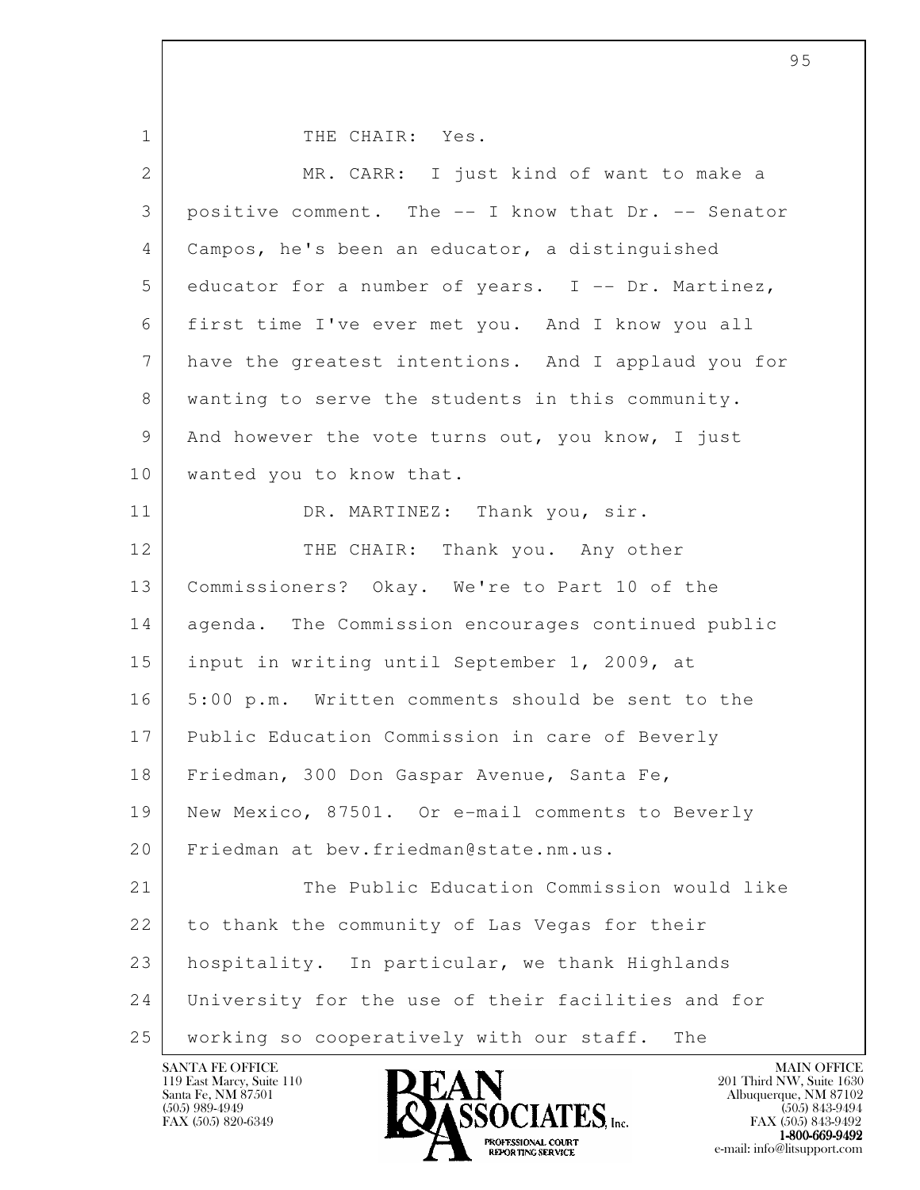THE CHAIR: Yes.

MR. CARR: I just kind of want to make a positive comment. The -- I know that Dr. -- Senator Campos, he's been an educator, a distinguished educator for a number of years. I -- Dr. Martinez, first time I've ever met you. And I know you all have the greatest intentions. And I applaud you for wanting to serve the students in this community. And however the vote turns out, you know, I just wanted you to know that.

DR. MARTINEZ: Thank you, sir.

THE CHAIR: Thank you. Any other Commissioners? Okay. We're to Part 10 of the agenda. The Commission encourages continued public input in writing until September 1, 2009, at 5:00 p.m. Written comments should be sent to the Public Education Commission in care of Beverly Friedman, 300 Don Gaspar Avenue, Santa Fe, New Mexico, 87501. Or e-mail comments to Beverly Friedman at bev.friedman@state.nm.us.

The Public Education Commission would like to thank the community of Las Vegas for their hospitality. In particular, we thank Highlands University for the use of their facilities and for working so cooperatively with our staff. The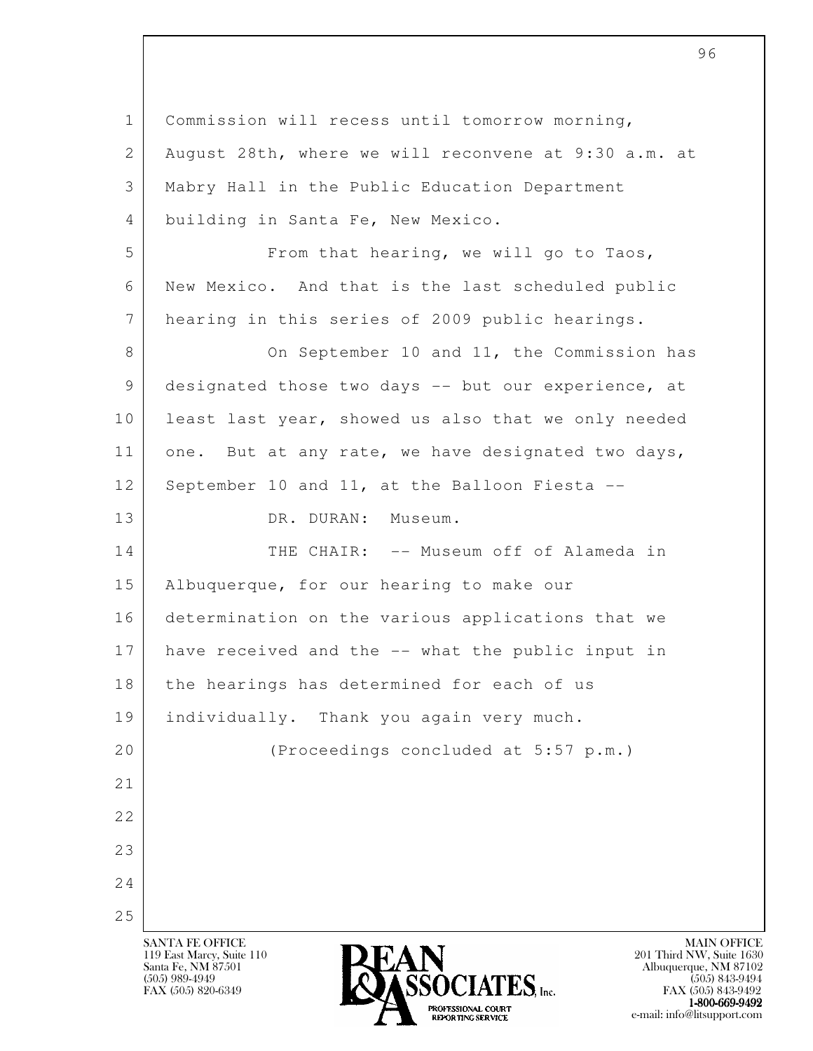Commission will recess until tomorrow morning, August 28th, where we will reconvene at 9:30 a.m. at Mabry Hall in the Public Education Department building in Santa Fe, New Mexico.

From that hearing, we will go to Taos, New Mexico. And that is the last scheduled public hearing in this series of 2009 public hearings.

On September 10 and 11, the Commission has designated those two days -- but our experience, at least last year, showed us also that we only needed one. But at any rate, we have designated two days, September 10 and 11, at the Balloon Fiesta --

DR. DURAN: Museum.

THE CHAIR: -- Museum off of Alameda in Albuquerque, for our hearing to make our determination on the various applications that we have received and the -- what the public input in the hearings has determined for each of us individually. Thank you again very much.

(Proceedings concluded at 5:57 p.m.)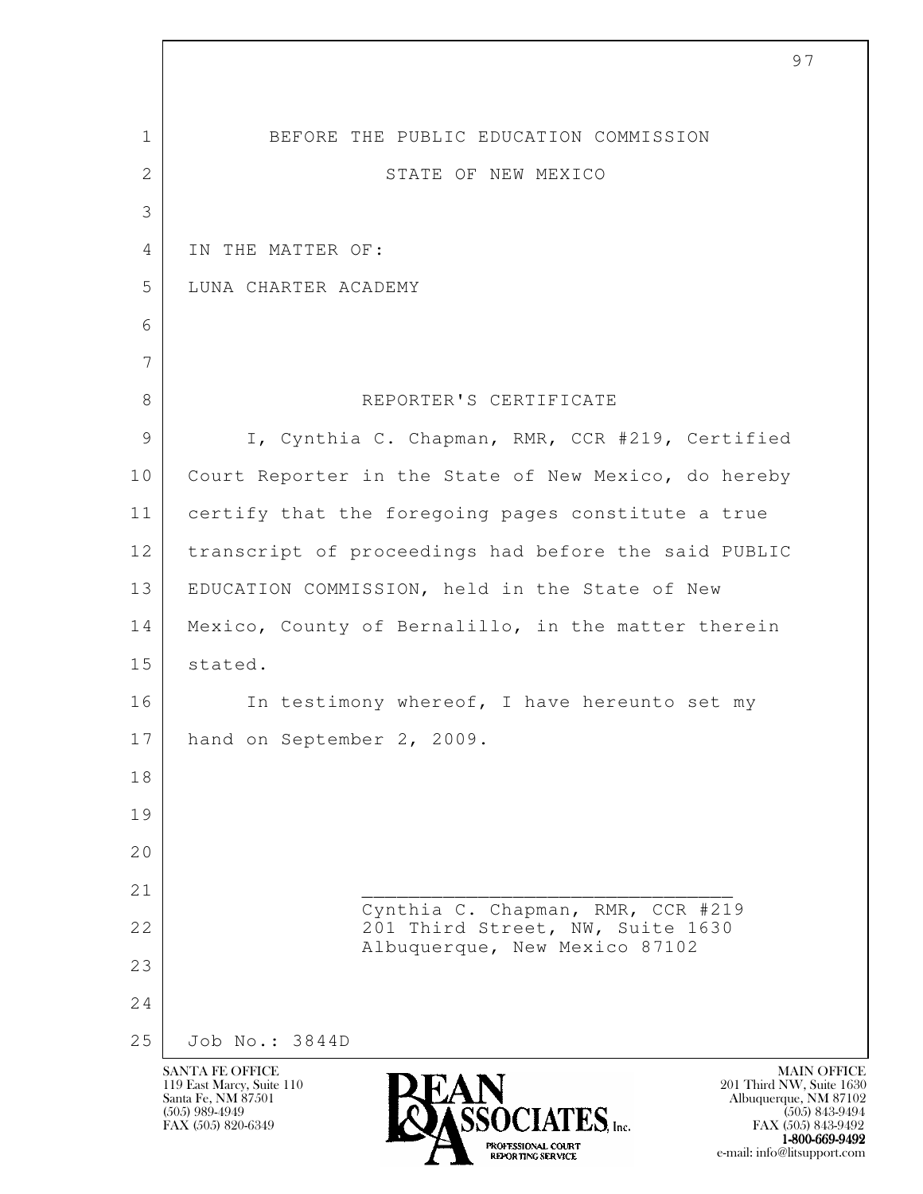BEFORE THE PUBLIC EDUCATION COMMISSION

STATE OF NEW MEXICO

IN THE MATTER OF:

LUNA CHARTER ACADEMY

REPORTER'S CERTIFICATE

I, Cynthia C. Chapman, RMR, CCR #219, Certified Court Reporter in the State of New Mexico, do hereby certify that the foregoing pages constitute a true transcript of proceedings had before the said PUBLIC EDUCATION COMMISSION, held in the State of New Mexico, County of Bernalillo, in the matter therein stated.

In testimony whereof, I have hereunto set my hand on September 2, 2009.

\_\_\_\_\_\_\_\_\_\_\_\_\_\_\_\_\_\_\_\_\_\_\_\_\_\_\_\_\_\_\_\_\_\_\_\_

Cynthia C. Chapman, RMR, CCR #219
201 Third Street, NW, Suite 1630
Albuquerque, New Mexico 87102

Job No.: 3844D

SANTA FE OFFICE
119 East Marcy, Suite 110
Santa Fe, NM 87501
(505) 989-4949
FAX (505) 820-6349

BEAN & ASSOCIATES, Inc.
PROFESSIONAL COURT REPORTING SERVICE

MAIN OFFICE
201 Third NW, Suite 1630
Albuquerque, NM 87102
(505) 843-9494
FAX (505) 843-9492
1-800-669-9492
e-mail: info@litsupport.com